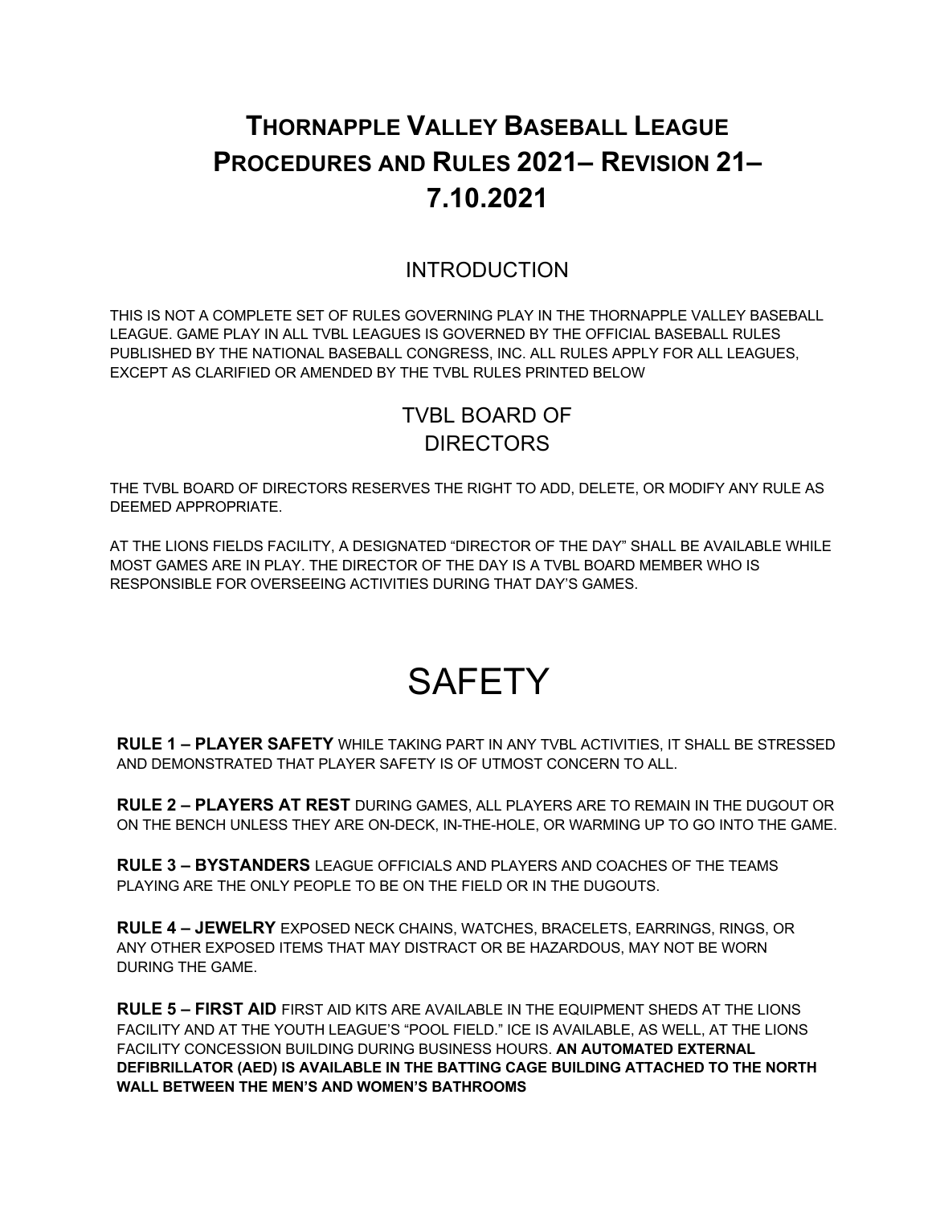# Thornapple Valley Baseball League Procedures and Rules 2021– Revision 21– 7.10.2021

## INTRODUCTION

THIS IS NOT A COMPLETE SET OF RULES GOVERNING PLAY IN THE THORNAPPLE VALLEY BASEBALL LEAGUE. GAME PLAY IN ALL TVBL LEAGUES IS GOVERNED BY THE OFFICIAL BASEBALL RULES PUBLISHED BY THE NATIONAL BASEBALL CONGRESS, INC. ALL RULES APPLY FOR ALL LEAGUES, EXCEPT AS CLARIFIED OR AMENDED BY THE TVBL RULES PRINTED BELOW

## TVBL BOARD OF DIRECTORS

THE TVBL BOARD OF DIRECTORS RESERVES THE RIGHT TO ADD, DELETE, OR MODIFY ANY RULE AS DEEMED APPROPRIATE.

AT THE LIONS FIELDS FACILITY, A DESIGNATED "DIRECTOR OF THE DAY" SHALL BE AVAILABLE WHILE MOST GAMES ARE IN PLAY. THE DIRECTOR OF THE DAY IS A TVBL BOARD MEMBER WHO IS RESPONSIBLE FOR OVERSEEING ACTIVITIES DURING THAT DAY'S GAMES.

# SAFETY

**RULE 1 – PLAYER SAFETY** WHILE TAKING PART IN ANY TVBL ACTIVITIES, IT SHALL BE STRESSED AND DEMONSTRATED THAT PLAYER SAFETY IS OF UTMOST CONCERN TO ALL.

**RULE 2 – PLAYERS AT REST** DURING GAMES, ALL PLAYERS ARE TO REMAIN IN THE DUGOUT OR ON THE BENCH UNLESS THEY ARE ON-DECK, IN-THE-HOLE, OR WARMING UP TO GO INTO THE GAME.

**RULE 3 – BYSTANDERS** LEAGUE OFFICIALS AND PLAYERS AND COACHES OF THE TEAMS PLAYING ARE THE ONLY PEOPLE TO BE ON THE FIELD OR IN THE DUGOUTS.

**RULE 4 – JEWELRY** EXPOSED NECK CHAINS, WATCHES, BRACELETS, EARRINGS, RINGS, OR ANY OTHER EXPOSED ITEMS THAT MAY DISTRACT OR BE HAZARDOUS, MAY NOT BE WORN DURING THE GAME.

**RULE 5 – FIRST AID** FIRST AID KITS ARE AVAILABLE IN THE EQUIPMENT SHEDS AT THE LIONS FACILITY AND AT THE YOUTH LEAGUE'S "POOL FIELD." ICE IS AVAILABLE, AS WELL, AT THE LIONS FACILITY CONCESSION BUILDING DURING BUSINESS HOURS. **AN AUTOMATED EXTERNAL DEFIBRILLATOR (AED) IS AVAILABLE IN THE BATTING CAGE BUILDING ATTACHED TO THE NORTH WALL BETWEEN THE MEN'S AND WOMEN'S BATHROOMS**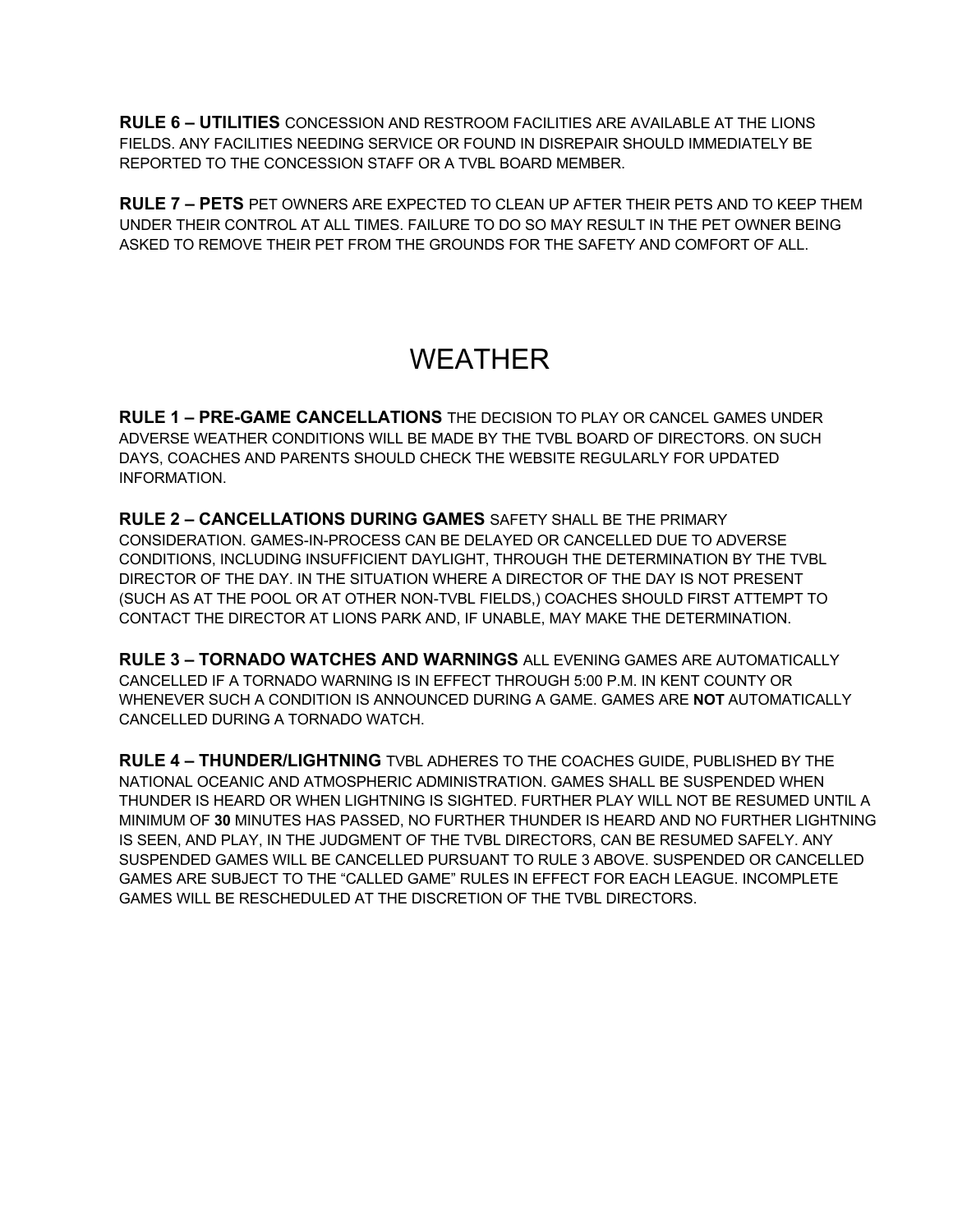**RULE 6 – UTILITIES** CONCESSION AND RESTROOM FACILITIES ARE AVAILABLE AT THE LIONS FIELDS. ANY FACILITIES NEEDING SERVICE OR FOUND IN DISREPAIR SHOULD IMMEDIATELY BE REPORTED TO THE CONCESSION STAFF OR A TVBL BOARD MEMBER.

**RULE 7 – PETS** PET OWNERS ARE EXPECTED TO CLEAN UP AFTER THEIR PETS AND TO KEEP THEM UNDER THEIR CONTROL AT ALL TIMES. FAILURE TO DO SO MAY RESULT IN THE PET OWNER BEING ASKED TO REMOVE THEIR PET FROM THE GROUNDS FOR THE SAFETY AND COMFORT OF ALL.

# WEATHER

**RULE 1 – PRE-GAME CANCELLATIONS** THE DECISION TO PLAY OR CANCEL GAMES UNDER ADVERSE WEATHER CONDITIONS WILL BE MADE BY THE TVBL BOARD OF DIRECTORS. ON SUCH DAYS, COACHES AND PARENTS SHOULD CHECK THE WEBSITE REGULARLY FOR UPDATED INFORMATION.

**RULE 2 – CANCELLATIONS DURING GAMES** SAFETY SHALL BE THE PRIMARY CONSIDERATION. GAMES-IN-PROCESS CAN BE DELAYED OR CANCELLED DUE TO ADVERSE CONDITIONS, INCLUDING INSUFFICIENT DAYLIGHT, THROUGH THE DETERMINATION BY THE TVBL DIRECTOR OF THE DAY. IN THE SITUATION WHERE A DIRECTOR OF THE DAY IS NOT PRESENT (SUCH AS AT THE POOL OR AT OTHER NON-TVBL FIELDS,) COACHES SHOULD FIRST ATTEMPT TO CONTACT THE DIRECTOR AT LIONS PARK AND, IF UNABLE, MAY MAKE THE DETERMINATION.

**RULE 3 – TORNADO WATCHES AND WARNINGS** ALL EVENING GAMES ARE AUTOMATICALLY CANCELLED IF A TORNADO WARNING IS IN EFFECT THROUGH 5:00 P.M. IN KENT COUNTY OR WHENEVER SUCH A CONDITION IS ANNOUNCED DURING A GAME. GAMES ARE **NOT** AUTOMATICALLY CANCELLED DURING A TORNADO WATCH.

**RULE 4 – THUNDER/LIGHTNING** TVBL ADHERES TO THE COACHES GUIDE, PUBLISHED BY THE NATIONAL OCEANIC AND ATMOSPHERIC ADMINISTRATION. GAMES SHALL BE SUSPENDED WHEN THUNDER IS HEARD OR WHEN LIGHTNING IS SIGHTED. FURTHER PLAY WILL NOT BE RESUMED UNTIL A MINIMUM OF **30** MINUTES HAS PASSED, NO FURTHER THUNDER IS HEARD AND NO FURTHER LIGHTNING IS SEEN, AND PLAY, IN THE JUDGMENT OF THE TVBL DIRECTORS, CAN BE RESUMED SAFELY. ANY SUSPENDED GAMES WILL BE CANCELLED PURSUANT TO RULE 3 ABOVE. SUSPENDED OR CANCELLED GAMES ARE SUBJECT TO THE "CALLED GAME" RULES IN EFFECT FOR EACH LEAGUE. INCOMPLETE GAMES WILL BE RESCHEDULED AT THE DISCRETION OF THE TVBL DIRECTORS.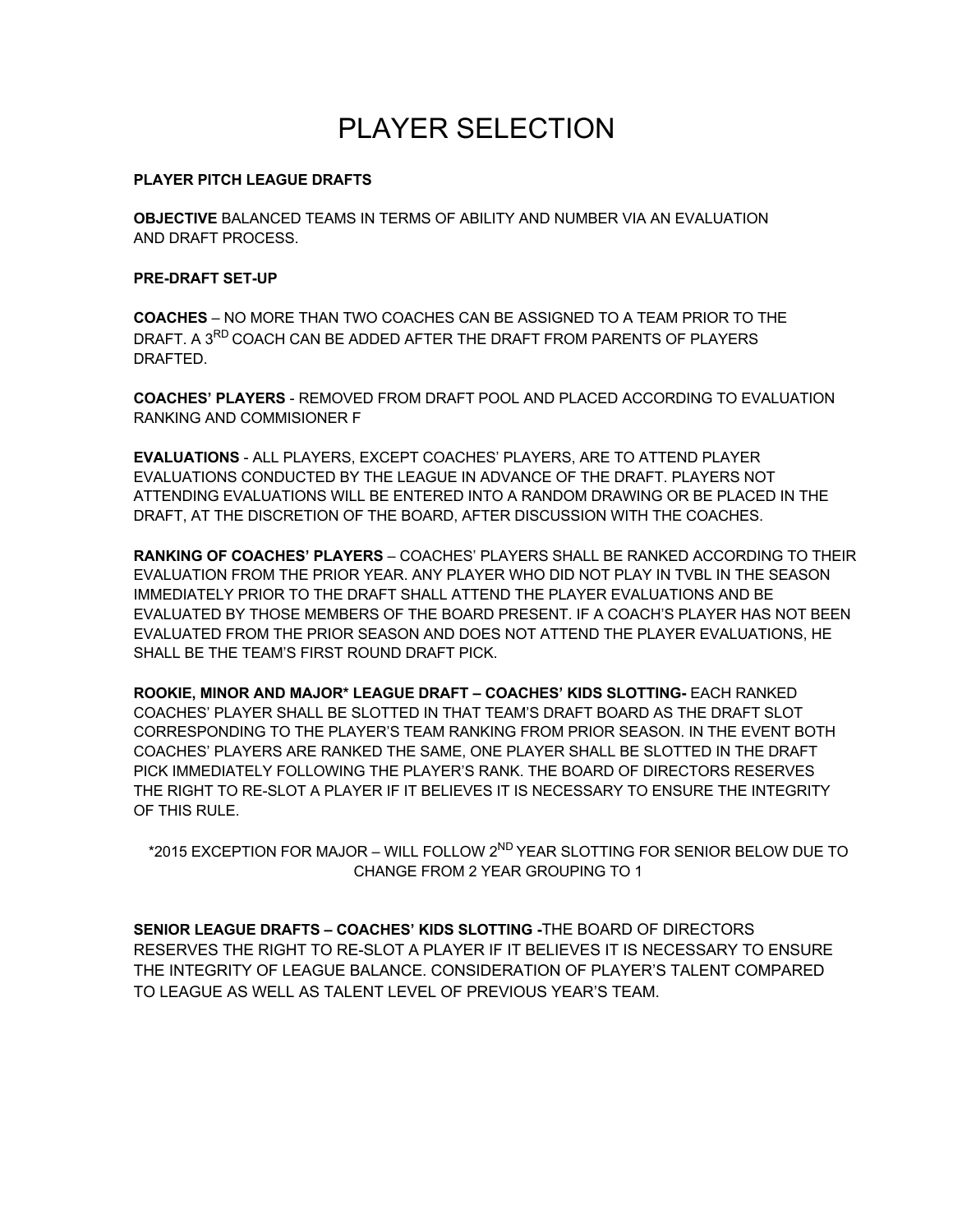# PLAYER SELECTION

**PLAYER PITCH LEAGUE DRAFTS**

**OBJECTIVE** BALANCED TEAMS IN TERMS OF ABILITY AND NUMBER VIA AN EVALUATION AND DRAFT PROCESS.

**PRE-DRAFT SET-UP**

**COACHES** – NO MORE THAN TWO COACHES CAN BE ASSIGNED TO A TEAM PRIOR TO THE DRAFT. A 3RD COACH CAN BE ADDED AFTER THE DRAFT FROM PARENTS OF PLAYERS DRAFTED.

**COACHES' PLAYERS** - REMOVED FROM DRAFT POOL AND PLACED ACCORDING TO EVALUATION RANKING AND COMMISIONER F

**EVALUATIONS** - ALL PLAYERS, EXCEPT COACHES' PLAYERS, ARE TO ATTEND PLAYER EVALUATIONS CONDUCTED BY THE LEAGUE IN ADVANCE OF THE DRAFT. PLAYERS NOT ATTENDING EVALUATIONS WILL BE ENTERED INTO A RANDOM DRAWING OR BE PLACED IN THE DRAFT, AT THE DISCRETION OF THE BOARD, AFTER DISCUSSION WITH THE COACHES.

**RANKING OF COACHES' PLAYERS** – COACHES' PLAYERS SHALL BE RANKED ACCORDING TO THEIR EVALUATION FROM THE PRIOR YEAR. ANY PLAYER WHO DID NOT PLAY IN TVBL IN THE SEASON IMMEDIATELY PRIOR TO THE DRAFT SHALL ATTEND THE PLAYER EVALUATIONS AND BE EVALUATED BY THOSE MEMBERS OF THE BOARD PRESENT. IF A COACH'S PLAYER HAS NOT BEEN EVALUATED FROM THE PRIOR SEASON AND DOES NOT ATTEND THE PLAYER EVALUATIONS, HE SHALL BE THE TEAM'S FIRST ROUND DRAFT PICK.

**ROOKIE, MINOR AND MAJOR* LEAGUE DRAFT – COACHES' KIDS SLOTTING-** EACH RANKED COACHES' PLAYER SHALL BE SLOTTED IN THAT TEAM'S DRAFT BOARD AS THE DRAFT SLOT CORRESPONDING TO THE PLAYER'S TEAM RANKING FROM PRIOR SEASON. IN THE EVENT BOTH COACHES' PLAYERS ARE RANKED THE SAME, ONE PLAYER SHALL BE SLOTTED IN THE DRAFT PICK IMMEDIATELY FOLLOWING THE PLAYER'S RANK. THE BOARD OF DIRECTORS RESERVES THE RIGHT TO RE-SLOT A PLAYER IF IT BELIEVES IT IS NECESSARY TO ENSURE THE INTEGRITY OF THIS RULE.

*2015 EXCEPTION FOR MAJOR – WILL FOLLOW 2ND YEAR SLOTTING FOR SENIOR BELOW DUE TO CHANGE FROM 2 YEAR GROUPING TO 1

**SENIOR LEAGUE DRAFTS – COACHES' KIDS SLOTTING -**THE BOARD OF DIRECTORS RESERVES THE RIGHT TO RE-SLOT A PLAYER IF IT BELIEVES IT IS NECESSARY TO ENSURE THE INTEGRITY OF LEAGUE BALANCE. CONSIDERATION OF PLAYER'S TALENT COMPARED TO LEAGUE AS WELL AS TALENT LEVEL OF PREVIOUS YEAR'S TEAM.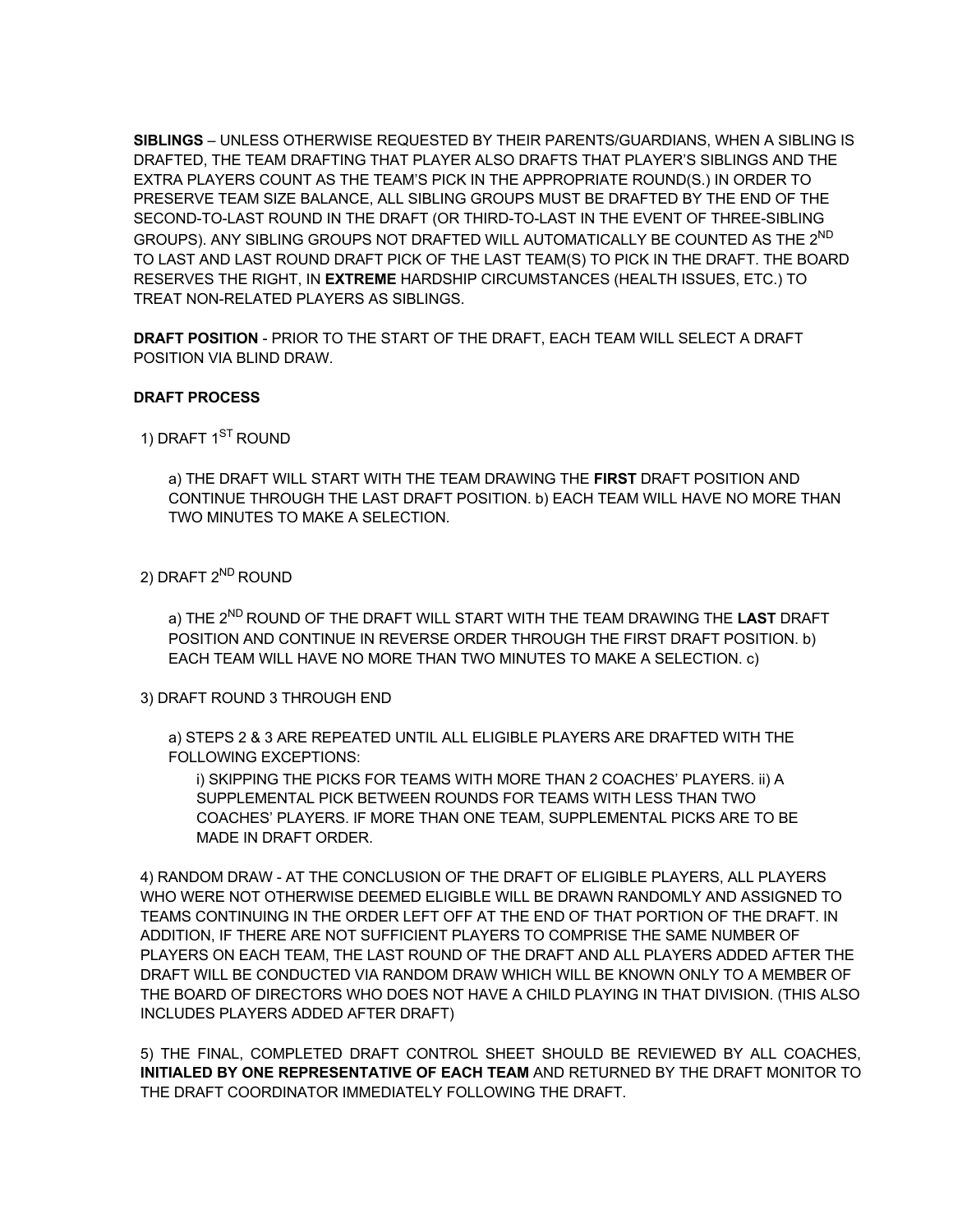**SIBLINGS** – UNLESS OTHERWISE REQUESTED BY THEIR PARENTS/GUARDIANS, WHEN A SIBLING IS DRAFTED, THE TEAM DRAFTING THAT PLAYER ALSO DRAFTS THAT PLAYER'S SIBLINGS AND THE EXTRA PLAYERS COUNT AS THE TEAM'S PICK IN THE APPROPRIATE ROUND(S.) IN ORDER TO PRESERVE TEAM SIZE BALANCE, ALL SIBLING GROUPS MUST BE DRAFTED BY THE END OF THE SECOND-TO-LAST ROUND IN THE DRAFT (OR THIRD-TO-LAST IN THE EVENT OF THREE-SIBLING GROUPS). ANY SIBLING GROUPS NOT DRAFTED WILL AUTOMATICALLY BE COUNTED AS THE 2ND TO LAST AND LAST ROUND DRAFT PICK OF THE LAST TEAM(S) TO PICK IN THE DRAFT. THE BOARD RESERVES THE RIGHT, IN **EXTREME** HARDSHIP CIRCUMSTANCES (HEALTH ISSUES, ETC.) TO TREAT NON-RELATED PLAYERS AS SIBLINGS.

**DRAFT POSITION** - PRIOR TO THE START OF THE DRAFT, EACH TEAM WILL SELECT A DRAFT POSITION VIA BLIND DRAW.

**DRAFT PROCESS**

1) DRAFT 1ST ROUND

a) THE DRAFT WILL START WITH THE TEAM DRAWING THE **FIRST** DRAFT POSITION AND CONTINUE THROUGH THE LAST DRAFT POSITION. b) EACH TEAM WILL HAVE NO MORE THAN TWO MINUTES TO MAKE A SELECTION.

2) DRAFT 2ND ROUND

a) THE 2ND ROUND OF THE DRAFT WILL START WITH THE TEAM DRAWING THE **LAST** DRAFT POSITION AND CONTINUE IN REVERSE ORDER THROUGH THE FIRST DRAFT POSITION. b) EACH TEAM WILL HAVE NO MORE THAN TWO MINUTES TO MAKE A SELECTION. c)

3) DRAFT ROUND 3 THROUGH END

a) STEPS 2 & 3 ARE REPEATED UNTIL ALL ELIGIBLE PLAYERS ARE DRAFTED WITH THE FOLLOWING EXCEPTIONS:

i) SKIPPING THE PICKS FOR TEAMS WITH MORE THAN 2 COACHES' PLAYERS. ii) A SUPPLEMENTAL PICK BETWEEN ROUNDS FOR TEAMS WITH LESS THAN TWO COACHES' PLAYERS. IF MORE THAN ONE TEAM, SUPPLEMENTAL PICKS ARE TO BE MADE IN DRAFT ORDER.

4) RANDOM DRAW - AT THE CONCLUSION OF THE DRAFT OF ELIGIBLE PLAYERS, ALL PLAYERS WHO WERE NOT OTHERWISE DEEMED ELIGIBLE WILL BE DRAWN RANDOMLY AND ASSIGNED TO TEAMS CONTINUING IN THE ORDER LEFT OFF AT THE END OF THAT PORTION OF THE DRAFT. IN ADDITION, IF THERE ARE NOT SUFFICIENT PLAYERS TO COMPRISE THE SAME NUMBER OF PLAYERS ON EACH TEAM, THE LAST ROUND OF THE DRAFT AND ALL PLAYERS ADDED AFTER THE DRAFT WILL BE CONDUCTED VIA RANDOM DRAW WHICH WILL BE KNOWN ONLY TO A MEMBER OF THE BOARD OF DIRECTORS WHO DOES NOT HAVE A CHILD PLAYING IN THAT DIVISION. (THIS ALSO INCLUDES PLAYERS ADDED AFTER DRAFT)

5) THE FINAL, COMPLETED DRAFT CONTROL SHEET SHOULD BE REVIEWED BY ALL COACHES, **INITIALED BY ONE REPRESENTATIVE OF EACH TEAM** AND RETURNED BY THE DRAFT MONITOR TO THE DRAFT COORDINATOR IMMEDIATELY FOLLOWING THE DRAFT.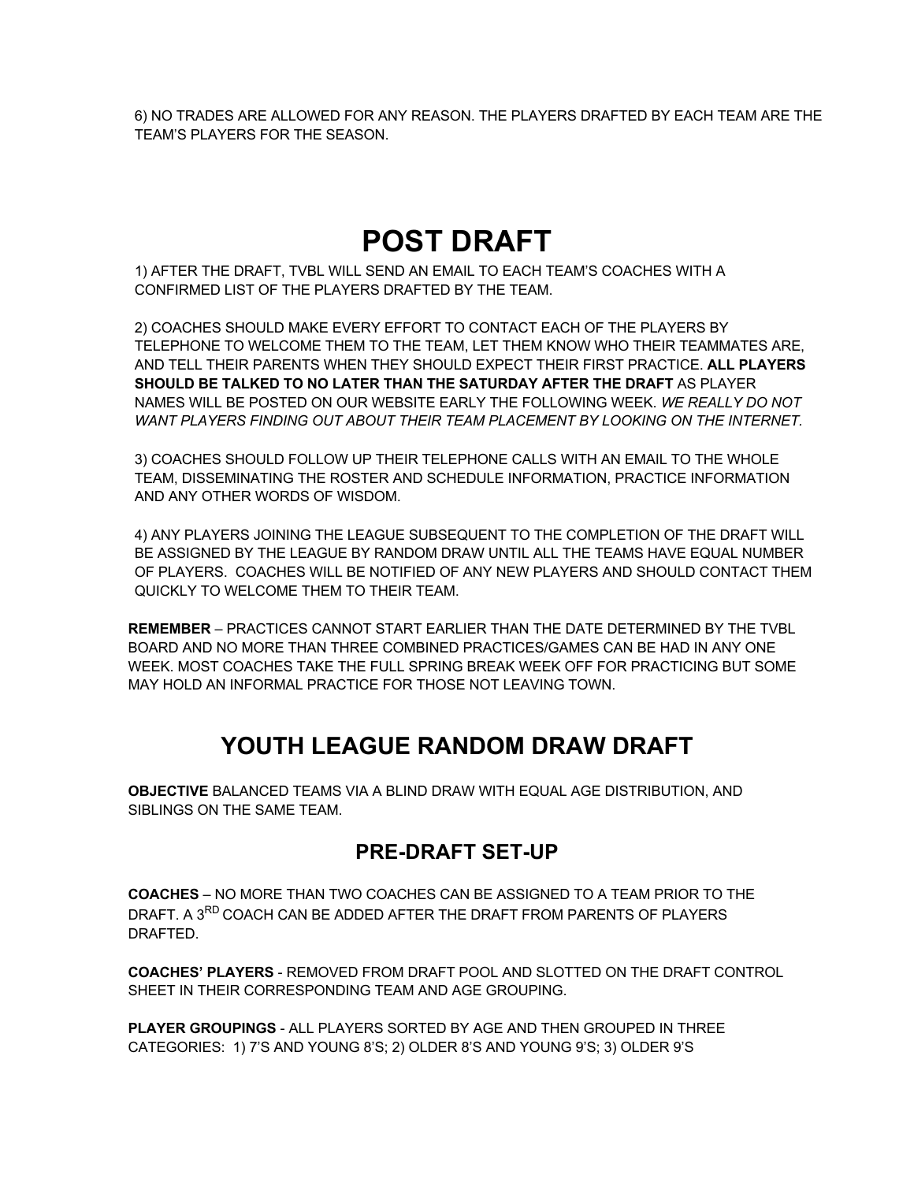6) NO TRADES ARE ALLOWED FOR ANY REASON. THE PLAYERS DRAFTED BY EACH TEAM ARE THE TEAM'S PLAYERS FOR THE SEASON.

# POST DRAFT

1) AFTER THE DRAFT, TVBL WILL SEND AN EMAIL TO EACH TEAM'S COACHES WITH A CONFIRMED LIST OF THE PLAYERS DRAFTED BY THE TEAM.

2) COACHES SHOULD MAKE EVERY EFFORT TO CONTACT EACH OF THE PLAYERS BY TELEPHONE TO WELCOME THEM TO THE TEAM, LET THEM KNOW WHO THEIR TEAMMATES ARE, AND TELL THEIR PARENTS WHEN THEY SHOULD EXPECT THEIR FIRST PRACTICE. **ALL PLAYERS SHOULD BE TALKED TO NO LATER THAN THE SATURDAY AFTER THE DRAFT** AS PLAYER NAMES WILL BE POSTED ON OUR WEBSITE EARLY THE FOLLOWING WEEK. *WE REALLY DO NOT WANT PLAYERS FINDING OUT ABOUT THEIR TEAM PLACEMENT BY LOOKING ON THE INTERNET.*

3) COACHES SHOULD FOLLOW UP THEIR TELEPHONE CALLS WITH AN EMAIL TO THE WHOLE TEAM, DISSEMINATING THE ROSTER AND SCHEDULE INFORMATION, PRACTICE INFORMATION AND ANY OTHER WORDS OF WISDOM.

4) ANY PLAYERS JOINING THE LEAGUE SUBSEQUENT TO THE COMPLETION OF THE DRAFT WILL BE ASSIGNED BY THE LEAGUE BY RANDOM DRAW UNTIL ALL THE TEAMS HAVE EQUAL NUMBER OF PLAYERS. COACHES WILL BE NOTIFIED OF ANY NEW PLAYERS AND SHOULD CONTACT THEM QUICKLY TO WELCOME THEM TO THEIR TEAM.

**REMEMBER** – PRACTICES CANNOT START EARLIER THAN THE DATE DETERMINED BY THE TVBL BOARD AND NO MORE THAN THREE COMBINED PRACTICES/GAMES CAN BE HAD IN ANY ONE WEEK. MOST COACHES TAKE THE FULL SPRING BREAK WEEK OFF FOR PRACTICING BUT SOME MAY HOLD AN INFORMAL PRACTICE FOR THOSE NOT LEAVING TOWN.

# YOUTH LEAGUE RANDOM DRAW DRAFT

**OBJECTIVE** BALANCED TEAMS VIA A BLIND DRAW WITH EQUAL AGE DISTRIBUTION, AND SIBLINGS ON THE SAME TEAM.

## PRE-DRAFT SET-UP

**COACHES** – NO MORE THAN TWO COACHES CAN BE ASSIGNED TO A TEAM PRIOR TO THE DRAFT. A 3RD COACH CAN BE ADDED AFTER THE DRAFT FROM PARENTS OF PLAYERS DRAFTED.

**COACHES' PLAYERS** - REMOVED FROM DRAFT POOL AND SLOTTED ON THE DRAFT CONTROL SHEET IN THEIR CORRESPONDING TEAM AND AGE GROUPING.

**PLAYER GROUPINGS** - ALL PLAYERS SORTED BY AGE AND THEN GROUPED IN THREE CATEGORIES: 1) 7'S AND YOUNG 8'S; 2) OLDER 8'S AND YOUNG 9'S; 3) OLDER 9'S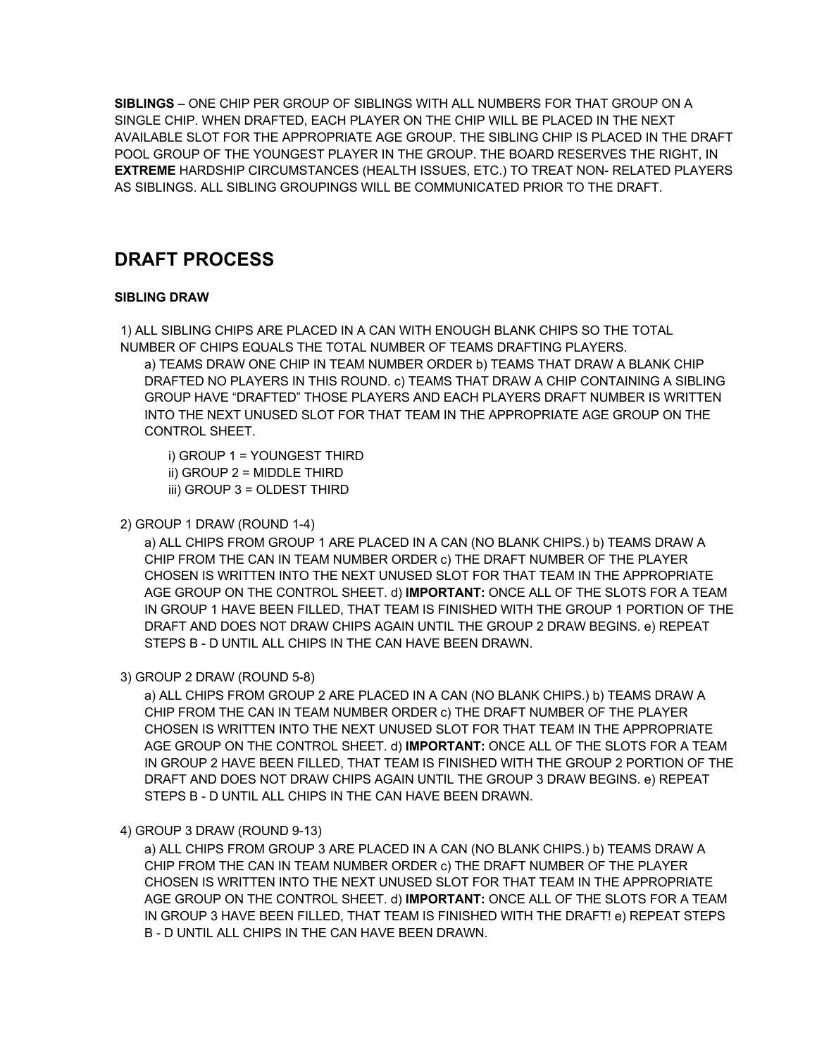**SIBLINGS** – ONE CHIP PER GROUP OF SIBLINGS WITH ALL NUMBERS FOR THAT GROUP ON A SINGLE CHIP. WHEN DRAFTED, EACH PLAYER ON THE CHIP WILL BE PLACED IN THE NEXT AVAILABLE SLOT FOR THE APPROPRIATE AGE GROUP. THE SIBLING CHIP IS PLACED IN THE DRAFT POOL GROUP OF THE YOUNGEST PLAYER IN THE GROUP. THE BOARD RESERVES THE RIGHT, IN **EXTREME** HARDSHIP CIRCUMSTANCES (HEALTH ISSUES, ETC.) TO TREAT NON- RELATED PLAYERS AS SIBLINGS. ALL SIBLING GROUPINGS WILL BE COMMUNICATED PRIOR TO THE DRAFT.

## DRAFT PROCESS

**SIBLING DRAW**

1) ALL SIBLING CHIPS ARE PLACED IN A CAN WITH ENOUGH BLANK CHIPS SO THE TOTAL NUMBER OF CHIPS EQUALS THE TOTAL NUMBER OF TEAMS DRAFTING PLAYERS.
   a) TEAMS DRAW ONE CHIP IN TEAM NUMBER ORDER b) TEAMS THAT DRAW A BLANK CHIP DRAFTED NO PLAYERS IN THIS ROUND. c) TEAMS THAT DRAW A CHIP CONTAINING A SIBLING GROUP HAVE "DRAFTED" THOSE PLAYERS AND EACH PLAYERS DRAFT NUMBER IS WRITTEN INTO THE NEXT UNUSED SLOT FOR THAT TEAM IN THE APPROPRIATE AGE GROUP ON THE CONTROL SHEET.
      i) GROUP 1 = YOUNGEST THIRD
      ii) GROUP 2 = MIDDLE THIRD
      iii) GROUP 3 = OLDEST THIRD

2) GROUP 1 DRAW (ROUND 1-4)
   a) ALL CHIPS FROM GROUP 1 ARE PLACED IN A CAN (NO BLANK CHIPS.) b) TEAMS DRAW A CHIP FROM THE CAN IN TEAM NUMBER ORDER c) THE DRAFT NUMBER OF THE PLAYER CHOSEN IS WRITTEN INTO THE NEXT UNUSED SLOT FOR THAT TEAM IN THE APPROPRIATE AGE GROUP ON THE CONTROL SHEET. d) **IMPORTANT:** ONCE ALL OF THE SLOTS FOR A TEAM IN GROUP 1 HAVE BEEN FILLED, THAT TEAM IS FINISHED WITH THE GROUP 1 PORTION OF THE DRAFT AND DOES NOT DRAW CHIPS AGAIN UNTIL THE GROUP 2 DRAW BEGINS. e) REPEAT STEPS B - D UNTIL ALL CHIPS IN THE CAN HAVE BEEN DRAWN.

3) GROUP 2 DRAW (ROUND 5-8)
   a) ALL CHIPS FROM GROUP 2 ARE PLACED IN A CAN (NO BLANK CHIPS.) b) TEAMS DRAW A CHIP FROM THE CAN IN TEAM NUMBER ORDER c) THE DRAFT NUMBER OF THE PLAYER CHOSEN IS WRITTEN INTO THE NEXT UNUSED SLOT FOR THAT TEAM IN THE APPROPRIATE AGE GROUP ON THE CONTROL SHEET. d) **IMPORTANT:** ONCE ALL OF THE SLOTS FOR A TEAM IN GROUP 2 HAVE BEEN FILLED, THAT TEAM IS FINISHED WITH THE GROUP 2 PORTION OF THE DRAFT AND DOES NOT DRAW CHIPS AGAIN UNTIL THE GROUP 3 DRAW BEGINS. e) REPEAT STEPS B - D UNTIL ALL CHIPS IN THE CAN HAVE BEEN DRAWN.

4) GROUP 3 DRAW (ROUND 9-13)
   a) ALL CHIPS FROM GROUP 3 ARE PLACED IN A CAN (NO BLANK CHIPS.) b) TEAMS DRAW A CHIP FROM THE CAN IN TEAM NUMBER ORDER c) THE DRAFT NUMBER OF THE PLAYER CHOSEN IS WRITTEN INTO THE NEXT UNUSED SLOT FOR THAT TEAM IN THE APPROPRIATE AGE GROUP ON THE CONTROL SHEET. d) **IMPORTANT:** ONCE ALL OF THE SLOTS FOR A TEAM IN GROUP 3 HAVE BEEN FILLED, THAT TEAM IS FINISHED WITH THE DRAFT! e) REPEAT STEPS B - D UNTIL ALL CHIPS IN THE CAN HAVE BEEN DRAWN.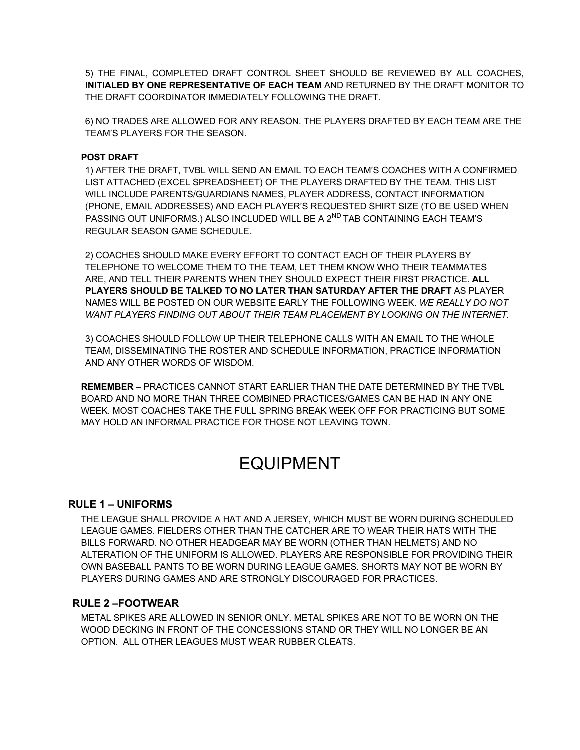5) THE FINAL, COMPLETED DRAFT CONTROL SHEET SHOULD BE REVIEWED BY ALL COACHES, **INITIALED BY ONE REPRESENTATIVE OF EACH TEAM** AND RETURNED BY THE DRAFT MONITOR TO THE DRAFT COORDINATOR IMMEDIATELY FOLLOWING THE DRAFT.

6) NO TRADES ARE ALLOWED FOR ANY REASON. THE PLAYERS DRAFTED BY EACH TEAM ARE THE TEAM'S PLAYERS FOR THE SEASON.

**POST DRAFT**

1) AFTER THE DRAFT, TVBL WILL SEND AN EMAIL TO EACH TEAM'S COACHES WITH A CONFIRMED LIST ATTACHED (EXCEL SPREADSHEET) OF THE PLAYERS DRAFTED BY THE TEAM. THIS LIST WILL INCLUDE PARENTS/GUARDIANS NAMES, PLAYER ADDRESS, CONTACT INFORMATION (PHONE, EMAIL ADDRESSES) AND EACH PLAYER'S REQUESTED SHIRT SIZE (TO BE USED WHEN PASSING OUT UNIFORMS.) ALSO INCLUDED WILL BE A 2ND TAB CONTAINING EACH TEAM'S REGULAR SEASON GAME SCHEDULE.

2) COACHES SHOULD MAKE EVERY EFFORT TO CONTACT EACH OF THEIR PLAYERS BY TELEPHONE TO WELCOME THEM TO THE TEAM, LET THEM KNOW WHO THEIR TEAMMATES ARE, AND TELL THEIR PARENTS WHEN THEY SHOULD EXPECT THEIR FIRST PRACTICE. **ALL PLAYERS SHOULD BE TALKED TO NO LATER THAN SATURDAY AFTER THE DRAFT** AS PLAYER NAMES WILL BE POSTED ON OUR WEBSITE EARLY THE FOLLOWING WEEK. *WE REALLY DO NOT WANT PLAYERS FINDING OUT ABOUT THEIR TEAM PLACEMENT BY LOOKING ON THE INTERNET.*

3) COACHES SHOULD FOLLOW UP THEIR TELEPHONE CALLS WITH AN EMAIL TO THE WHOLE TEAM, DISSEMINATING THE ROSTER AND SCHEDULE INFORMATION, PRACTICE INFORMATION AND ANY OTHER WORDS OF WISDOM.

**REMEMBER** – PRACTICES CANNOT START EARLIER THAN THE DATE DETERMINED BY THE TVBL BOARD AND NO MORE THAN THREE COMBINED PRACTICES/GAMES CAN BE HAD IN ANY ONE WEEK. MOST COACHES TAKE THE FULL SPRING BREAK WEEK OFF FOR PRACTICING BUT SOME MAY HOLD AN INFORMAL PRACTICE FOR THOSE NOT LEAVING TOWN.

# EQUIPMENT

## RULE 1 – UNIFORMS

THE LEAGUE SHALL PROVIDE A HAT AND A JERSEY, WHICH MUST BE WORN DURING SCHEDULED LEAGUE GAMES. FIELDERS OTHER THAN THE CATCHER ARE TO WEAR THEIR HATS WITH THE BILLS FORWARD. NO OTHER HEADGEAR MAY BE WORN (OTHER THAN HELMETS) AND NO ALTERATION OF THE UNIFORM IS ALLOWED. PLAYERS ARE RESPONSIBLE FOR PROVIDING THEIR OWN BASEBALL PANTS TO BE WORN DURING LEAGUE GAMES. SHORTS MAY NOT BE WORN BY PLAYERS DURING GAMES AND ARE STRONGLY DISCOURAGED FOR PRACTICES.

## RULE 2 –FOOTWEAR

METAL SPIKES ARE ALLOWED IN SENIOR ONLY. METAL SPIKES ARE NOT TO BE WORN ON THE WOOD DECKING IN FRONT OF THE CONCESSIONS STAND OR THEY WILL NO LONGER BE AN OPTION. ALL OTHER LEAGUES MUST WEAR RUBBER CLEATS.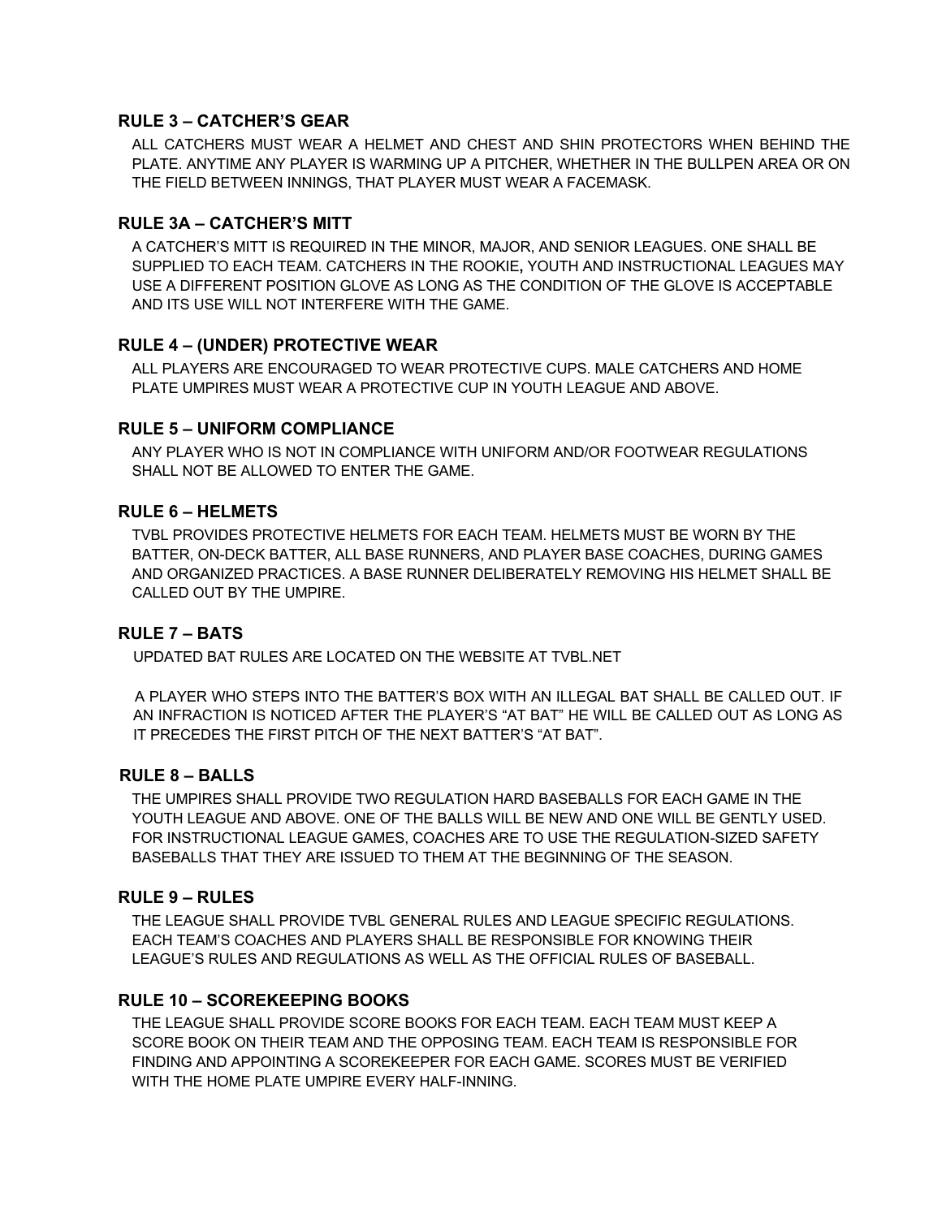## RULE 3 – CATCHER'S GEAR

ALL CATCHERS MUST WEAR A HELMET AND CHEST AND SHIN PROTECTORS WHEN BEHIND THE PLATE. ANYTIME ANY PLAYER IS WARMING UP A PITCHER, WHETHER IN THE BULLPEN AREA OR ON THE FIELD BETWEEN INNINGS, THAT PLAYER MUST WEAR A FACEMASK.

## RULE 3A – CATCHER'S MITT

A CATCHER'S MITT IS REQUIRED IN THE MINOR, MAJOR, AND SENIOR LEAGUES. ONE SHALL BE SUPPLIED TO EACH TEAM. CATCHERS IN THE ROOKIE**,** YOUTH AND INSTRUCTIONAL LEAGUES MAY USE A DIFFERENT POSITION GLOVE AS LONG AS THE CONDITION OF THE GLOVE IS ACCEPTABLE AND ITS USE WILL NOT INTERFERE WITH THE GAME.

## RULE 4 – (UNDER) PROTECTIVE WEAR

ALL PLAYERS ARE ENCOURAGED TO WEAR PROTECTIVE CUPS. MALE CATCHERS AND HOME PLATE UMPIRES MUST WEAR A PROTECTIVE CUP IN YOUTH LEAGUE AND ABOVE.

## RULE 5 – UNIFORM COMPLIANCE

ANY PLAYER WHO IS NOT IN COMPLIANCE WITH UNIFORM AND/OR FOOTWEAR REGULATIONS SHALL NOT BE ALLOWED TO ENTER THE GAME.

## RULE 6 – HELMETS

TVBL PROVIDES PROTECTIVE HELMETS FOR EACH TEAM. HELMETS MUST BE WORN BY THE BATTER, ON-DECK BATTER, ALL BASE RUNNERS, AND PLAYER BASE COACHES, DURING GAMES AND ORGANIZED PRACTICES. A BASE RUNNER DELIBERATELY REMOVING HIS HELMET SHALL BE CALLED OUT BY THE UMPIRE.

## RULE 7 – BATS

UPDATED BAT RULES ARE LOCATED ON THE WEBSITE AT TVBL.NET

A PLAYER WHO STEPS INTO THE BATTER'S BOX WITH AN ILLEGAL BAT SHALL BE CALLED OUT. IF AN INFRACTION IS NOTICED AFTER THE PLAYER'S "AT BAT" HE WILL BE CALLED OUT AS LONG AS IT PRECEDES THE FIRST PITCH OF THE NEXT BATTER'S "AT BAT".

## RULE 8 – BALLS

THE UMPIRES SHALL PROVIDE TWO REGULATION HARD BASEBALLS FOR EACH GAME IN THE YOUTH LEAGUE AND ABOVE. ONE OF THE BALLS WILL BE NEW AND ONE WILL BE GENTLY USED. FOR INSTRUCTIONAL LEAGUE GAMES, COACHES ARE TO USE THE REGULATION-SIZED SAFETY BASEBALLS THAT THEY ARE ISSUED TO THEM AT THE BEGINNING OF THE SEASON.

## RULE 9 – RULES

THE LEAGUE SHALL PROVIDE TVBL GENERAL RULES AND LEAGUE SPECIFIC REGULATIONS. EACH TEAM'S COACHES AND PLAYERS SHALL BE RESPONSIBLE FOR KNOWING THEIR LEAGUE'S RULES AND REGULATIONS AS WELL AS THE OFFICIAL RULES OF BASEBALL.

## RULE 10 – SCOREKEEPING BOOKS

THE LEAGUE SHALL PROVIDE SCORE BOOKS FOR EACH TEAM. EACH TEAM MUST KEEP A SCORE BOOK ON THEIR TEAM AND THE OPPOSING TEAM. EACH TEAM IS RESPONSIBLE FOR FINDING AND APPOINTING A SCOREKEEPER FOR EACH GAME. SCORES MUST BE VERIFIED WITH THE HOME PLATE UMPIRE EVERY HALF-INNING.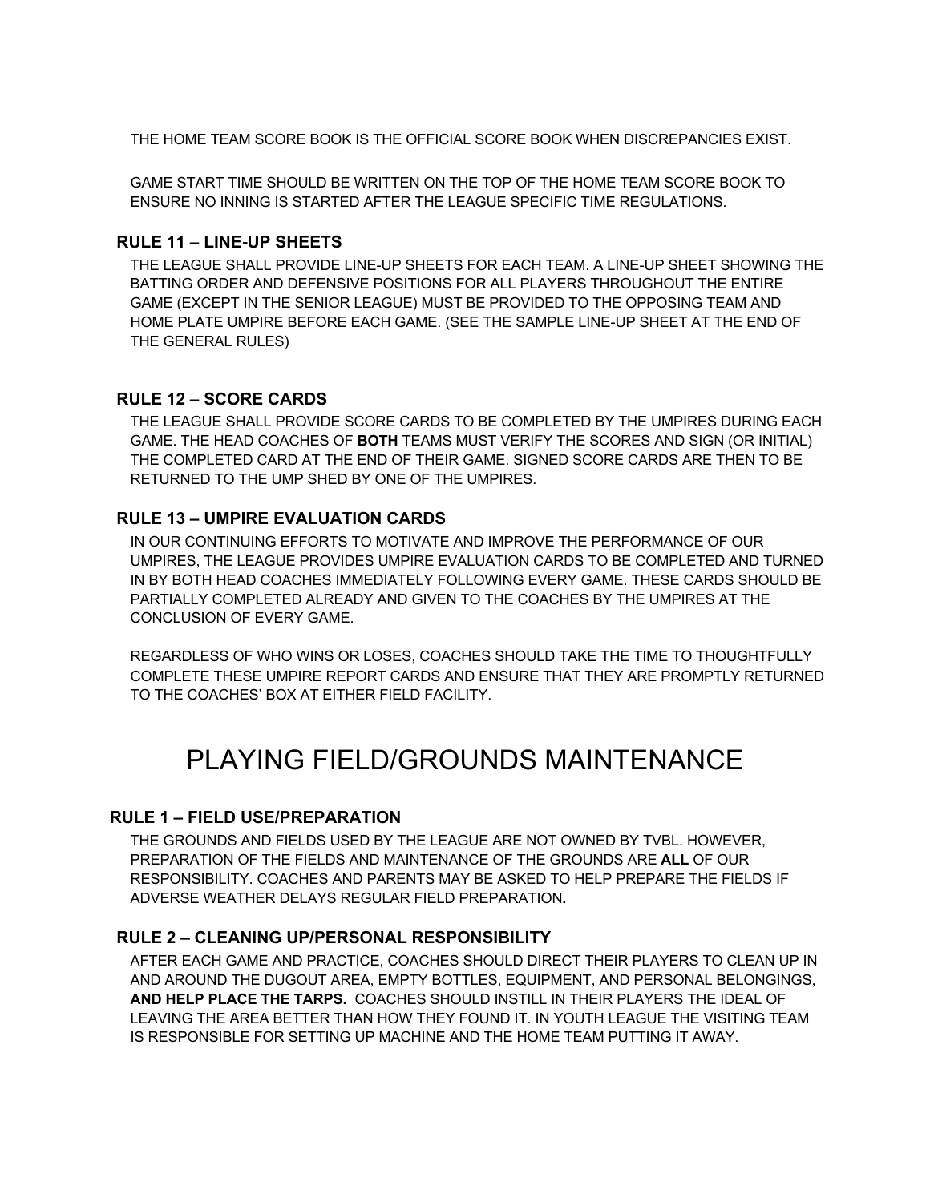THE HOME TEAM SCORE BOOK IS THE OFFICIAL SCORE BOOK WHEN DISCREPANCIES EXIST.

GAME START TIME SHOULD BE WRITTEN ON THE TOP OF THE HOME TEAM SCORE BOOK TO ENSURE NO INNING IS STARTED AFTER THE LEAGUE SPECIFIC TIME REGULATIONS.

### RULE 11 – LINE-UP SHEETS

THE LEAGUE SHALL PROVIDE LINE-UP SHEETS FOR EACH TEAM. A LINE-UP SHEET SHOWING THE BATTING ORDER AND DEFENSIVE POSITIONS FOR ALL PLAYERS THROUGHOUT THE ENTIRE GAME (EXCEPT IN THE SENIOR LEAGUE) MUST BE PROVIDED TO THE OPPOSING TEAM AND HOME PLATE UMPIRE BEFORE EACH GAME. (SEE THE SAMPLE LINE-UP SHEET AT THE END OF THE GENERAL RULES)

### RULE 12 – SCORE CARDS

THE LEAGUE SHALL PROVIDE SCORE CARDS TO BE COMPLETED BY THE UMPIRES DURING EACH GAME. THE HEAD COACHES OF **BOTH** TEAMS MUST VERIFY THE SCORES AND SIGN (OR INITIAL) THE COMPLETED CARD AT THE END OF THEIR GAME. SIGNED SCORE CARDS ARE THEN TO BE RETURNED TO THE UMP SHED BY ONE OF THE UMPIRES.

### RULE 13 – UMPIRE EVALUATION CARDS

IN OUR CONTINUING EFFORTS TO MOTIVATE AND IMPROVE THE PERFORMANCE OF OUR UMPIRES, THE LEAGUE PROVIDES UMPIRE EVALUATION CARDS TO BE COMPLETED AND TURNED IN BY BOTH HEAD COACHES IMMEDIATELY FOLLOWING EVERY GAME. THESE CARDS SHOULD BE PARTIALLY COMPLETED ALREADY AND GIVEN TO THE COACHES BY THE UMPIRES AT THE CONCLUSION OF EVERY GAME.

REGARDLESS OF WHO WINS OR LOSES, COACHES SHOULD TAKE THE TIME TO THOUGHTFULLY COMPLETE THESE UMPIRE REPORT CARDS AND ENSURE THAT THEY ARE PROMPTLY RETURNED TO THE COACHES' BOX AT EITHER FIELD FACILITY.

## PLAYING FIELD/GROUNDS MAINTENANCE

### RULE 1 – FIELD USE/PREPARATION

THE GROUNDS AND FIELDS USED BY THE LEAGUE ARE NOT OWNED BY TVBL. HOWEVER, PREPARATION OF THE FIELDS AND MAINTENANCE OF THE GROUNDS ARE **ALL** OF OUR RESPONSIBILITY. COACHES AND PARENTS MAY BE ASKED TO HELP PREPARE THE FIELDS IF ADVERSE WEATHER DELAYS REGULAR FIELD PREPARATION***.***

### RULE 2 – CLEANING UP/PERSONAL RESPONSIBILITY

AFTER EACH GAME AND PRACTICE, COACHES SHOULD DIRECT THEIR PLAYERS TO CLEAN UP IN AND AROUND THE DUGOUT AREA, EMPTY BOTTLES, EQUIPMENT, AND PERSONAL BELONGINGS, **AND HELP PLACE THE TARPS.** COACHES SHOULD INSTILL IN THEIR PLAYERS THE IDEAL OF LEAVING THE AREA BETTER THAN HOW THEY FOUND IT. IN YOUTH LEAGUE THE VISITING TEAM IS RESPONSIBLE FOR SETTING UP MACHINE AND THE HOME TEAM PUTTING IT AWAY.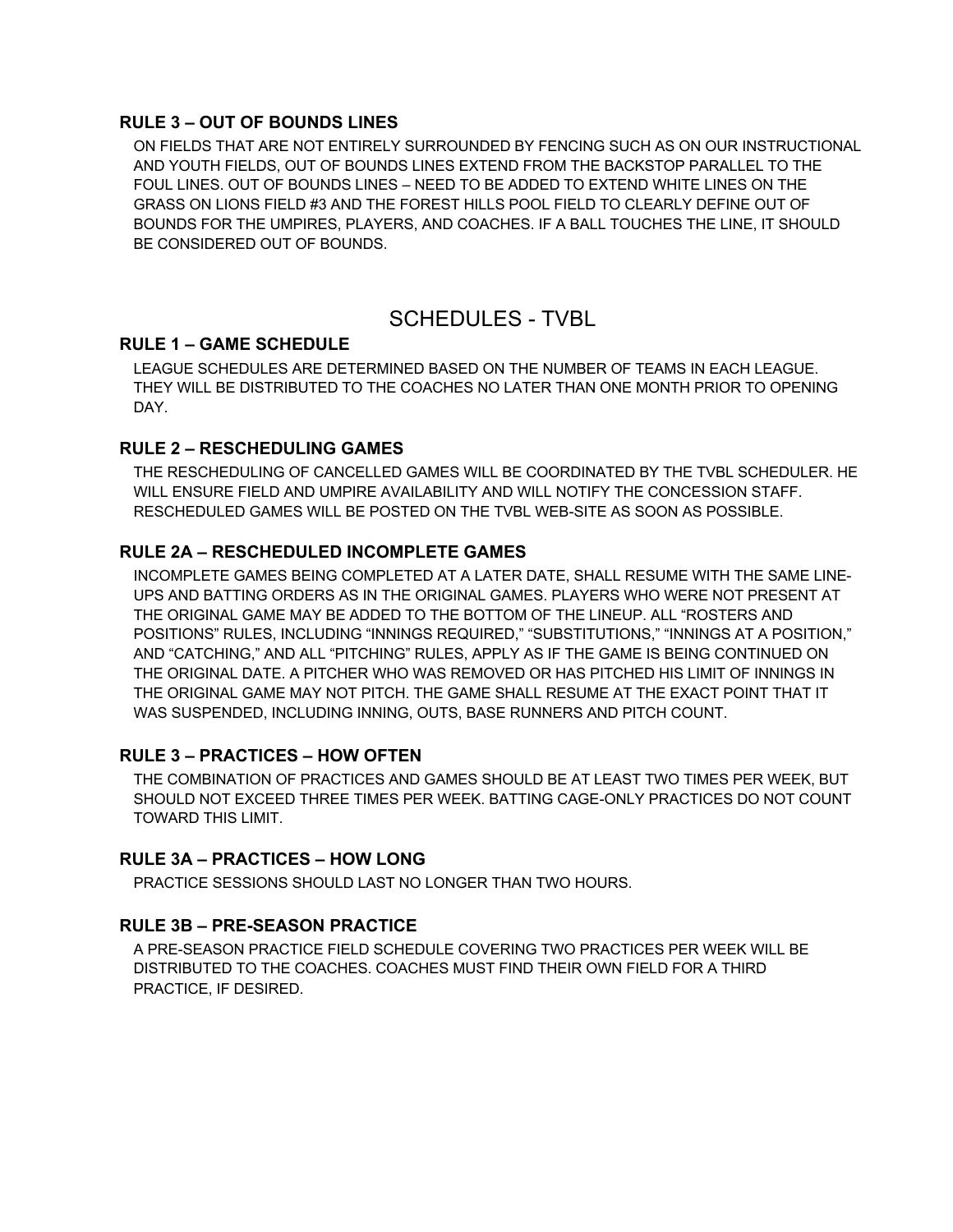### RULE 3 – OUT OF BOUNDS LINES

ON FIELDS THAT ARE NOT ENTIRELY SURROUNDED BY FENCING SUCH AS ON OUR INSTRUCTIONAL AND YOUTH FIELDS, OUT OF BOUNDS LINES EXTEND FROM THE BACKSTOP PARALLEL TO THE FOUL LINES. OUT OF BOUNDS LINES – NEED TO BE ADDED TO EXTEND WHITE LINES ON THE GRASS ON LIONS FIELD #3 AND THE FOREST HILLS POOL FIELD TO CLEARLY DEFINE OUT OF BOUNDS FOR THE UMPIRES, PLAYERS, AND COACHES. IF A BALL TOUCHES THE LINE, IT SHOULD BE CONSIDERED OUT OF BOUNDS.

## SCHEDULES - TVBL

### RULE 1 – GAME SCHEDULE

LEAGUE SCHEDULES ARE DETERMINED BASED ON THE NUMBER OF TEAMS IN EACH LEAGUE. THEY WILL BE DISTRIBUTED TO THE COACHES NO LATER THAN ONE MONTH PRIOR TO OPENING DAY.

### RULE 2 – RESCHEDULING GAMES

THE RESCHEDULING OF CANCELLED GAMES WILL BE COORDINATED BY THE TVBL SCHEDULER. HE WILL ENSURE FIELD AND UMPIRE AVAILABILITY AND WILL NOTIFY THE CONCESSION STAFF. RESCHEDULED GAMES WILL BE POSTED ON THE TVBL WEB-SITE AS SOON AS POSSIBLE.

### RULE 2A – RESCHEDULED INCOMPLETE GAMES

INCOMPLETE GAMES BEING COMPLETED AT A LATER DATE, SHALL RESUME WITH THE SAME LINE-UPS AND BATTING ORDERS AS IN THE ORIGINAL GAMES. PLAYERS WHO WERE NOT PRESENT AT THE ORIGINAL GAME MAY BE ADDED TO THE BOTTOM OF THE LINEUP. ALL "ROSTERS AND POSITIONS" RULES, INCLUDING "INNINGS REQUIRED," "SUBSTITUTIONS," "INNINGS AT A POSITION," AND "CATCHING," AND ALL "PITCHING" RULES, APPLY AS IF THE GAME IS BEING CONTINUED ON THE ORIGINAL DATE. A PITCHER WHO WAS REMOVED OR HAS PITCHED HIS LIMIT OF INNINGS IN THE ORIGINAL GAME MAY NOT PITCH. THE GAME SHALL RESUME AT THE EXACT POINT THAT IT WAS SUSPENDED, INCLUDING INNING, OUTS, BASE RUNNERS AND PITCH COUNT.

### RULE 3 – PRACTICES – HOW OFTEN

THE COMBINATION OF PRACTICES AND GAMES SHOULD BE AT LEAST TWO TIMES PER WEEK, BUT SHOULD NOT EXCEED THREE TIMES PER WEEK. BATTING CAGE-ONLY PRACTICES DO NOT COUNT TOWARD THIS LIMIT.

### RULE 3A – PRACTICES – HOW LONG

PRACTICE SESSIONS SHOULD LAST NO LONGER THAN TWO HOURS.

### RULE 3B – PRE-SEASON PRACTICE

A PRE-SEASON PRACTICE FIELD SCHEDULE COVERING TWO PRACTICES PER WEEK WILL BE DISTRIBUTED TO THE COACHES. COACHES MUST FIND THEIR OWN FIELD FOR A THIRD PRACTICE, IF DESIRED.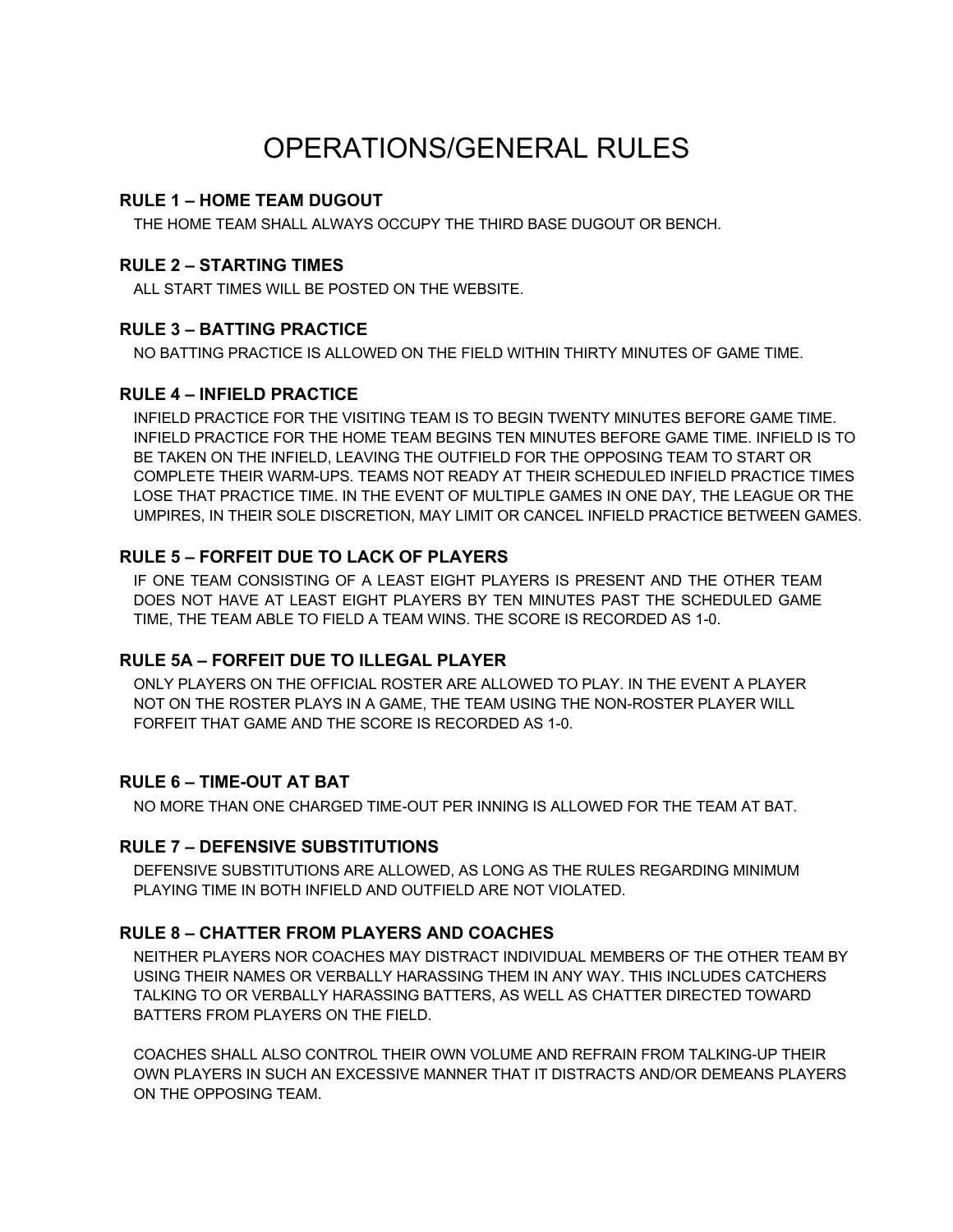# OPERATIONS/GENERAL RULES

### RULE 1 – HOME TEAM DUGOUT

THE HOME TEAM SHALL ALWAYS OCCUPY THE THIRD BASE DUGOUT OR BENCH.

### RULE 2 – STARTING TIMES

ALL START TIMES WILL BE POSTED ON THE WEBSITE.

### RULE 3 – BATTING PRACTICE

NO BATTING PRACTICE IS ALLOWED ON THE FIELD WITHIN THIRTY MINUTES OF GAME TIME.

### RULE 4 – INFIELD PRACTICE

INFIELD PRACTICE FOR THE VISITING TEAM IS TO BEGIN TWENTY MINUTES BEFORE GAME TIME. INFIELD PRACTICE FOR THE HOME TEAM BEGINS TEN MINUTES BEFORE GAME TIME. INFIELD IS TO BE TAKEN ON THE INFIELD, LEAVING THE OUTFIELD FOR THE OPPOSING TEAM TO START OR COMPLETE THEIR WARM-UPS. TEAMS NOT READY AT THEIR SCHEDULED INFIELD PRACTICE TIMES LOSE THAT PRACTICE TIME. IN THE EVENT OF MULTIPLE GAMES IN ONE DAY, THE LEAGUE OR THE UMPIRES, IN THEIR SOLE DISCRETION, MAY LIMIT OR CANCEL INFIELD PRACTICE BETWEEN GAMES.

### RULE 5 – FORFEIT DUE TO LACK OF PLAYERS

IF ONE TEAM CONSISTING OF A LEAST EIGHT PLAYERS IS PRESENT AND THE OTHER TEAM DOES NOT HAVE AT LEAST EIGHT PLAYERS BY TEN MINUTES PAST THE SCHEDULED GAME TIME, THE TEAM ABLE TO FIELD A TEAM WINS. THE SCORE IS RECORDED AS 1-0.

### RULE 5A – FORFEIT DUE TO ILLEGAL PLAYER

ONLY PLAYERS ON THE OFFICIAL ROSTER ARE ALLOWED TO PLAY. IN THE EVENT A PLAYER NOT ON THE ROSTER PLAYS IN A GAME, THE TEAM USING THE NON-ROSTER PLAYER WILL FORFEIT THAT GAME AND THE SCORE IS RECORDED AS 1-0.

### RULE 6 – TIME-OUT AT BAT

NO MORE THAN ONE CHARGED TIME-OUT PER INNING IS ALLOWED FOR THE TEAM AT BAT.

### RULE 7 – DEFENSIVE SUBSTITUTIONS

DEFENSIVE SUBSTITUTIONS ARE ALLOWED, AS LONG AS THE RULES REGARDING MINIMUM PLAYING TIME IN BOTH INFIELD AND OUTFIELD ARE NOT VIOLATED.

### RULE 8 – CHATTER FROM PLAYERS AND COACHES

NEITHER PLAYERS NOR COACHES MAY DISTRACT INDIVIDUAL MEMBERS OF THE OTHER TEAM BY USING THEIR NAMES OR VERBALLY HARASSING THEM IN ANY WAY. THIS INCLUDES CATCHERS TALKING TO OR VERBALLY HARASSING BATTERS, AS WELL AS CHATTER DIRECTED TOWARD BATTERS FROM PLAYERS ON THE FIELD.

COACHES SHALL ALSO CONTROL THEIR OWN VOLUME AND REFRAIN FROM TALKING-UP THEIR OWN PLAYERS IN SUCH AN EXCESSIVE MANNER THAT IT DISTRACTS AND/OR DEMEANS PLAYERS ON THE OPPOSING TEAM.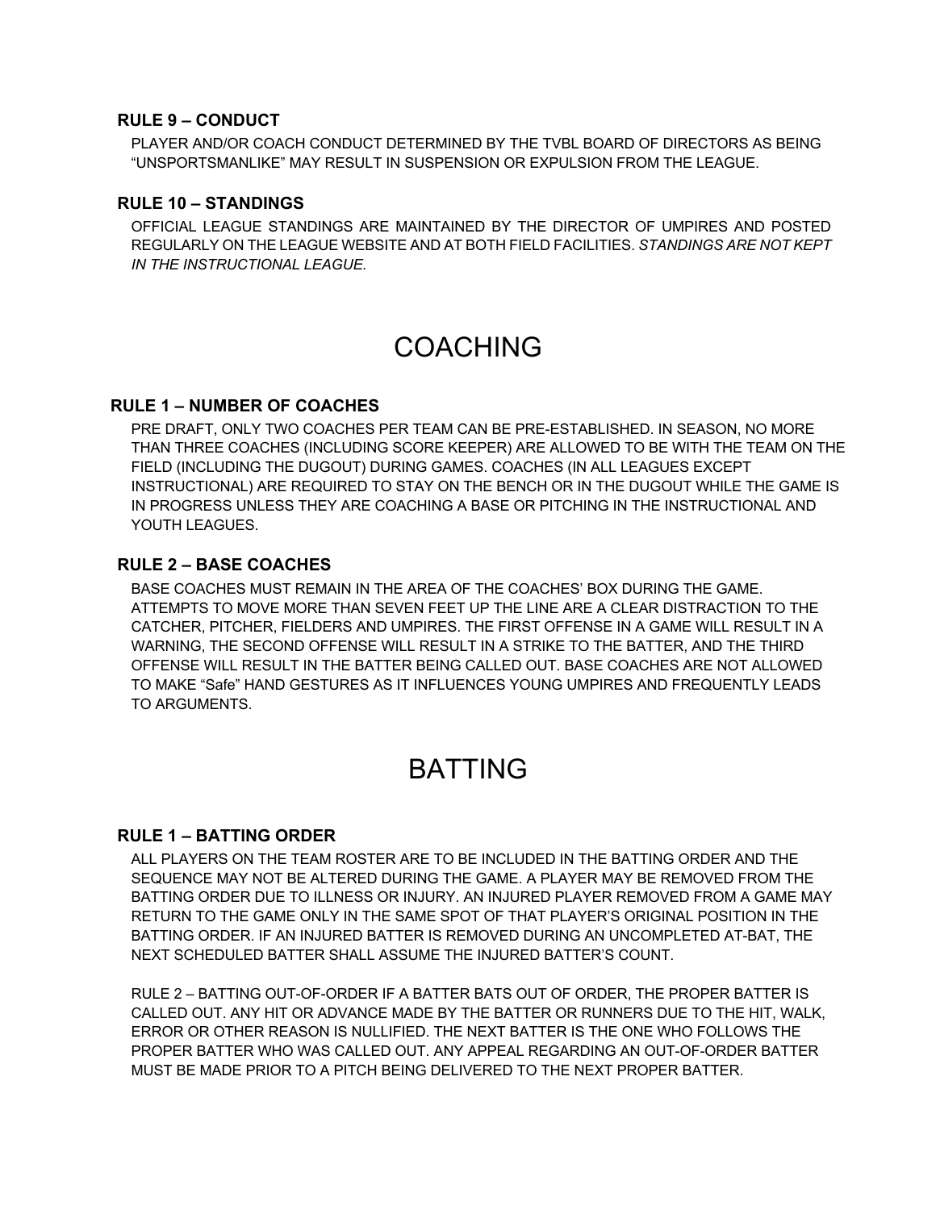### RULE 9 – CONDUCT

PLAYER AND/OR COACH CONDUCT DETERMINED BY THE TVBL BOARD OF DIRECTORS AS BEING "UNSPORTSMANLIKE" MAY RESULT IN SUSPENSION OR EXPULSION FROM THE LEAGUE.

### RULE 10 – STANDINGS

OFFICIAL LEAGUE STANDINGS ARE MAINTAINED BY THE DIRECTOR OF UMPIRES AND POSTED REGULARLY ON THE LEAGUE WEBSITE AND AT BOTH FIELD FACILITIES. *STANDINGS ARE NOT KEPT IN THE INSTRUCTIONAL LEAGUE.*

## COACHING

### RULE 1 – NUMBER OF COACHES

PRE DRAFT, ONLY TWO COACHES PER TEAM CAN BE PRE-ESTABLISHED. IN SEASON, NO MORE THAN THREE COACHES (INCLUDING SCORE KEEPER) ARE ALLOWED TO BE WITH THE TEAM ON THE FIELD (INCLUDING THE DUGOUT) DURING GAMES. COACHES (IN ALL LEAGUES EXCEPT INSTRUCTIONAL) ARE REQUIRED TO STAY ON THE BENCH OR IN THE DUGOUT WHILE THE GAME IS IN PROGRESS UNLESS THEY ARE COACHING A BASE OR PITCHING IN THE INSTRUCTIONAL AND YOUTH LEAGUES.

### RULE 2 – BASE COACHES

BASE COACHES MUST REMAIN IN THE AREA OF THE COACHES' BOX DURING THE GAME. ATTEMPTS TO MOVE MORE THAN SEVEN FEET UP THE LINE ARE A CLEAR DISTRACTION TO THE CATCHER, PITCHER, FIELDERS AND UMPIRES. THE FIRST OFFENSE IN A GAME WILL RESULT IN A WARNING, THE SECOND OFFENSE WILL RESULT IN A STRIKE TO THE BATTER, AND THE THIRD OFFENSE WILL RESULT IN THE BATTER BEING CALLED OUT. BASE COACHES ARE NOT ALLOWED TO MAKE "Safe" HAND GESTURES AS IT INFLUENCES YOUNG UMPIRES AND FREQUENTLY LEADS TO ARGUMENTS.

## BATTING

### RULE 1 – BATTING ORDER

ALL PLAYERS ON THE TEAM ROSTER ARE TO BE INCLUDED IN THE BATTING ORDER AND THE SEQUENCE MAY NOT BE ALTERED DURING THE GAME. A PLAYER MAY BE REMOVED FROM THE BATTING ORDER DUE TO ILLNESS OR INJURY. AN INJURED PLAYER REMOVED FROM A GAME MAY RETURN TO THE GAME ONLY IN THE SAME SPOT OF THAT PLAYER'S ORIGINAL POSITION IN THE BATTING ORDER. IF AN INJURED BATTER IS REMOVED DURING AN UNCOMPLETED AT-BAT, THE NEXT SCHEDULED BATTER SHALL ASSUME THE INJURED BATTER'S COUNT.

RULE 2 – BATTING OUT-OF-ORDER IF A BATTER BATS OUT OF ORDER, THE PROPER BATTER IS CALLED OUT. ANY HIT OR ADVANCE MADE BY THE BATTER OR RUNNERS DUE TO THE HIT, WALK, ERROR OR OTHER REASON IS NULLIFIED. THE NEXT BATTER IS THE ONE WHO FOLLOWS THE PROPER BATTER WHO WAS CALLED OUT. ANY APPEAL REGARDING AN OUT-OF-ORDER BATTER MUST BE MADE PRIOR TO A PITCH BEING DELIVERED TO THE NEXT PROPER BATTER.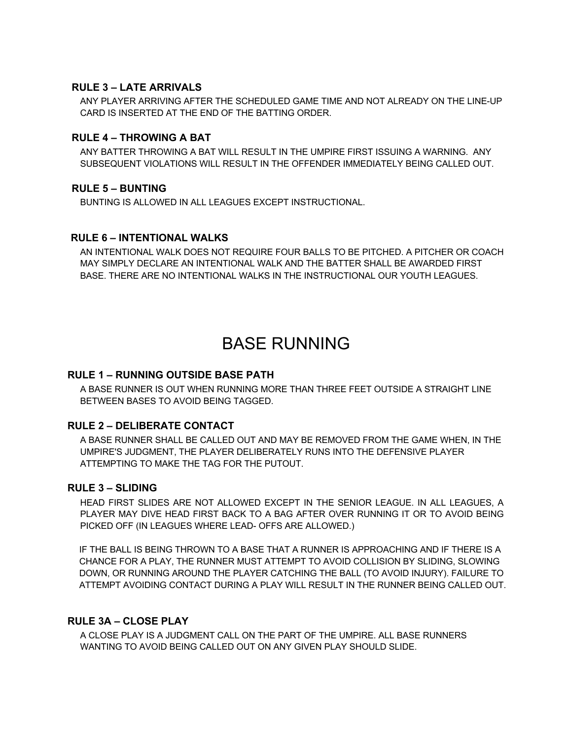### RULE 3 – LATE ARRIVALS

ANY PLAYER ARRIVING AFTER THE SCHEDULED GAME TIME AND NOT ALREADY ON THE LINE-UP CARD IS INSERTED AT THE END OF THE BATTING ORDER.

### RULE 4 – THROWING A BAT

ANY BATTER THROWING A BAT WILL RESULT IN THE UMPIRE FIRST ISSUING A WARNING. ANY SUBSEQUENT VIOLATIONS WILL RESULT IN THE OFFENDER IMMEDIATELY BEING CALLED OUT.

### RULE 5 – BUNTING

BUNTING IS ALLOWED IN ALL LEAGUES EXCEPT INSTRUCTIONAL.

### RULE 6 – INTENTIONAL WALKS

AN INTENTIONAL WALK DOES NOT REQUIRE FOUR BALLS TO BE PITCHED. A PITCHER OR COACH MAY SIMPLY DECLARE AN INTENTIONAL WALK AND THE BATTER SHALL BE AWARDED FIRST BASE. THERE ARE NO INTENTIONAL WALKS IN THE INSTRUCTIONAL OUR YOUTH LEAGUES.

## BASE RUNNING

### RULE 1 – RUNNING OUTSIDE BASE PATH

A BASE RUNNER IS OUT WHEN RUNNING MORE THAN THREE FEET OUTSIDE A STRAIGHT LINE BETWEEN BASES TO AVOID BEING TAGGED.

### RULE 2 – DELIBERATE CONTACT

A BASE RUNNER SHALL BE CALLED OUT AND MAY BE REMOVED FROM THE GAME WHEN, IN THE UMPIRE'S JUDGMENT, THE PLAYER DELIBERATELY RUNS INTO THE DEFENSIVE PLAYER ATTEMPTING TO MAKE THE TAG FOR THE PUTOUT.

### RULE 3 – SLIDING

HEAD FIRST SLIDES ARE NOT ALLOWED EXCEPT IN THE SENIOR LEAGUE. IN ALL LEAGUES, A PLAYER MAY DIVE HEAD FIRST BACK TO A BAG AFTER OVER RUNNING IT OR TO AVOID BEING PICKED OFF (IN LEAGUES WHERE LEAD- OFFS ARE ALLOWED.)

IF THE BALL IS BEING THROWN TO A BASE THAT A RUNNER IS APPROACHING AND IF THERE IS A CHANCE FOR A PLAY, THE RUNNER MUST ATTEMPT TO AVOID COLLISION BY SLIDING, SLOWING DOWN, OR RUNNING AROUND THE PLAYER CATCHING THE BALL (TO AVOID INJURY). FAILURE TO ATTEMPT AVOIDING CONTACT DURING A PLAY WILL RESULT IN THE RUNNER BEING CALLED OUT.

### RULE 3A – CLOSE PLAY

A CLOSE PLAY IS A JUDGMENT CALL ON THE PART OF THE UMPIRE. ALL BASE RUNNERS WANTING TO AVOID BEING CALLED OUT ON ANY GIVEN PLAY SHOULD SLIDE.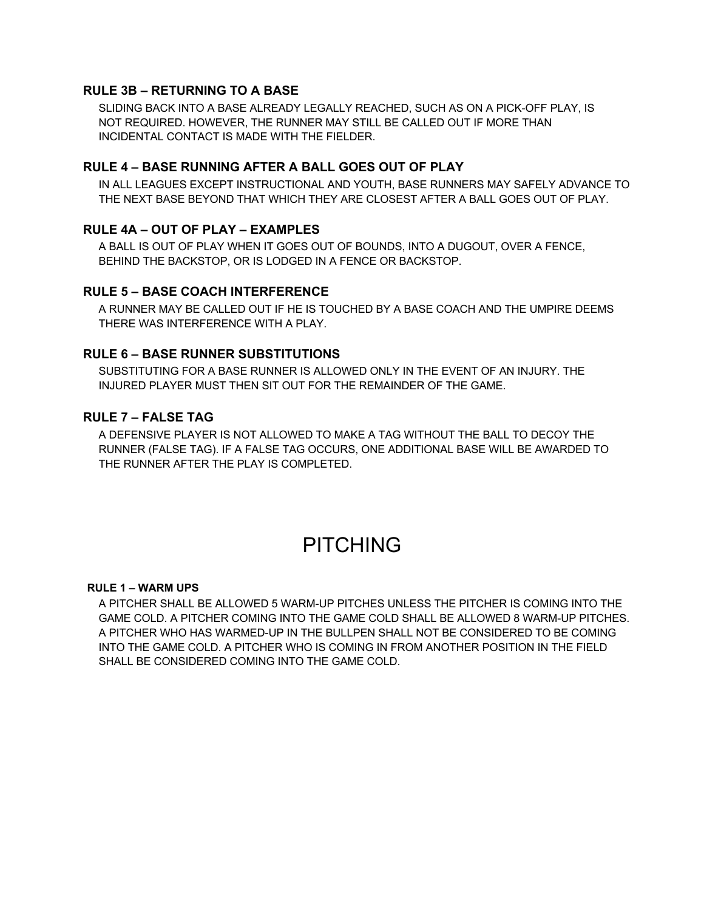### RULE 3B – RETURNING TO A BASE

SLIDING BACK INTO A BASE ALREADY LEGALLY REACHED, SUCH AS ON A PICK-OFF PLAY, IS NOT REQUIRED. HOWEVER, THE RUNNER MAY STILL BE CALLED OUT IF MORE THAN INCIDENTAL CONTACT IS MADE WITH THE FIELDER.

### RULE 4 – BASE RUNNING AFTER A BALL GOES OUT OF PLAY

IN ALL LEAGUES EXCEPT INSTRUCTIONAL AND YOUTH, BASE RUNNERS MAY SAFELY ADVANCE TO THE NEXT BASE BEYOND THAT WHICH THEY ARE CLOSEST AFTER A BALL GOES OUT OF PLAY.

### RULE 4A – OUT OF PLAY – EXAMPLES

A BALL IS OUT OF PLAY WHEN IT GOES OUT OF BOUNDS, INTO A DUGOUT, OVER A FENCE, BEHIND THE BACKSTOP, OR IS LODGED IN A FENCE OR BACKSTOP.

### RULE 5 – BASE COACH INTERFERENCE

A RUNNER MAY BE CALLED OUT IF HE IS TOUCHED BY A BASE COACH AND THE UMPIRE DEEMS THERE WAS INTERFERENCE WITH A PLAY.

### RULE 6 – BASE RUNNER SUBSTITUTIONS

SUBSTITUTING FOR A BASE RUNNER IS ALLOWED ONLY IN THE EVENT OF AN INJURY. THE INJURED PLAYER MUST THEN SIT OUT FOR THE REMAINDER OF THE GAME.

### RULE 7 – FALSE TAG

A DEFENSIVE PLAYER IS NOT ALLOWED TO MAKE A TAG WITHOUT THE BALL TO DECOY THE RUNNER (FALSE TAG). IF A FALSE TAG OCCURS, ONE ADDITIONAL BASE WILL BE AWARDED TO THE RUNNER AFTER THE PLAY IS COMPLETED.

## PITCHING

#### RULE 1 – WARM UPS

A PITCHER SHALL BE ALLOWED 5 WARM-UP PITCHES UNLESS THE PITCHER IS COMING INTO THE GAME COLD. A PITCHER COMING INTO THE GAME COLD SHALL BE ALLOWED 8 WARM-UP PITCHES. A PITCHER WHO HAS WARMED-UP IN THE BULLPEN SHALL NOT BE CONSIDERED TO BE COMING INTO THE GAME COLD. A PITCHER WHO IS COMING IN FROM ANOTHER POSITION IN THE FIELD SHALL BE CONSIDERED COMING INTO THE GAME COLD.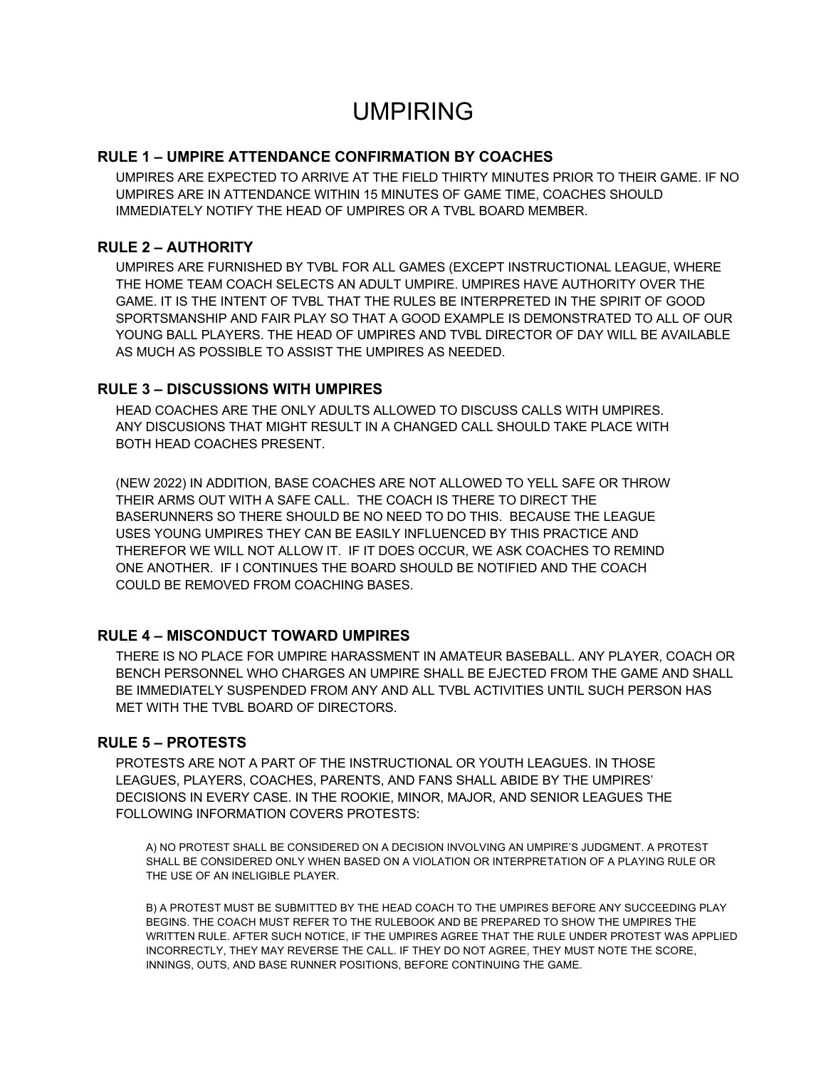# UMPIRING

## RULE 1 – UMPIRE ATTENDANCE CONFIRMATION BY COACHES

UMPIRES ARE EXPECTED TO ARRIVE AT THE FIELD THIRTY MINUTES PRIOR TO THEIR GAME. IF NO UMPIRES ARE IN ATTENDANCE WITHIN 15 MINUTES OF GAME TIME, COACHES SHOULD IMMEDIATELY NOTIFY THE HEAD OF UMPIRES OR A TVBL BOARD MEMBER.

## RULE 2 – AUTHORITY

UMPIRES ARE FURNISHED BY TVBL FOR ALL GAMES (EXCEPT INSTRUCTIONAL LEAGUE, WHERE THE HOME TEAM COACH SELECTS AN ADULT UMPIRE. UMPIRES HAVE AUTHORITY OVER THE GAME. IT IS THE INTENT OF TVBL THAT THE RULES BE INTERPRETED IN THE SPIRIT OF GOOD SPORTSMANSHIP AND FAIR PLAY SO THAT A GOOD EXAMPLE IS DEMONSTRATED TO ALL OF OUR YOUNG BALL PLAYERS. THE HEAD OF UMPIRES AND TVBL DIRECTOR OF DAY WILL BE AVAILABLE AS MUCH AS POSSIBLE TO ASSIST THE UMPIRES AS NEEDED.

## RULE 3 – DISCUSSIONS WITH UMPIRES

HEAD COACHES ARE THE ONLY ADULTS ALLOWED TO DISCUSS CALLS WITH UMPIRES. ANY DISCUSIONS THAT MIGHT RESULT IN A CHANGED CALL SHOULD TAKE PLACE WITH BOTH HEAD COACHES PRESENT.

(NEW 2022) IN ADDITION, BASE COACHES ARE NOT ALLOWED TO YELL SAFE OR THROW THEIR ARMS OUT WITH A SAFE CALL. THE COACH IS THERE TO DIRECT THE BASERUNNERS SO THERE SHOULD BE NO NEED TO DO THIS. BECAUSE THE LEAGUE USES YOUNG UMPIRES THEY CAN BE EASILY INFLUENCED BY THIS PRACTICE AND THEREFOR WE WILL NOT ALLOW IT. IF IT DOES OCCUR, WE ASK COACHES TO REMIND ONE ANOTHER. IF I CONTINUES THE BOARD SHOULD BE NOTIFIED AND THE COACH COULD BE REMOVED FROM COACHING BASES.

## RULE 4 – MISCONDUCT TOWARD UMPIRES

THERE IS NO PLACE FOR UMPIRE HARASSMENT IN AMATEUR BASEBALL. ANY PLAYER, COACH OR BENCH PERSONNEL WHO CHARGES AN UMPIRE SHALL BE EJECTED FROM THE GAME AND SHALL BE IMMEDIATELY SUSPENDED FROM ANY AND ALL TVBL ACTIVITIES UNTIL SUCH PERSON HAS MET WITH THE TVBL BOARD OF DIRECTORS.

## RULE 5 – PROTESTS

PROTESTS ARE NOT A PART OF THE INSTRUCTIONAL OR YOUTH LEAGUES. IN THOSE LEAGUES, PLAYERS, COACHES, PARENTS, AND FANS SHALL ABIDE BY THE UMPIRES' DECISIONS IN EVERY CASE. IN THE ROOKIE, MINOR, MAJOR, AND SENIOR LEAGUES THE FOLLOWING INFORMATION COVERS PROTESTS:

A) NO PROTEST SHALL BE CONSIDERED ON A DECISION INVOLVING AN UMPIRE'S JUDGMENT. A PROTEST SHALL BE CONSIDERED ONLY WHEN BASED ON A VIOLATION OR INTERPRETATION OF A PLAYING RULE OR THE USE OF AN INELIGIBLE PLAYER.

B) A PROTEST MUST BE SUBMITTED BY THE HEAD COACH TO THE UMPIRES BEFORE ANY SUCCEEDING PLAY BEGINS. THE COACH MUST REFER TO THE RULEBOOK AND BE PREPARED TO SHOW THE UMPIRES THE WRITTEN RULE. AFTER SUCH NOTICE, IF THE UMPIRES AGREE THAT THE RULE UNDER PROTEST WAS APPLIED INCORRECTLY, THEY MAY REVERSE THE CALL. IF THEY DO NOT AGREE, THEY MUST NOTE THE SCORE, INNINGS, OUTS, AND BASE RUNNER POSITIONS, BEFORE CONTINUING THE GAME.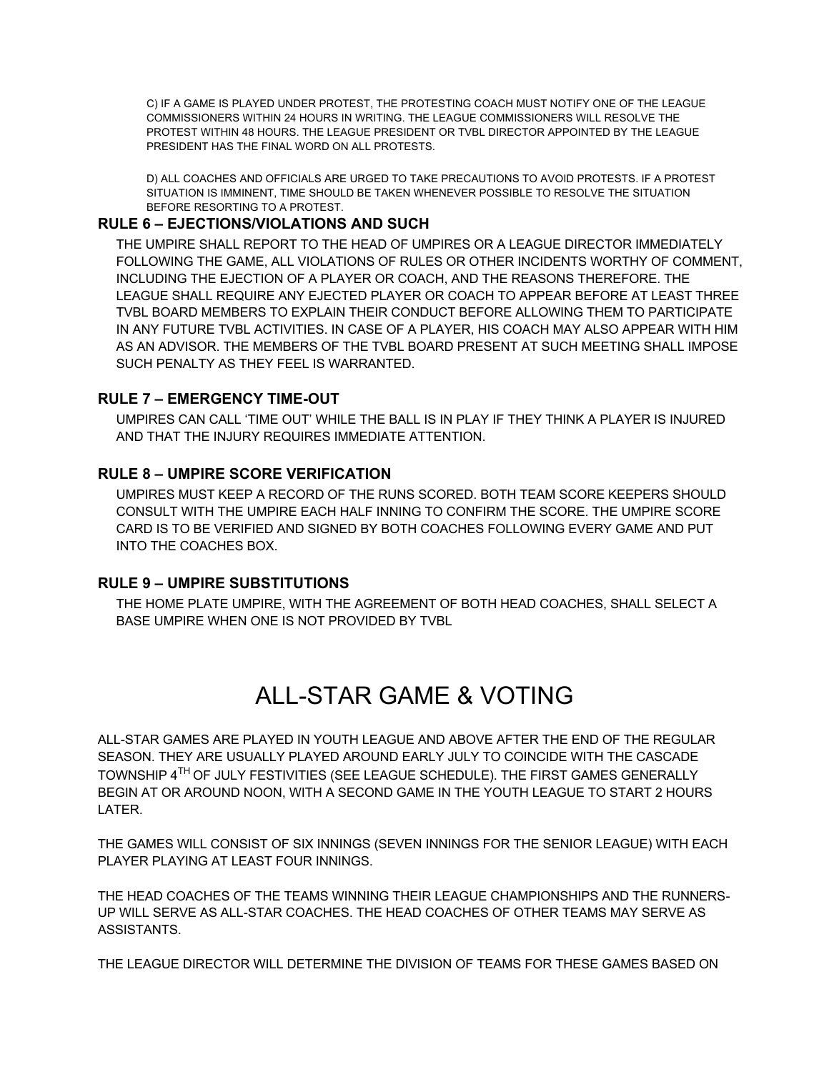C) IF A GAME IS PLAYED UNDER PROTEST, THE PROTESTING COACH MUST NOTIFY ONE OF THE LEAGUE COMMISSIONERS WITHIN 24 HOURS IN WRITING. THE LEAGUE COMMISSIONERS WILL RESOLVE THE PROTEST WITHIN 48 HOURS. THE LEAGUE PRESIDENT OR TVBL DIRECTOR APPOINTED BY THE LEAGUE PRESIDENT HAS THE FINAL WORD ON ALL PROTESTS.

D) ALL COACHES AND OFFICIALS ARE URGED TO TAKE PRECAUTIONS TO AVOID PROTESTS. IF A PROTEST SITUATION IS IMMINENT, TIME SHOULD BE TAKEN WHENEVER POSSIBLE TO RESOLVE THE SITUATION BEFORE RESORTING TO A PROTEST.

### RULE 6 – EJECTIONS/VIOLATIONS AND SUCH

THE UMPIRE SHALL REPORT TO THE HEAD OF UMPIRES OR A LEAGUE DIRECTOR IMMEDIATELY FOLLOWING THE GAME, ALL VIOLATIONS OF RULES OR OTHER INCIDENTS WORTHY OF COMMENT, INCLUDING THE EJECTION OF A PLAYER OR COACH, AND THE REASONS THEREFORE. THE LEAGUE SHALL REQUIRE ANY EJECTED PLAYER OR COACH TO APPEAR BEFORE AT LEAST THREE TVBL BOARD MEMBERS TO EXPLAIN THEIR CONDUCT BEFORE ALLOWING THEM TO PARTICIPATE IN ANY FUTURE TVBL ACTIVITIES. IN CASE OF A PLAYER, HIS COACH MAY ALSO APPEAR WITH HIM AS AN ADVISOR. THE MEMBERS OF THE TVBL BOARD PRESENT AT SUCH MEETING SHALL IMPOSE SUCH PENALTY AS THEY FEEL IS WARRANTED.

### RULE 7 – EMERGENCY TIME-OUT

UMPIRES CAN CALL 'TIME OUT' WHILE THE BALL IS IN PLAY IF THEY THINK A PLAYER IS INJURED AND THAT THE INJURY REQUIRES IMMEDIATE ATTENTION.

### RULE 8 – UMPIRE SCORE VERIFICATION

UMPIRES MUST KEEP A RECORD OF THE RUNS SCORED. BOTH TEAM SCORE KEEPERS SHOULD CONSULT WITH THE UMPIRE EACH HALF INNING TO CONFIRM THE SCORE. THE UMPIRE SCORE CARD IS TO BE VERIFIED AND SIGNED BY BOTH COACHES FOLLOWING EVERY GAME AND PUT INTO THE COACHES BOX.

### RULE 9 – UMPIRE SUBSTITUTIONS

THE HOME PLATE UMPIRE, WITH THE AGREEMENT OF BOTH HEAD COACHES, SHALL SELECT A BASE UMPIRE WHEN ONE IS NOT PROVIDED BY TVBL

# ALL-STAR GAME & VOTING

ALL-STAR GAMES ARE PLAYED IN YOUTH LEAGUE AND ABOVE AFTER THE END OF THE REGULAR SEASON. THEY ARE USUALLY PLAYED AROUND EARLY JULY TO COINCIDE WITH THE CASCADE TOWNSHIP 4TH OF JULY FESTIVITIES (SEE LEAGUE SCHEDULE). THE FIRST GAMES GENERALLY BEGIN AT OR AROUND NOON, WITH A SECOND GAME IN THE YOUTH LEAGUE TO START 2 HOURS LATER.

THE GAMES WILL CONSIST OF SIX INNINGS (SEVEN INNINGS FOR THE SENIOR LEAGUE) WITH EACH PLAYER PLAYING AT LEAST FOUR INNINGS.

THE HEAD COACHES OF THE TEAMS WINNING THEIR LEAGUE CHAMPIONSHIPS AND THE RUNNERS-UP WILL SERVE AS ALL-STAR COACHES. THE HEAD COACHES OF OTHER TEAMS MAY SERVE AS ASSISTANTS.

THE LEAGUE DIRECTOR WILL DETERMINE THE DIVISION OF TEAMS FOR THESE GAMES BASED ON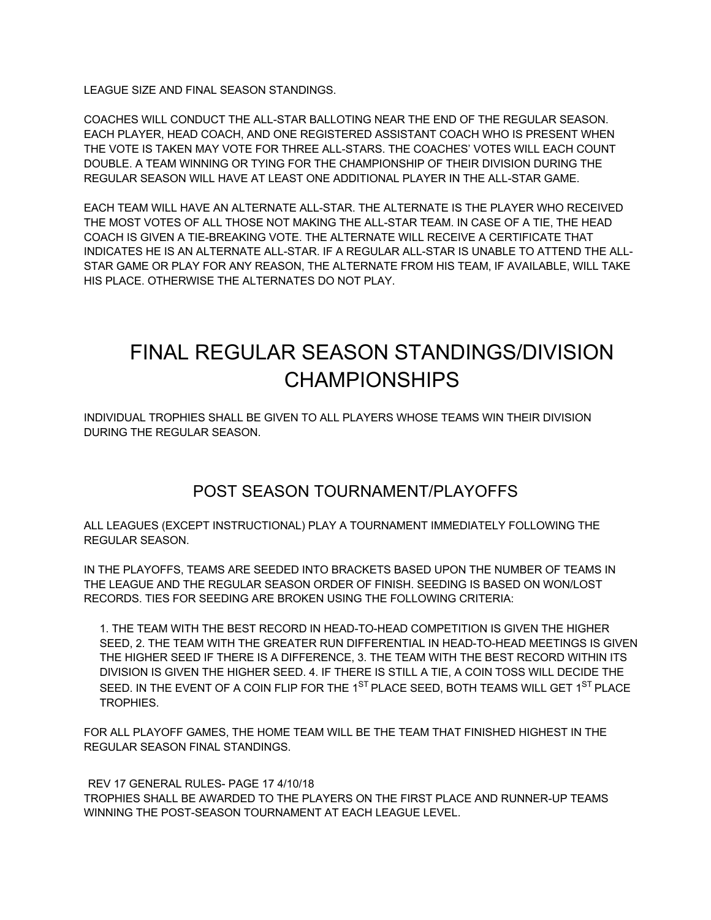LEAGUE SIZE AND FINAL SEASON STANDINGS.

COACHES WILL CONDUCT THE ALL-STAR BALLOTING NEAR THE END OF THE REGULAR SEASON. EACH PLAYER, HEAD COACH, AND ONE REGISTERED ASSISTANT COACH WHO IS PRESENT WHEN THE VOTE IS TAKEN MAY VOTE FOR THREE ALL-STARS. THE COACHES' VOTES WILL EACH COUNT DOUBLE. A TEAM WINNING OR TYING FOR THE CHAMPIONSHIP OF THEIR DIVISION DURING THE REGULAR SEASON WILL HAVE AT LEAST ONE ADDITIONAL PLAYER IN THE ALL-STAR GAME.

EACH TEAM WILL HAVE AN ALTERNATE ALL-STAR. THE ALTERNATE IS THE PLAYER WHO RECEIVED THE MOST VOTES OF ALL THOSE NOT MAKING THE ALL-STAR TEAM. IN CASE OF A TIE, THE HEAD COACH IS GIVEN A TIE-BREAKING VOTE. THE ALTERNATE WILL RECEIVE A CERTIFICATE THAT INDICATES HE IS AN ALTERNATE ALL-STAR. IF A REGULAR ALL-STAR IS UNABLE TO ATTEND THE ALL-STAR GAME OR PLAY FOR ANY REASON, THE ALTERNATE FROM HIS TEAM, IF AVAILABLE, WILL TAKE HIS PLACE. OTHERWISE THE ALTERNATES DO NOT PLAY.

# FINAL REGULAR SEASON STANDINGS/DIVISION CHAMPIONSHIPS

INDIVIDUAL TROPHIES SHALL BE GIVEN TO ALL PLAYERS WHOSE TEAMS WIN THEIR DIVISION DURING THE REGULAR SEASON.

## POST SEASON TOURNAMENT/PLAYOFFS

ALL LEAGUES (EXCEPT INSTRUCTIONAL) PLAY A TOURNAMENT IMMEDIATELY FOLLOWING THE REGULAR SEASON.

IN THE PLAYOFFS, TEAMS ARE SEEDED INTO BRACKETS BASED UPON THE NUMBER OF TEAMS IN THE LEAGUE AND THE REGULAR SEASON ORDER OF FINISH. SEEDING IS BASED ON WON/LOST RECORDS. TIES FOR SEEDING ARE BROKEN USING THE FOLLOWING CRITERIA:

1. THE TEAM WITH THE BEST RECORD IN HEAD-TO-HEAD COMPETITION IS GIVEN THE HIGHER SEED, 2. THE TEAM WITH THE GREATER RUN DIFFERENTIAL IN HEAD-TO-HEAD MEETINGS IS GIVEN THE HIGHER SEED IF THERE IS A DIFFERENCE, 3. THE TEAM WITH THE BEST RECORD WITHIN ITS DIVISION IS GIVEN THE HIGHER SEED. 4. IF THERE IS STILL A TIE, A COIN TOSS WILL DECIDE THE SEED. IN THE EVENT OF A COIN FLIP FOR THE 1ST PLACE SEED, BOTH TEAMS WILL GET 1ST PLACE TROPHIES.

FOR ALL PLAYOFF GAMES, THE HOME TEAM WILL BE THE TEAM THAT FINISHED HIGHEST IN THE REGULAR SEASON FINAL STANDINGS.

TROPHIES SHALL BE AWARDED TO THE PLAYERS ON THE FIRST PLACE AND RUNNER-UP TEAMS WINNING THE POST-SEASON TOURNAMENT AT EACH LEAGUE LEVEL.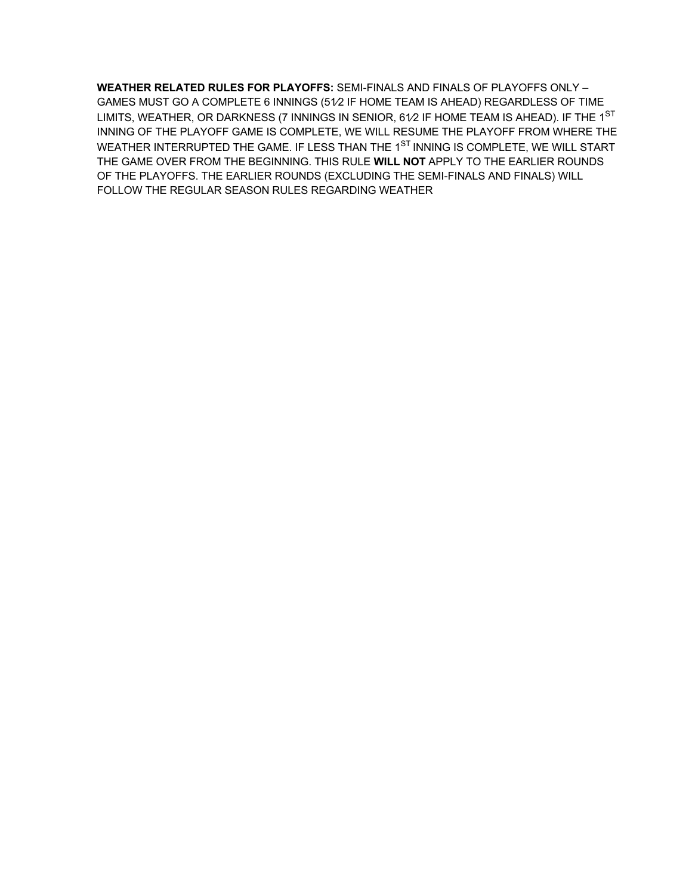**WEATHER RELATED RULES FOR PLAYOFFS:** SEMI-FINALS AND FINALS OF PLAYOFFS ONLY – GAMES MUST GO A COMPLETE 6 INNINGS (5½ IF HOME TEAM IS AHEAD) REGARDLESS OF TIME LIMITS, WEATHER, OR DARKNESS (7 INNINGS IN SENIOR, 6½ IF HOME TEAM IS AHEAD). IF THE 1ST INNING OF THE PLAYOFF GAME IS COMPLETE, WE WILL RESUME THE PLAYOFF FROM WHERE THE WEATHER INTERRUPTED THE GAME. IF LESS THAN THE 1ST INNING IS COMPLETE, WE WILL START THE GAME OVER FROM THE BEGINNING. THIS RULE **WILL NOT** APPLY TO THE EARLIER ROUNDS OF THE PLAYOFFS. THE EARLIER ROUNDS (EXCLUDING THE SEMI-FINALS AND FINALS) WILL FOLLOW THE REGULAR SEASON RULES REGARDING WEATHER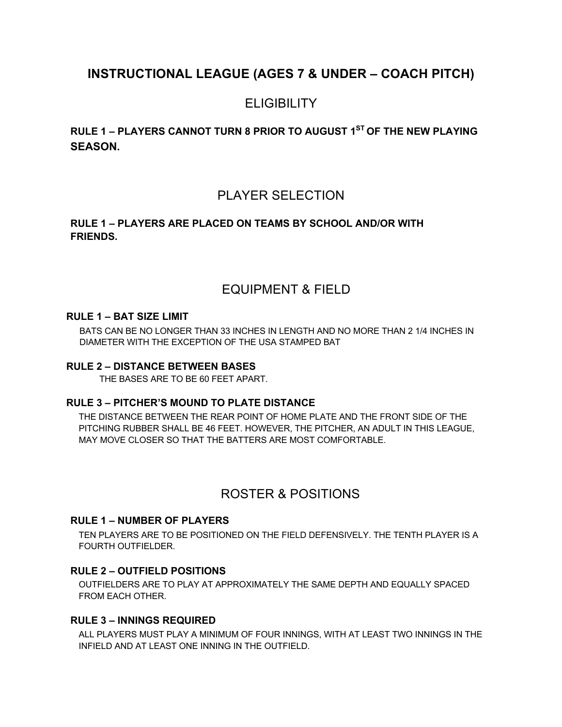# INSTRUCTIONAL LEAGUE (AGES 7 & UNDER – COACH PITCH)

## ELIGIBILITY

**RULE 1 – PLAYERS CANNOT TURN 8 PRIOR TO AUGUST 1ST OF THE NEW PLAYING SEASON.**

## PLAYER SELECTION

**RULE 1 – PLAYERS ARE PLACED ON TEAMS BY SCHOOL AND/OR WITH FRIENDS.**

## EQUIPMENT & FIELD

**RULE 1 – BAT SIZE LIMIT**

BATS CAN BE NO LONGER THAN 33 INCHES IN LENGTH AND NO MORE THAN 2 1/4 INCHES IN DIAMETER WITH THE EXCEPTION OF THE USA STAMPED BAT

**RULE 2 – DISTANCE BETWEEN BASES**

THE BASES ARE TO BE 60 FEET APART.

**RULE 3 – PITCHER'S MOUND TO PLATE DISTANCE**

THE DISTANCE BETWEEN THE REAR POINT OF HOME PLATE AND THE FRONT SIDE OF THE PITCHING RUBBER SHALL BE 46 FEET. HOWEVER, THE PITCHER, AN ADULT IN THIS LEAGUE, MAY MOVE CLOSER SO THAT THE BATTERS ARE MOST COMFORTABLE.

## ROSTER & POSITIONS

**RULE 1 – NUMBER OF PLAYERS**

TEN PLAYERS ARE TO BE POSITIONED ON THE FIELD DEFENSIVELY. THE TENTH PLAYER IS A FOURTH OUTFIELDER.

**RULE 2 – OUTFIELD POSITIONS**

OUTFIELDERS ARE TO PLAY AT APPROXIMATELY THE SAME DEPTH AND EQUALLY SPACED FROM EACH OTHER.

**RULE 3 – INNINGS REQUIRED**

ALL PLAYERS MUST PLAY A MINIMUM OF FOUR INNINGS, WITH AT LEAST TWO INNINGS IN THE INFIELD AND AT LEAST ONE INNING IN THE OUTFIELD.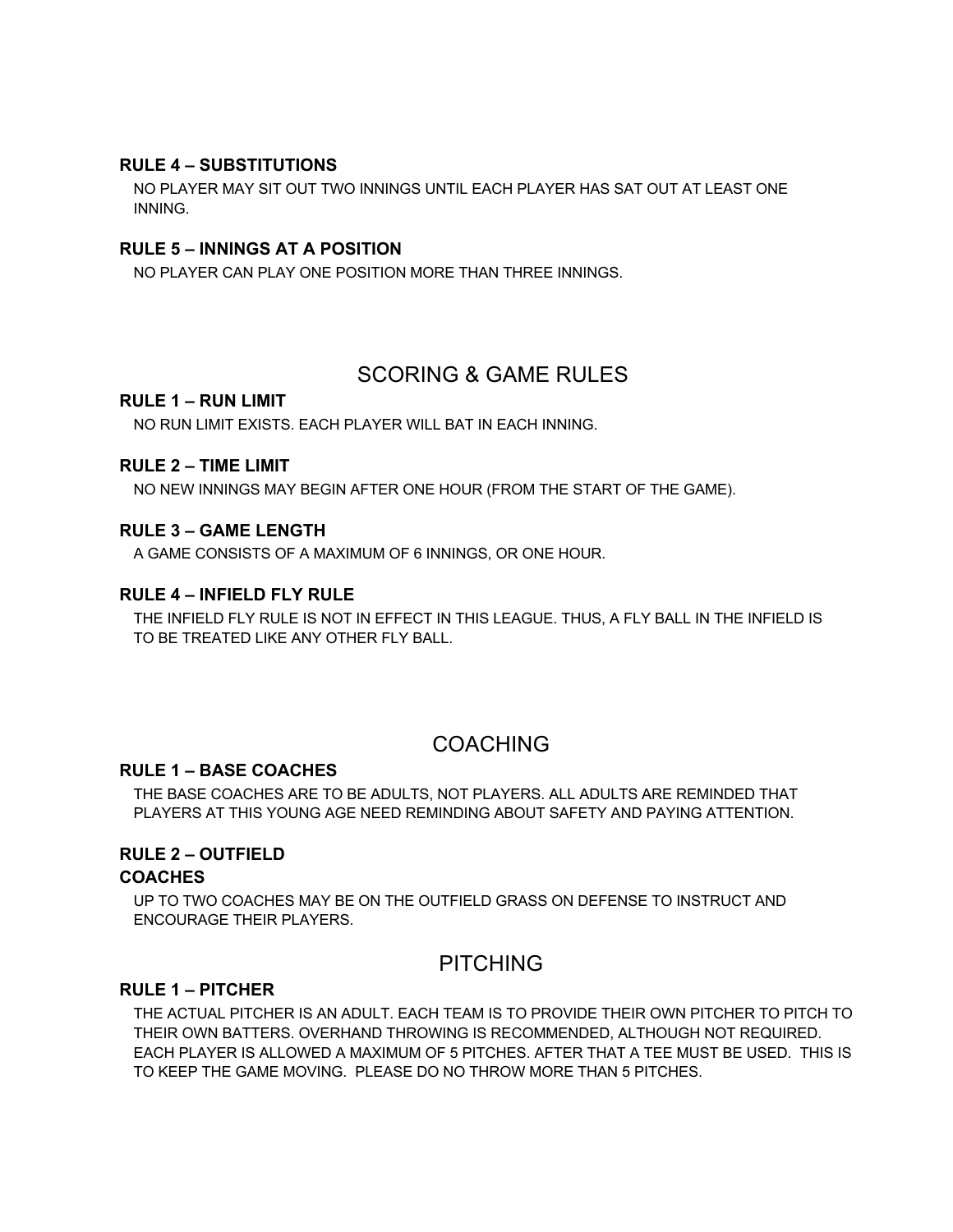### RULE 4 – SUBSTITUTIONS

NO PLAYER MAY SIT OUT TWO INNINGS UNTIL EACH PLAYER HAS SAT OUT AT LEAST ONE INNING.

### RULE 5 – INNINGS AT A POSITION

NO PLAYER CAN PLAY ONE POSITION MORE THAN THREE INNINGS.

## SCORING & GAME RULES

### RULE 1 – RUN LIMIT

NO RUN LIMIT EXISTS. EACH PLAYER WILL BAT IN EACH INNING.

### RULE 2 – TIME LIMIT

NO NEW INNINGS MAY BEGIN AFTER ONE HOUR (FROM THE START OF THE GAME).

### RULE 3 – GAME LENGTH

A GAME CONSISTS OF A MAXIMUM OF 6 INNINGS, OR ONE HOUR.

### RULE 4 – INFIELD FLY RULE

THE INFIELD FLY RULE IS NOT IN EFFECT IN THIS LEAGUE. THUS, A FLY BALL IN THE INFIELD IS TO BE TREATED LIKE ANY OTHER FLY BALL.

## COACHING

### RULE 1 – BASE COACHES

THE BASE COACHES ARE TO BE ADULTS, NOT PLAYERS. ALL ADULTS ARE REMINDED THAT PLAYERS AT THIS YOUNG AGE NEED REMINDING ABOUT SAFETY AND PAYING ATTENTION.

### RULE 2 – OUTFIELD COACHES

UP TO TWO COACHES MAY BE ON THE OUTFIELD GRASS ON DEFENSE TO INSTRUCT AND ENCOURAGE THEIR PLAYERS.

## PITCHING

### RULE 1 – PITCHER

THE ACTUAL PITCHER IS AN ADULT. EACH TEAM IS TO PROVIDE THEIR OWN PITCHER TO PITCH TO THEIR OWN BATTERS. OVERHAND THROWING IS RECOMMENDED, ALTHOUGH NOT REQUIRED. EACH PLAYER IS ALLOWED A MAXIMUM OF 5 PITCHES. AFTER THAT A TEE MUST BE USED. THIS IS TO KEEP THE GAME MOVING. PLEASE DO NO THROW MORE THAN 5 PITCHES.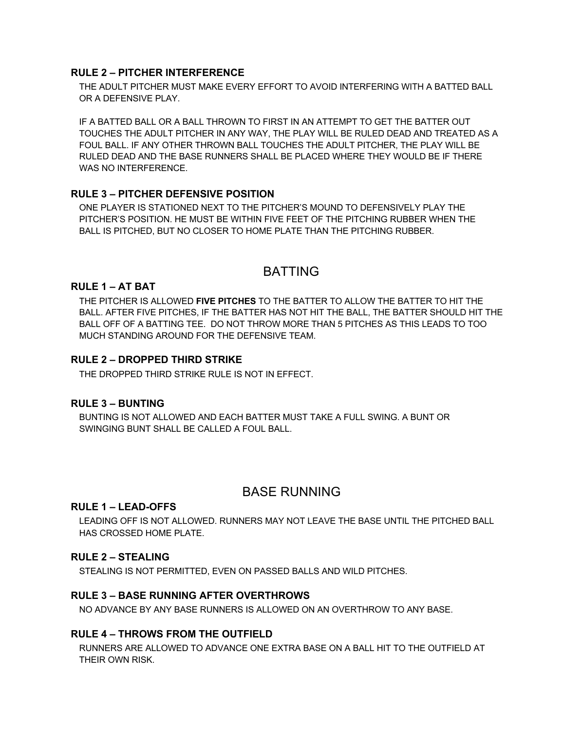### RULE 2 – PITCHER INTERFERENCE

THE ADULT PITCHER MUST MAKE EVERY EFFORT TO AVOID INTERFERING WITH A BATTED BALL OR A DEFENSIVE PLAY.

IF A BATTED BALL OR A BALL THROWN TO FIRST IN AN ATTEMPT TO GET THE BATTER OUT TOUCHES THE ADULT PITCHER IN ANY WAY, THE PLAY WILL BE RULED DEAD AND TREATED AS A FOUL BALL. IF ANY OTHER THROWN BALL TOUCHES THE ADULT PITCHER, THE PLAY WILL BE RULED DEAD AND THE BASE RUNNERS SHALL BE PLACED WHERE THEY WOULD BE IF THERE WAS NO INTERFERENCE.

### RULE 3 – PITCHER DEFENSIVE POSITION

ONE PLAYER IS STATIONED NEXT TO THE PITCHER'S MOUND TO DEFENSIVELY PLAY THE PITCHER'S POSITION. HE MUST BE WITHIN FIVE FEET OF THE PITCHING RUBBER WHEN THE BALL IS PITCHED, BUT NO CLOSER TO HOME PLATE THAN THE PITCHING RUBBER.

## BATTING

### RULE 1 – AT BAT

THE PITCHER IS ALLOWED **FIVE PITCHES** TO THE BATTER TO ALLOW THE BATTER TO HIT THE BALL. AFTER FIVE PITCHES, IF THE BATTER HAS NOT HIT THE BALL, THE BATTER SHOULD HIT THE BALL OFF OF A BATTING TEE. DO NOT THROW MORE THAN 5 PITCHES AS THIS LEADS TO TOO MUCH STANDING AROUND FOR THE DEFENSIVE TEAM.

### RULE 2 – DROPPED THIRD STRIKE

THE DROPPED THIRD STRIKE RULE IS NOT IN EFFECT.

### RULE 3 – BUNTING

BUNTING IS NOT ALLOWED AND EACH BATTER MUST TAKE A FULL SWING. A BUNT OR SWINGING BUNT SHALL BE CALLED A FOUL BALL.

## BASE RUNNING

### RULE 1 – LEAD-OFFS

LEADING OFF IS NOT ALLOWED. RUNNERS MAY NOT LEAVE THE BASE UNTIL THE PITCHED BALL HAS CROSSED HOME PLATE.

### RULE 2 – STEALING

STEALING IS NOT PERMITTED, EVEN ON PASSED BALLS AND WILD PITCHES.

### RULE 3 – BASE RUNNING AFTER OVERTHROWS

NO ADVANCE BY ANY BASE RUNNERS IS ALLOWED ON AN OVERTHROW TO ANY BASE.

### RULE 4 – THROWS FROM THE OUTFIELD

RUNNERS ARE ALLOWED TO ADVANCE ONE EXTRA BASE ON A BALL HIT TO THE OUTFIELD AT THEIR OWN RISK.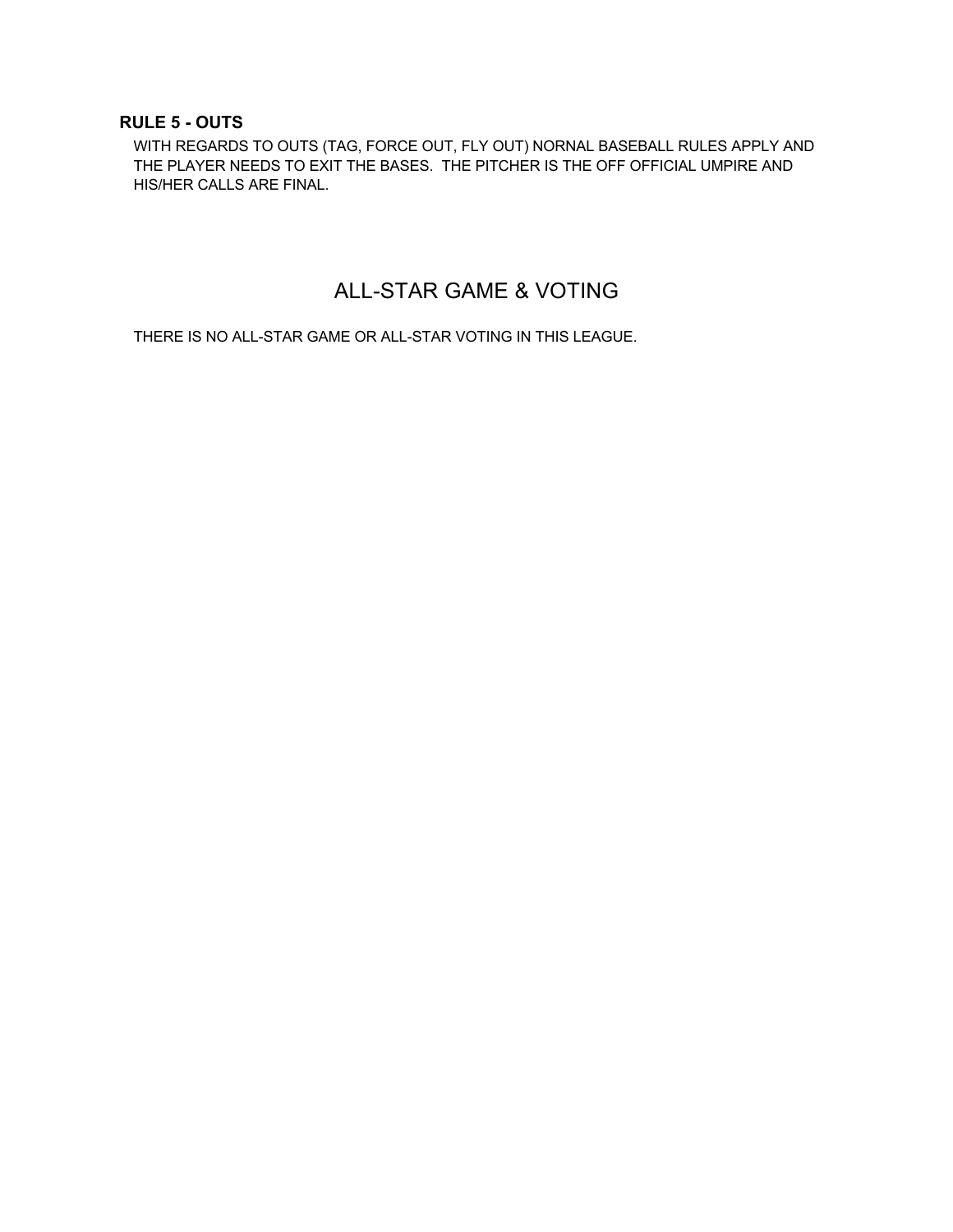### RULE 5 - OUTS

WITH REGARDS TO OUTS (TAG, FORCE OUT, FLY OUT) NORNAL BASEBALL RULES APPLY AND THE PLAYER NEEDS TO EXIT THE BASES. THE PITCHER IS THE OFF OFFICIAL UMPIRE AND HIS/HER CALLS ARE FINAL.

## ALL-STAR GAME & VOTING

THERE IS NO ALL-STAR GAME OR ALL-STAR VOTING IN THIS LEAGUE.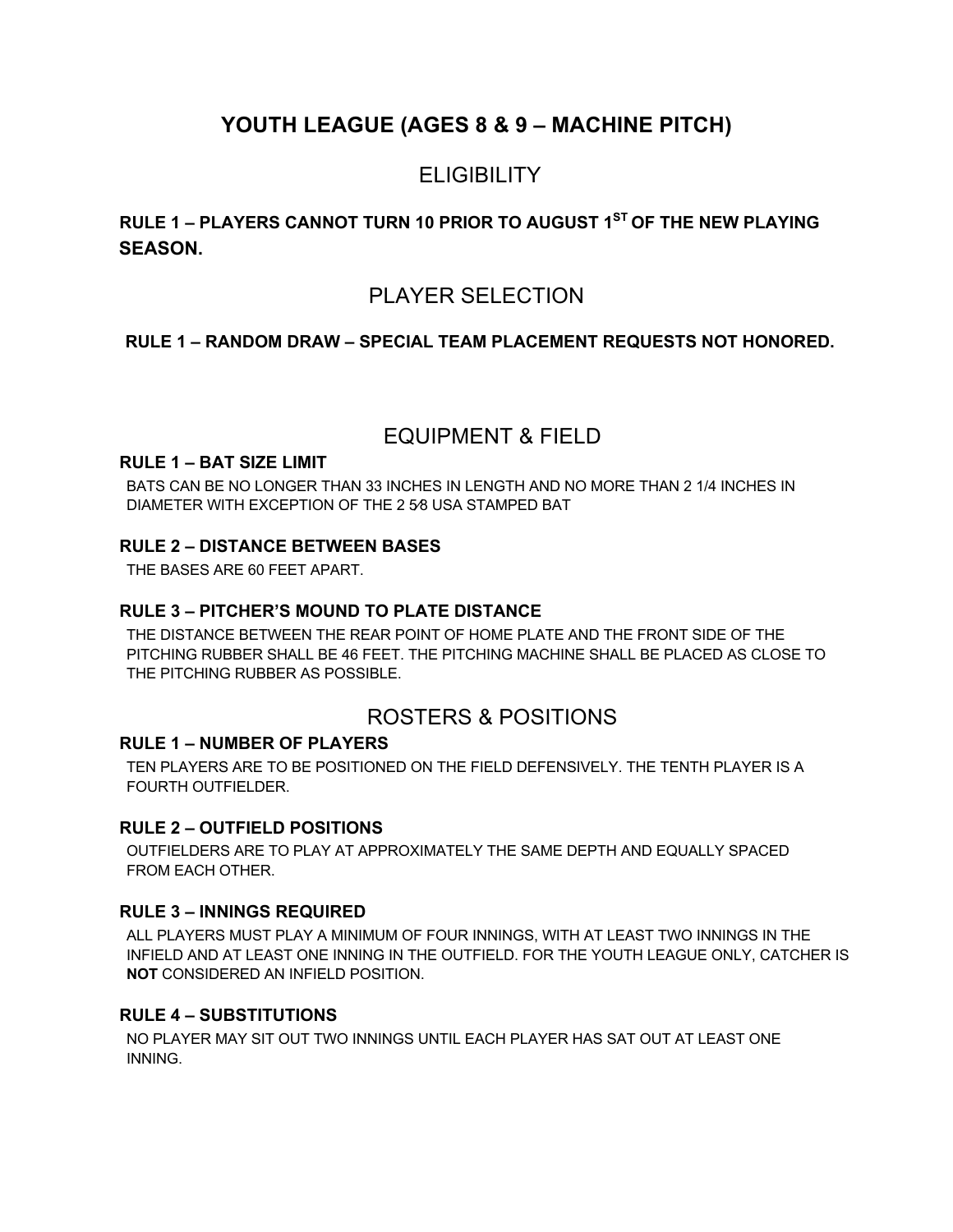# YOUTH LEAGUE (AGES 8 & 9 – MACHINE PITCH)

## ELIGIBILITY

**RULE 1 – PLAYERS CANNOT TURN 10 PRIOR TO AUGUST 1ST OF THE NEW PLAYING SEASON.**

## PLAYER SELECTION

**RULE 1 – RANDOM DRAW – SPECIAL TEAM PLACEMENT REQUESTS NOT HONORED.**

## EQUIPMENT & FIELD

### RULE 1 – BAT SIZE LIMIT

BATS CAN BE NO LONGER THAN 33 INCHES IN LENGTH AND NO MORE THAN 2 1/4 INCHES IN DIAMETER WITH EXCEPTION OF THE 2 5⁄8 USA STAMPED BAT

### RULE 2 – DISTANCE BETWEEN BASES

THE BASES ARE 60 FEET APART.

### RULE 3 – PITCHER'S MOUND TO PLATE DISTANCE

THE DISTANCE BETWEEN THE REAR POINT OF HOME PLATE AND THE FRONT SIDE OF THE PITCHING RUBBER SHALL BE 46 FEET. THE PITCHING MACHINE SHALL BE PLACED AS CLOSE TO THE PITCHING RUBBER AS POSSIBLE.

## ROSTERS & POSITIONS

### RULE 1 – NUMBER OF PLAYERS

TEN PLAYERS ARE TO BE POSITIONED ON THE FIELD DEFENSIVELY. THE TENTH PLAYER IS A FOURTH OUTFIELDER.

### RULE 2 – OUTFIELD POSITIONS

OUTFIELDERS ARE TO PLAY AT APPROXIMATELY THE SAME DEPTH AND EQUALLY SPACED FROM EACH OTHER.

### RULE 3 – INNINGS REQUIRED

ALL PLAYERS MUST PLAY A MINIMUM OF FOUR INNINGS, WITH AT LEAST TWO INNINGS IN THE INFIELD AND AT LEAST ONE INNING IN THE OUTFIELD. FOR THE YOUTH LEAGUE ONLY, CATCHER IS **NOT** CONSIDERED AN INFIELD POSITION.

### RULE 4 – SUBSTITUTIONS

NO PLAYER MAY SIT OUT TWO INNINGS UNTIL EACH PLAYER HAS SAT OUT AT LEAST ONE INNING.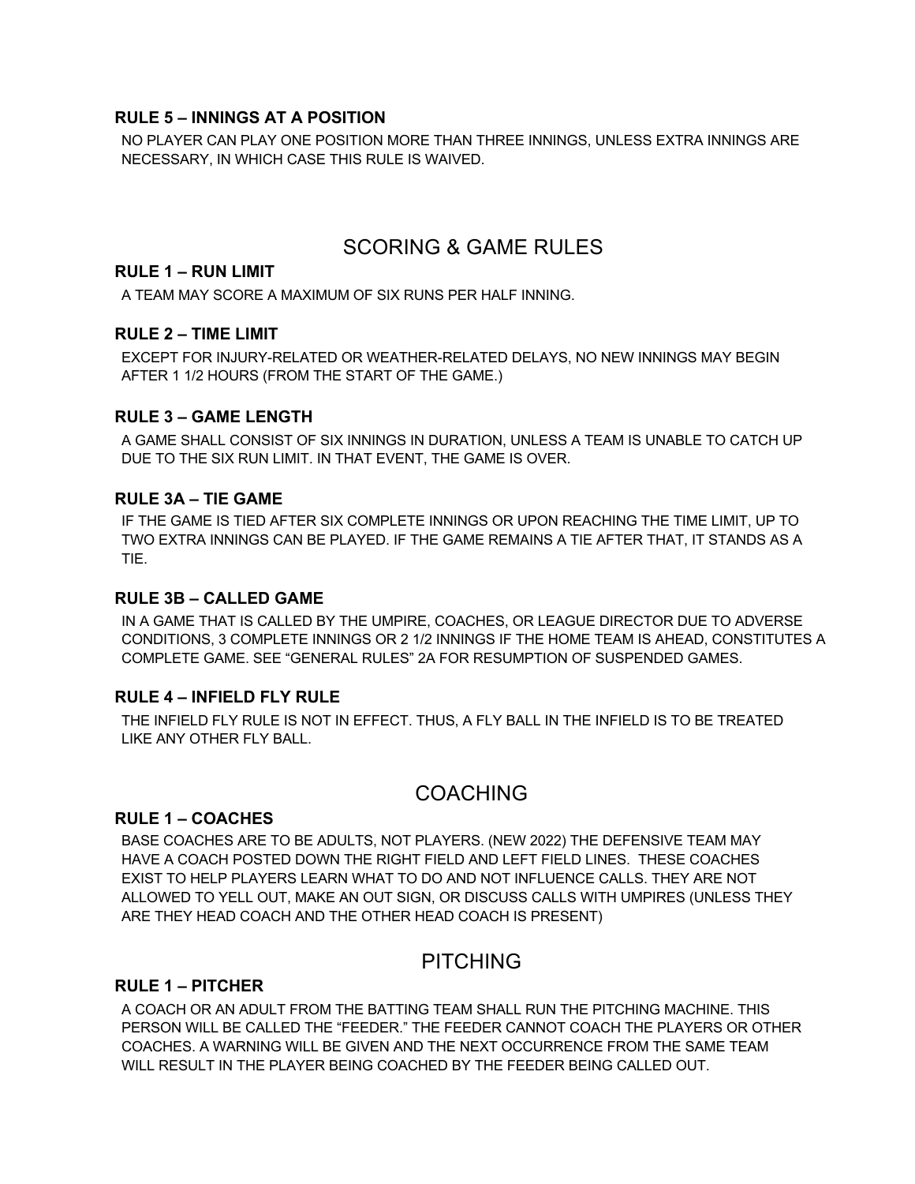### RULE 5 – INNINGS AT A POSITION

NO PLAYER CAN PLAY ONE POSITION MORE THAN THREE INNINGS, UNLESS EXTRA INNINGS ARE NECESSARY, IN WHICH CASE THIS RULE IS WAIVED.

## SCORING & GAME RULES

### RULE 1 – RUN LIMIT

A TEAM MAY SCORE A MAXIMUM OF SIX RUNS PER HALF INNING.

### RULE 2 – TIME LIMIT

EXCEPT FOR INJURY-RELATED OR WEATHER-RELATED DELAYS, NO NEW INNINGS MAY BEGIN AFTER 1 1/2 HOURS (FROM THE START OF THE GAME.)

### RULE 3 – GAME LENGTH

A GAME SHALL CONSIST OF SIX INNINGS IN DURATION, UNLESS A TEAM IS UNABLE TO CATCH UP DUE TO THE SIX RUN LIMIT. IN THAT EVENT, THE GAME IS OVER.

### RULE 3A – TIE GAME

IF THE GAME IS TIED AFTER SIX COMPLETE INNINGS OR UPON REACHING THE TIME LIMIT, UP TO TWO EXTRA INNINGS CAN BE PLAYED. IF THE GAME REMAINS A TIE AFTER THAT, IT STANDS AS A TIE.

### RULE 3B – CALLED GAME

IN A GAME THAT IS CALLED BY THE UMPIRE, COACHES, OR LEAGUE DIRECTOR DUE TO ADVERSE CONDITIONS, 3 COMPLETE INNINGS OR 2 1/2 INNINGS IF THE HOME TEAM IS AHEAD, CONSTITUTES A COMPLETE GAME. SEE "GENERAL RULES" 2A FOR RESUMPTION OF SUSPENDED GAMES.

### RULE 4 – INFIELD FLY RULE

THE INFIELD FLY RULE IS NOT IN EFFECT. THUS, A FLY BALL IN THE INFIELD IS TO BE TREATED LIKE ANY OTHER FLY BALL.

## COACHING

### RULE 1 – COACHES

BASE COACHES ARE TO BE ADULTS, NOT PLAYERS. (NEW 2022) THE DEFENSIVE TEAM MAY HAVE A COACH POSTED DOWN THE RIGHT FIELD AND LEFT FIELD LINES. THESE COACHES EXIST TO HELP PLAYERS LEARN WHAT TO DO AND NOT INFLUENCE CALLS. THEY ARE NOT ALLOWED TO YELL OUT, MAKE AN OUT SIGN, OR DISCUSS CALLS WITH UMPIRES (UNLESS THEY ARE THEY HEAD COACH AND THE OTHER HEAD COACH IS PRESENT)

## PITCHING

### RULE 1 – PITCHER

A COACH OR AN ADULT FROM THE BATTING TEAM SHALL RUN THE PITCHING MACHINE. THIS PERSON WILL BE CALLED THE "FEEDER." THE FEEDER CANNOT COACH THE PLAYERS OR OTHER COACHES. A WARNING WILL BE GIVEN AND THE NEXT OCCURRENCE FROM THE SAME TEAM WILL RESULT IN THE PLAYER BEING COACHED BY THE FEEDER BEING CALLED OUT.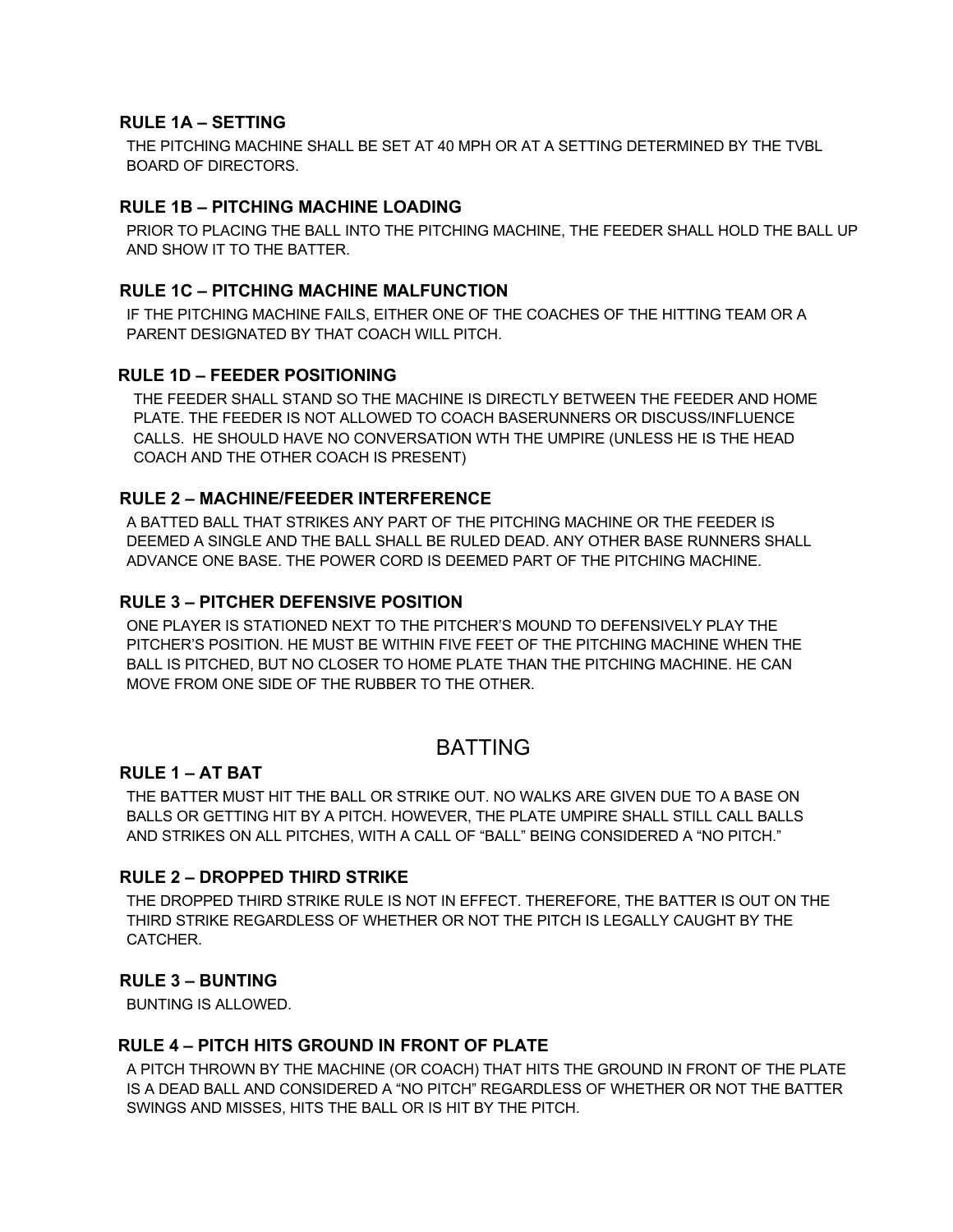### RULE 1A – SETTING

THE PITCHING MACHINE SHALL BE SET AT 40 MPH OR AT A SETTING DETERMINED BY THE TVBL BOARD OF DIRECTORS.

### RULE 1B – PITCHING MACHINE LOADING

PRIOR TO PLACING THE BALL INTO THE PITCHING MACHINE, THE FEEDER SHALL HOLD THE BALL UP AND SHOW IT TO THE BATTER.

### RULE 1C – PITCHING MACHINE MALFUNCTION

IF THE PITCHING MACHINE FAILS, EITHER ONE OF THE COACHES OF THE HITTING TEAM OR A PARENT DESIGNATED BY THAT COACH WILL PITCH.

### RULE 1D – FEEDER POSITIONING

THE FEEDER SHALL STAND SO THE MACHINE IS DIRECTLY BETWEEN THE FEEDER AND HOME PLATE. THE FEEDER IS NOT ALLOWED TO COACH BASERUNNERS OR DISCUSS/INFLUENCE CALLS. HE SHOULD HAVE NO CONVERSATION WTH THE UMPIRE (UNLESS HE IS THE HEAD COACH AND THE OTHER COACH IS PRESENT)

### RULE 2 – MACHINE/FEEDER INTERFERENCE

A BATTED BALL THAT STRIKES ANY PART OF THE PITCHING MACHINE OR THE FEEDER IS DEEMED A SINGLE AND THE BALL SHALL BE RULED DEAD. ANY OTHER BASE RUNNERS SHALL ADVANCE ONE BASE. THE POWER CORD IS DEEMED PART OF THE PITCHING MACHINE.

### RULE 3 – PITCHER DEFENSIVE POSITION

ONE PLAYER IS STATIONED NEXT TO THE PITCHER'S MOUND TO DEFENSIVELY PLAY THE PITCHER'S POSITION. HE MUST BE WITHIN FIVE FEET OF THE PITCHING MACHINE WHEN THE BALL IS PITCHED, BUT NO CLOSER TO HOME PLATE THAN THE PITCHING MACHINE. HE CAN MOVE FROM ONE SIDE OF THE RUBBER TO THE OTHER.

## BATTING

### RULE 1 – AT BAT

THE BATTER MUST HIT THE BALL OR STRIKE OUT. NO WALKS ARE GIVEN DUE TO A BASE ON BALLS OR GETTING HIT BY A PITCH. HOWEVER, THE PLATE UMPIRE SHALL STILL CALL BALLS AND STRIKES ON ALL PITCHES, WITH A CALL OF "BALL" BEING CONSIDERED A "NO PITCH."

### RULE 2 – DROPPED THIRD STRIKE

THE DROPPED THIRD STRIKE RULE IS NOT IN EFFECT. THEREFORE, THE BATTER IS OUT ON THE THIRD STRIKE REGARDLESS OF WHETHER OR NOT THE PITCH IS LEGALLY CAUGHT BY THE CATCHER.

### RULE 3 – BUNTING

BUNTING IS ALLOWED.

### RULE 4 – PITCH HITS GROUND IN FRONT OF PLATE

A PITCH THROWN BY THE MACHINE (OR COACH) THAT HITS THE GROUND IN FRONT OF THE PLATE IS A DEAD BALL AND CONSIDERED A "NO PITCH" REGARDLESS OF WHETHER OR NOT THE BATTER SWINGS AND MISSES, HITS THE BALL OR IS HIT BY THE PITCH.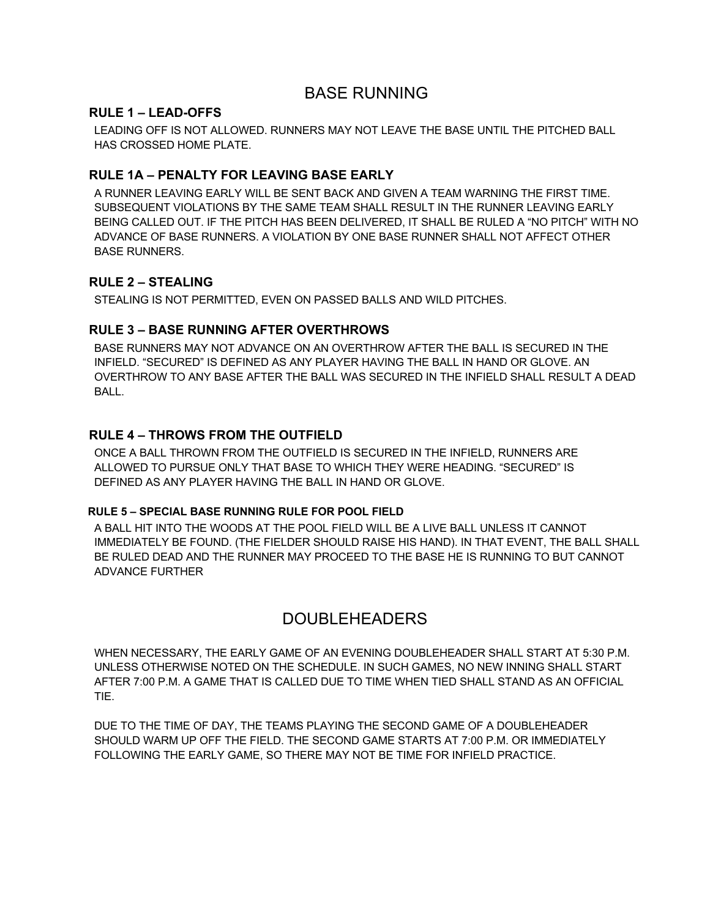# BASE RUNNING

### RULE 1 – LEAD-OFFS

LEADING OFF IS NOT ALLOWED. RUNNERS MAY NOT LEAVE THE BASE UNTIL THE PITCHED BALL HAS CROSSED HOME PLATE.

### RULE 1A – PENALTY FOR LEAVING BASE EARLY

A RUNNER LEAVING EARLY WILL BE SENT BACK AND GIVEN A TEAM WARNING THE FIRST TIME. SUBSEQUENT VIOLATIONS BY THE SAME TEAM SHALL RESULT IN THE RUNNER LEAVING EARLY BEING CALLED OUT. IF THE PITCH HAS BEEN DELIVERED, IT SHALL BE RULED A "NO PITCH" WITH NO ADVANCE OF BASE RUNNERS. A VIOLATION BY ONE BASE RUNNER SHALL NOT AFFECT OTHER BASE RUNNERS.

### RULE 2 – STEALING

STEALING IS NOT PERMITTED, EVEN ON PASSED BALLS AND WILD PITCHES.

### RULE 3 – BASE RUNNING AFTER OVERTHROWS

BASE RUNNERS MAY NOT ADVANCE ON AN OVERTHROW AFTER THE BALL IS SECURED IN THE INFIELD. "SECURED" IS DEFINED AS ANY PLAYER HAVING THE BALL IN HAND OR GLOVE. AN OVERTHROW TO ANY BASE AFTER THE BALL WAS SECURED IN THE INFIELD SHALL RESULT A DEAD BALL.

### RULE 4 – THROWS FROM THE OUTFIELD

ONCE A BALL THROWN FROM THE OUTFIELD IS SECURED IN THE INFIELD, RUNNERS ARE ALLOWED TO PURSUE ONLY THAT BASE TO WHICH THEY WERE HEADING. "SECURED" IS DEFINED AS ANY PLAYER HAVING THE BALL IN HAND OR GLOVE.

### RULE 5 – SPECIAL BASE RUNNING RULE FOR POOL FIELD

A BALL HIT INTO THE WOODS AT THE POOL FIELD WILL BE A LIVE BALL UNLESS IT CANNOT IMMEDIATELY BE FOUND. (THE FIELDER SHOULD RAISE HIS HAND). IN THAT EVENT, THE BALL SHALL BE RULED DEAD AND THE RUNNER MAY PROCEED TO THE BASE HE IS RUNNING TO BUT CANNOT ADVANCE FURTHER

# DOUBLEHEADERS

WHEN NECESSARY, THE EARLY GAME OF AN EVENING DOUBLEHEADER SHALL START AT 5:30 P.M. UNLESS OTHERWISE NOTED ON THE SCHEDULE. IN SUCH GAMES, NO NEW INNING SHALL START AFTER 7:00 P.M. A GAME THAT IS CALLED DUE TO TIME WHEN TIED SHALL STAND AS AN OFFICIAL TIE.

DUE TO THE TIME OF DAY, THE TEAMS PLAYING THE SECOND GAME OF A DOUBLEHEADER SHOULD WARM UP OFF THE FIELD. THE SECOND GAME STARTS AT 7:00 P.M. OR IMMEDIATELY FOLLOWING THE EARLY GAME, SO THERE MAY NOT BE TIME FOR INFIELD PRACTICE.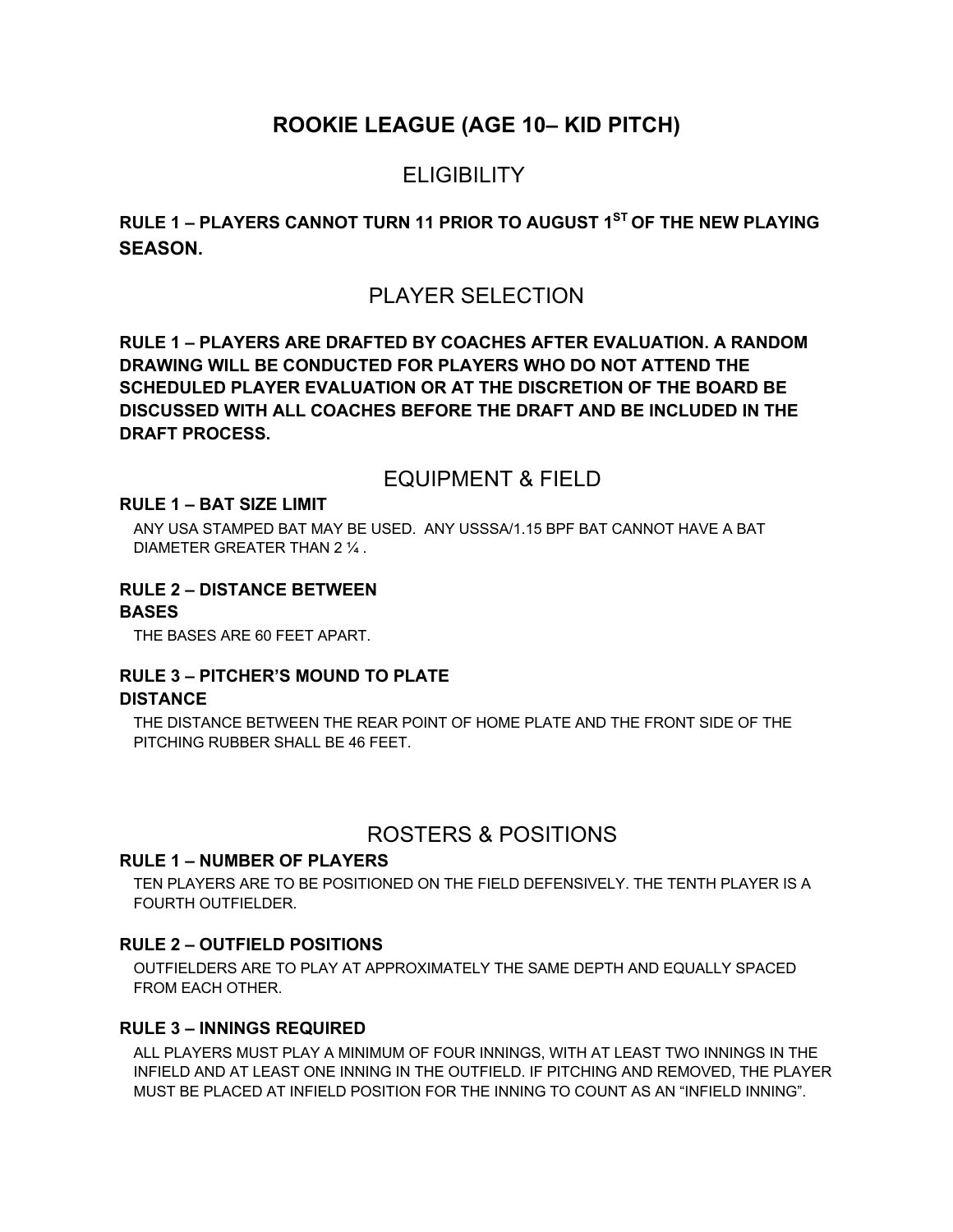# ROOKIE LEAGUE (AGE 10– KID PITCH)

## ELIGIBILITY

**RULE 1 – PLAYERS CANNOT TURN 11 PRIOR TO AUGUST 1ST OF THE NEW PLAYING SEASON.**

## PLAYER SELECTION

**RULE 1 – PLAYERS ARE DRAFTED BY COACHES AFTER EVALUATION. A RANDOM DRAWING WILL BE CONDUCTED FOR PLAYERS WHO DO NOT ATTEND THE SCHEDULED PLAYER EVALUATION OR AT THE DISCRETION OF THE BOARD BE DISCUSSED WITH ALL COACHES BEFORE THE DRAFT AND BE INCLUDED IN THE DRAFT PROCESS.**

## EQUIPMENT & FIELD

### RULE 1 – BAT SIZE LIMIT

ANY USA STAMPED BAT MAY BE USED. ANY USSSA/1.15 BPF BAT CANNOT HAVE A BAT DIAMETER GREATER THAN 2 ¼ .

### RULE 2 – DISTANCE BETWEEN BASES

THE BASES ARE 60 FEET APART.

### RULE 3 – PITCHER'S MOUND TO PLATE DISTANCE

THE DISTANCE BETWEEN THE REAR POINT OF HOME PLATE AND THE FRONT SIDE OF THE PITCHING RUBBER SHALL BE 46 FEET.

## ROSTERS & POSITIONS

### RULE 1 – NUMBER OF PLAYERS

TEN PLAYERS ARE TO BE POSITIONED ON THE FIELD DEFENSIVELY. THE TENTH PLAYER IS A FOURTH OUTFIELDER.

### RULE 2 – OUTFIELD POSITIONS

OUTFIELDERS ARE TO PLAY AT APPROXIMATELY THE SAME DEPTH AND EQUALLY SPACED FROM EACH OTHER.

### RULE 3 – INNINGS REQUIRED

ALL PLAYERS MUST PLAY A MINIMUM OF FOUR INNINGS, WITH AT LEAST TWO INNINGS IN THE INFIELD AND AT LEAST ONE INNING IN THE OUTFIELD. IF PITCHING AND REMOVED, THE PLAYER MUST BE PLACED AT INFIELD POSITION FOR THE INNING TO COUNT AS AN "INFIELD INNING".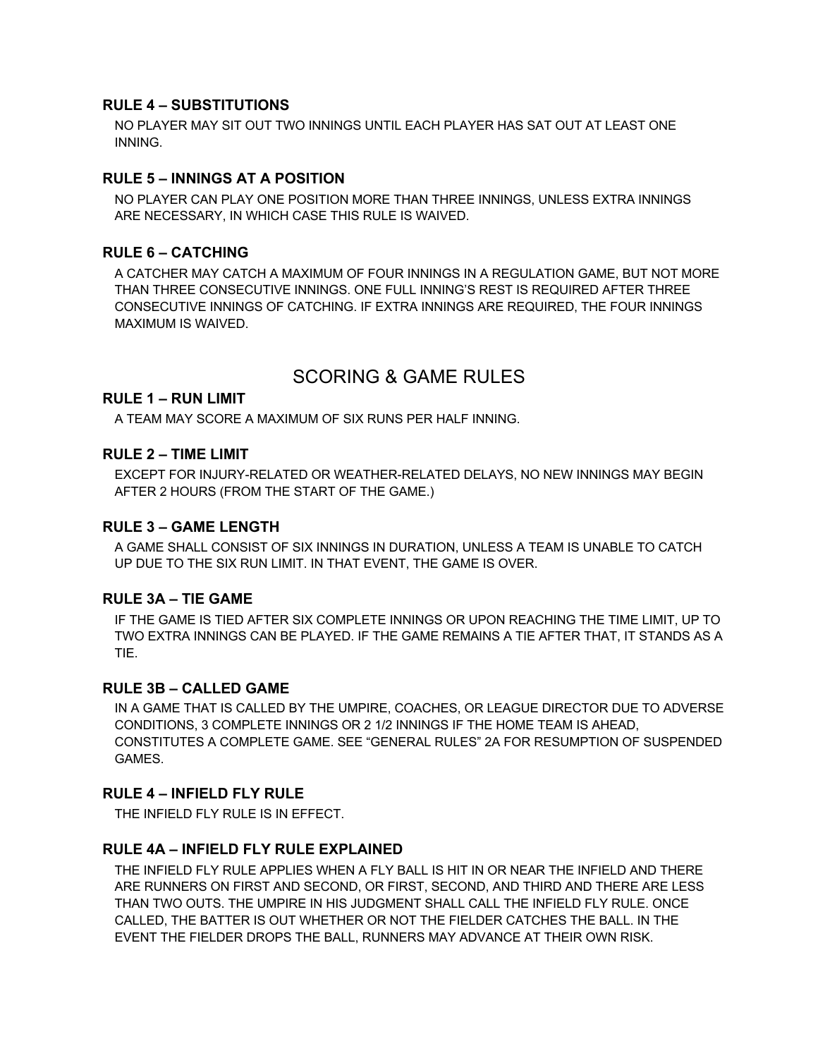### RULE 4 – SUBSTITUTIONS

NO PLAYER MAY SIT OUT TWO INNINGS UNTIL EACH PLAYER HAS SAT OUT AT LEAST ONE INNING.

### RULE 5 – INNINGS AT A POSITION

NO PLAYER CAN PLAY ONE POSITION MORE THAN THREE INNINGS, UNLESS EXTRA INNINGS ARE NECESSARY, IN WHICH CASE THIS RULE IS WAIVED.

### RULE 6 – CATCHING

A CATCHER MAY CATCH A MAXIMUM OF FOUR INNINGS IN A REGULATION GAME, BUT NOT MORE THAN THREE CONSECUTIVE INNINGS. ONE FULL INNING'S REST IS REQUIRED AFTER THREE CONSECUTIVE INNINGS OF CATCHING. IF EXTRA INNINGS ARE REQUIRED, THE FOUR INNINGS MAXIMUM IS WAIVED.

## SCORING & GAME RULES

### RULE 1 – RUN LIMIT

A TEAM MAY SCORE A MAXIMUM OF SIX RUNS PER HALF INNING.

### RULE 2 – TIME LIMIT

EXCEPT FOR INJURY-RELATED OR WEATHER-RELATED DELAYS, NO NEW INNINGS MAY BEGIN AFTER 2 HOURS (FROM THE START OF THE GAME.)

### RULE 3 – GAME LENGTH

A GAME SHALL CONSIST OF SIX INNINGS IN DURATION, UNLESS A TEAM IS UNABLE TO CATCH UP DUE TO THE SIX RUN LIMIT. IN THAT EVENT, THE GAME IS OVER.

### RULE 3A – TIE GAME

IF THE GAME IS TIED AFTER SIX COMPLETE INNINGS OR UPON REACHING THE TIME LIMIT, UP TO TWO EXTRA INNINGS CAN BE PLAYED. IF THE GAME REMAINS A TIE AFTER THAT, IT STANDS AS A TIE.

### RULE 3B – CALLED GAME

IN A GAME THAT IS CALLED BY THE UMPIRE, COACHES, OR LEAGUE DIRECTOR DUE TO ADVERSE CONDITIONS, 3 COMPLETE INNINGS OR 2 1/2 INNINGS IF THE HOME TEAM IS AHEAD, CONSTITUTES A COMPLETE GAME. SEE "GENERAL RULES" 2A FOR RESUMPTION OF SUSPENDED GAMES.

### RULE 4 – INFIELD FLY RULE

THE INFIELD FLY RULE IS IN EFFECT.

### RULE 4A – INFIELD FLY RULE EXPLAINED

THE INFIELD FLY RULE APPLIES WHEN A FLY BALL IS HIT IN OR NEAR THE INFIELD AND THERE ARE RUNNERS ON FIRST AND SECOND, OR FIRST, SECOND, AND THIRD AND THERE ARE LESS THAN TWO OUTS. THE UMPIRE IN HIS JUDGMENT SHALL CALL THE INFIELD FLY RULE. ONCE CALLED, THE BATTER IS OUT WHETHER OR NOT THE FIELDER CATCHES THE BALL. IN THE EVENT THE FIELDER DROPS THE BALL, RUNNERS MAY ADVANCE AT THEIR OWN RISK.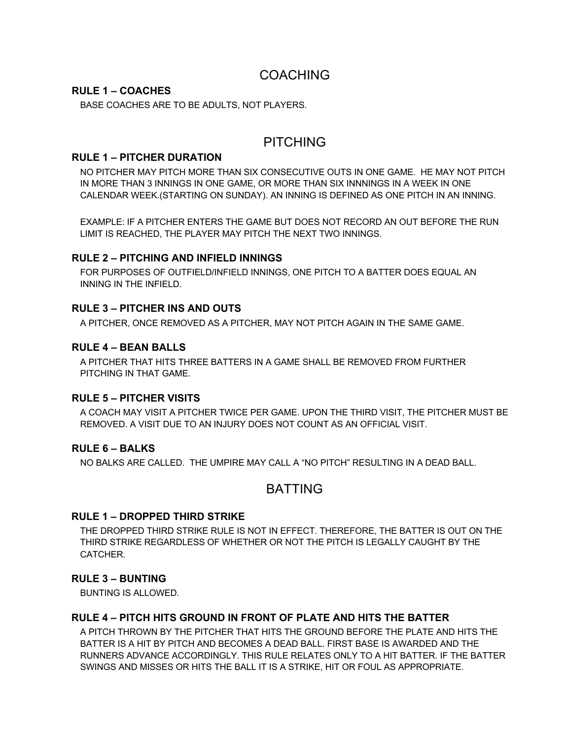## COACHING

### RULE 1 – COACHES

BASE COACHES ARE TO BE ADULTS, NOT PLAYERS.

## PITCHING

### RULE 1 – PITCHER DURATION

NO PITCHER MAY PITCH MORE THAN SIX CONSECUTIVE OUTS IN ONE GAME. HE MAY NOT PITCH IN MORE THAN 3 INNINGS IN ONE GAME, OR MORE THAN SIX INNNINGS IN A WEEK IN ONE CALENDAR WEEK.(STARTING ON SUNDAY). AN INNING IS DEFINED AS ONE PITCH IN AN INNING.

EXAMPLE: IF A PITCHER ENTERS THE GAME BUT DOES NOT RECORD AN OUT BEFORE THE RUN LIMIT IS REACHED, THE PLAYER MAY PITCH THE NEXT TWO INNINGS.

### RULE 2 – PITCHING AND INFIELD INNINGS

FOR PURPOSES OF OUTFIELD/INFIELD INNINGS, ONE PITCH TO A BATTER DOES EQUAL AN INNING IN THE INFIELD.

### RULE 3 – PITCHER INS AND OUTS

A PITCHER, ONCE REMOVED AS A PITCHER, MAY NOT PITCH AGAIN IN THE SAME GAME.

### RULE 4 – BEAN BALLS

A PITCHER THAT HITS THREE BATTERS IN A GAME SHALL BE REMOVED FROM FURTHER PITCHING IN THAT GAME.

### RULE 5 – PITCHER VISITS

A COACH MAY VISIT A PITCHER TWICE PER GAME. UPON THE THIRD VISIT, THE PITCHER MUST BE REMOVED. A VISIT DUE TO AN INJURY DOES NOT COUNT AS AN OFFICIAL VISIT.

### RULE 6 – BALKS

NO BALKS ARE CALLED. THE UMPIRE MAY CALL A "NO PITCH" RESULTING IN A DEAD BALL.

## BATTING

### RULE 1 – DROPPED THIRD STRIKE

THE DROPPED THIRD STRIKE RULE IS NOT IN EFFECT. THEREFORE, THE BATTER IS OUT ON THE THIRD STRIKE REGARDLESS OF WHETHER OR NOT THE PITCH IS LEGALLY CAUGHT BY THE CATCHER.

### RULE 3 – BUNTING

BUNTING IS ALLOWED.

### RULE 4 – PITCH HITS GROUND IN FRONT OF PLATE AND HITS THE BATTER

A PITCH THROWN BY THE PITCHER THAT HITS THE GROUND BEFORE THE PLATE AND HITS THE BATTER IS A HIT BY PITCH AND BECOMES A DEAD BALL. FIRST BASE IS AWARDED AND THE RUNNERS ADVANCE ACCORDINGLY. THIS RULE RELATES ONLY TO A HIT BATTER. IF THE BATTER SWINGS AND MISSES OR HITS THE BALL IT IS A STRIKE, HIT OR FOUL AS APPROPRIATE.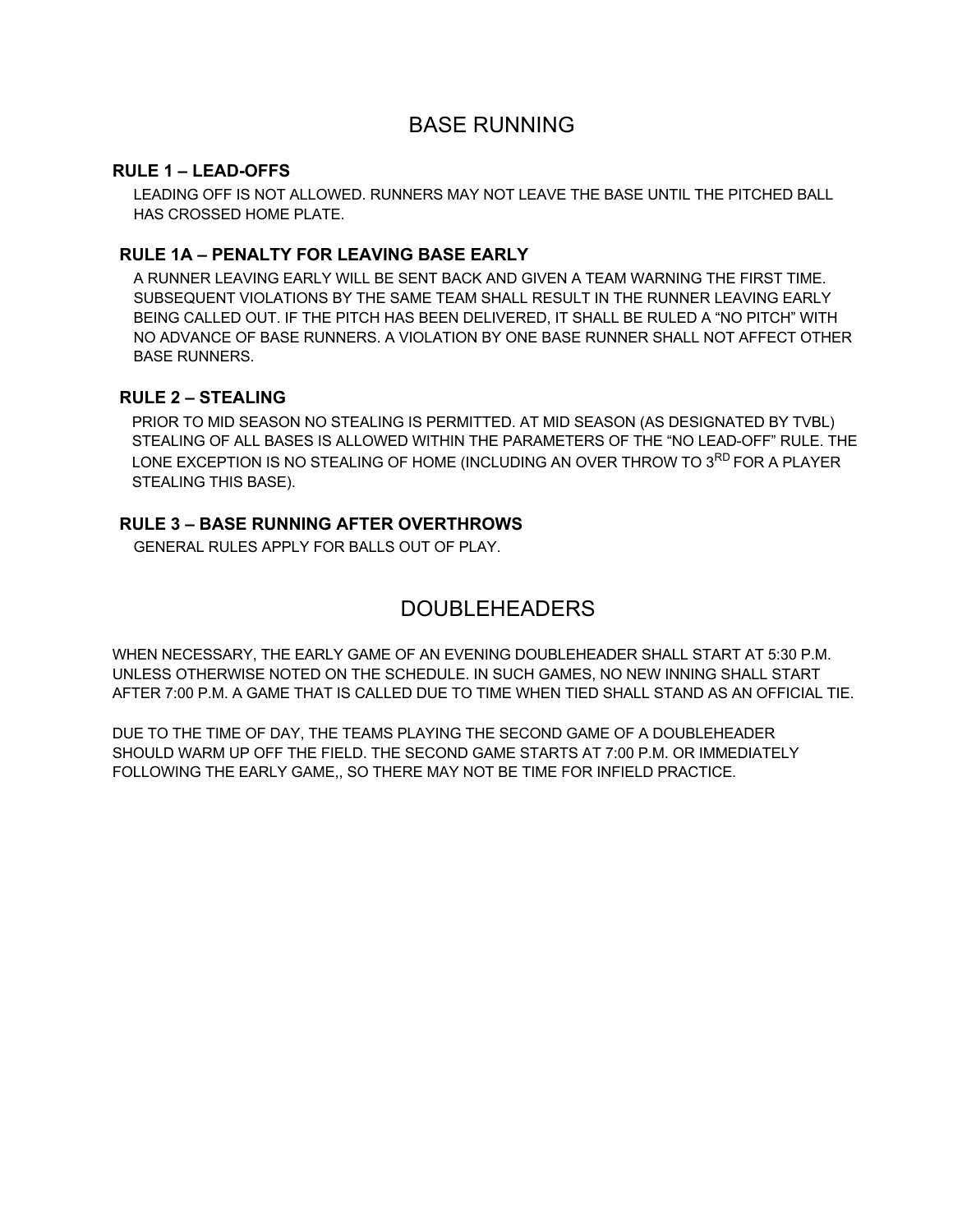## BASE RUNNING

### RULE 1 – LEAD-OFFS

LEADING OFF IS NOT ALLOWED. RUNNERS MAY NOT LEAVE THE BASE UNTIL THE PITCHED BALL HAS CROSSED HOME PLATE.

### RULE 1A – PENALTY FOR LEAVING BASE EARLY

A RUNNER LEAVING EARLY WILL BE SENT BACK AND GIVEN A TEAM WARNING THE FIRST TIME. SUBSEQUENT VIOLATIONS BY THE SAME TEAM SHALL RESULT IN THE RUNNER LEAVING EARLY BEING CALLED OUT. IF THE PITCH HAS BEEN DELIVERED, IT SHALL BE RULED A "NO PITCH" WITH NO ADVANCE OF BASE RUNNERS. A VIOLATION BY ONE BASE RUNNER SHALL NOT AFFECT OTHER BASE RUNNERS.

### RULE 2 – STEALING

PRIOR TO MID SEASON NO STEALING IS PERMITTED. AT MID SEASON (AS DESIGNATED BY TVBL) STEALING OF ALL BASES IS ALLOWED WITHIN THE PARAMETERS OF THE "NO LEAD-OFF" RULE. THE LONE EXCEPTION IS NO STEALING OF HOME (INCLUDING AN OVER THROW TO 3RD FOR A PLAYER STEALING THIS BASE).

### RULE 3 – BASE RUNNING AFTER OVERTHROWS

GENERAL RULES APPLY FOR BALLS OUT OF PLAY.

## DOUBLEHEADERS

WHEN NECESSARY, THE EARLY GAME OF AN EVENING DOUBLEHEADER SHALL START AT 5:30 P.M. UNLESS OTHERWISE NOTED ON THE SCHEDULE. IN SUCH GAMES, NO NEW INNING SHALL START AFTER 7:00 P.M. A GAME THAT IS CALLED DUE TO TIME WHEN TIED SHALL STAND AS AN OFFICIAL TIE.

DUE TO THE TIME OF DAY, THE TEAMS PLAYING THE SECOND GAME OF A DOUBLEHEADER SHOULD WARM UP OFF THE FIELD. THE SECOND GAME STARTS AT 7:00 P.M. OR IMMEDIATELY FOLLOWING THE EARLY GAME,, SO THERE MAY NOT BE TIME FOR INFIELD PRACTICE.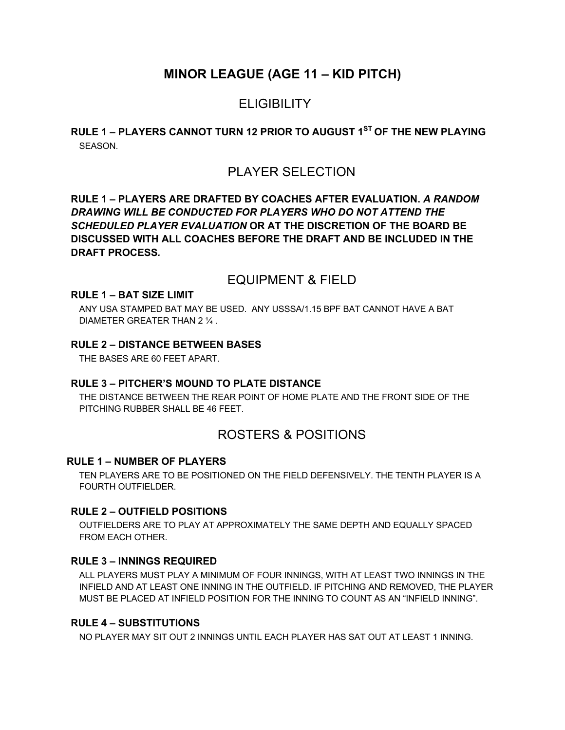# MINOR LEAGUE (AGE 11 – KID PITCH)

## ELIGIBILITY

**RULE 1 – PLAYERS CANNOT TURN 12 PRIOR TO AUGUST 1ST OF THE NEW PLAYING** SEASON.

## PLAYER SELECTION

**RULE 1 – PLAYERS ARE DRAFTED BY COACHES AFTER EVALUATION. *A RANDOM DRAWING WILL BE CONDUCTED FOR PLAYERS WHO DO NOT ATTEND THE SCHEDULED PLAYER EVALUATION* OR AT THE DISCRETION OF THE BOARD BE DISCUSSED WITH ALL COACHES BEFORE THE DRAFT AND BE INCLUDED IN THE DRAFT PROCESS*.***

## EQUIPMENT & FIELD

**RULE 1 – BAT SIZE LIMIT**

ANY USA STAMPED BAT MAY BE USED. ANY USSSA/1.15 BPF BAT CANNOT HAVE A BAT DIAMETER GREATER THAN 2 ¼ .

**RULE 2 – DISTANCE BETWEEN BASES**

THE BASES ARE 60 FEET APART.

**RULE 3 – PITCHER'S MOUND TO PLATE DISTANCE**

THE DISTANCE BETWEEN THE REAR POINT OF HOME PLATE AND THE FRONT SIDE OF THE PITCHING RUBBER SHALL BE 46 FEET.

## ROSTERS & POSITIONS

**RULE 1 – NUMBER OF PLAYERS**

TEN PLAYERS ARE TO BE POSITIONED ON THE FIELD DEFENSIVELY. THE TENTH PLAYER IS A FOURTH OUTFIELDER.

**RULE 2 – OUTFIELD POSITIONS**

OUTFIELDERS ARE TO PLAY AT APPROXIMATELY THE SAME DEPTH AND EQUALLY SPACED FROM EACH OTHER.

**RULE 3 – INNINGS REQUIRED**

ALL PLAYERS MUST PLAY A MINIMUM OF FOUR INNINGS, WITH AT LEAST TWO INNINGS IN THE INFIELD AND AT LEAST ONE INNING IN THE OUTFIELD. IF PITCHING AND REMOVED, THE PLAYER MUST BE PLACED AT INFIELD POSITION FOR THE INNING TO COUNT AS AN "INFIELD INNING".

**RULE 4 – SUBSTITUTIONS**

NO PLAYER MAY SIT OUT 2 INNINGS UNTIL EACH PLAYER HAS SAT OUT AT LEAST 1 INNING.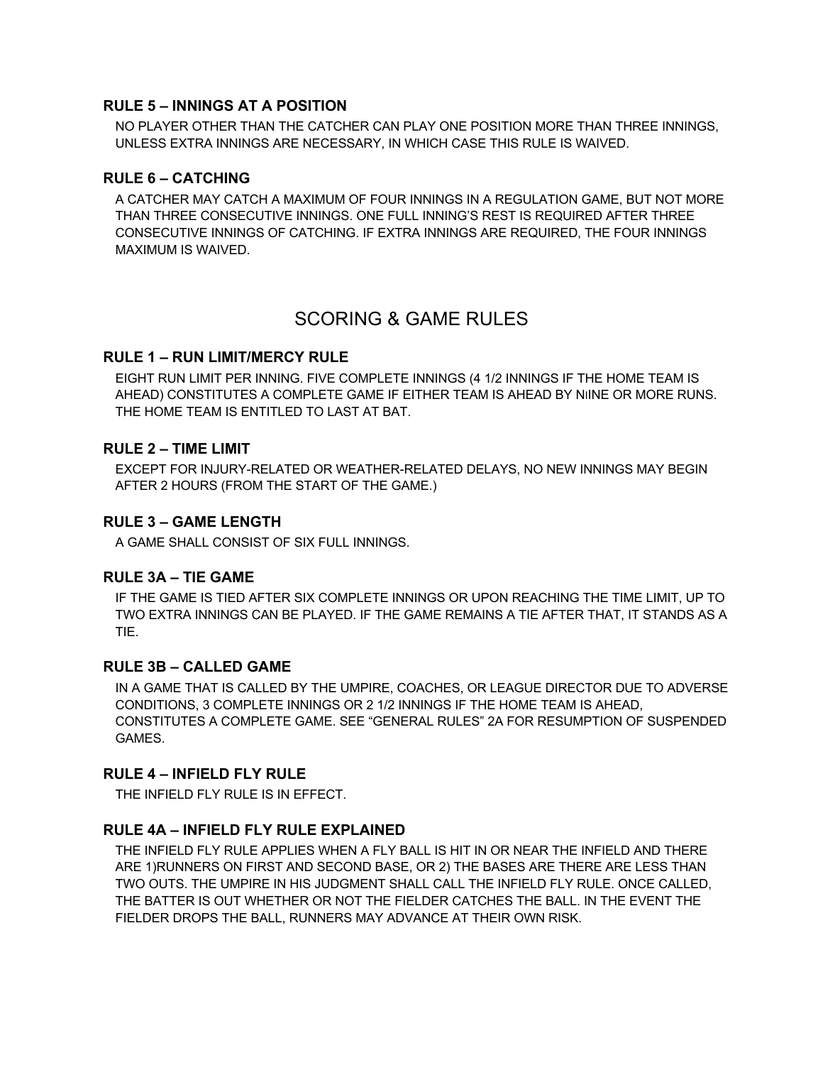### RULE 5 – INNINGS AT A POSITION

NO PLAYER OTHER THAN THE CATCHER CAN PLAY ONE POSITION MORE THAN THREE INNINGS, UNLESS EXTRA INNINGS ARE NECESSARY, IN WHICH CASE THIS RULE IS WAIVED.

### RULE 6 – CATCHING

A CATCHER MAY CATCH A MAXIMUM OF FOUR INNINGS IN A REGULATION GAME, BUT NOT MORE THAN THREE CONSECUTIVE INNINGS. ONE FULL INNING'S REST IS REQUIRED AFTER THREE CONSECUTIVE INNINGS OF CATCHING. IF EXTRA INNINGS ARE REQUIRED, THE FOUR INNINGS MAXIMUM IS WAIVED.

## SCORING & GAME RULES

### RULE 1 – RUN LIMIT/MERCY RULE

EIGHT RUN LIMIT PER INNING. FIVE COMPLETE INNINGS (4 1/2 INNINGS IF THE HOME TEAM IS AHEAD) CONSTITUTES A COMPLETE GAME IF EITHER TEAM IS AHEAD BY NIINE OR MORE RUNS. THE HOME TEAM IS ENTITLED TO LAST AT BAT.

### RULE 2 – TIME LIMIT

EXCEPT FOR INJURY-RELATED OR WEATHER-RELATED DELAYS, NO NEW INNINGS MAY BEGIN AFTER 2 HOURS (FROM THE START OF THE GAME.)

### RULE 3 – GAME LENGTH

A GAME SHALL CONSIST OF SIX FULL INNINGS.

### RULE 3A – TIE GAME

IF THE GAME IS TIED AFTER SIX COMPLETE INNINGS OR UPON REACHING THE TIME LIMIT, UP TO TWO EXTRA INNINGS CAN BE PLAYED. IF THE GAME REMAINS A TIE AFTER THAT, IT STANDS AS A TIE.

### RULE 3B – CALLED GAME

IN A GAME THAT IS CALLED BY THE UMPIRE, COACHES, OR LEAGUE DIRECTOR DUE TO ADVERSE CONDITIONS, 3 COMPLETE INNINGS OR 2 1/2 INNINGS IF THE HOME TEAM IS AHEAD, CONSTITUTES A COMPLETE GAME. SEE "GENERAL RULES" 2A FOR RESUMPTION OF SUSPENDED GAMES.

### RULE 4 – INFIELD FLY RULE

THE INFIELD FLY RULE IS IN EFFECT.

### RULE 4A – INFIELD FLY RULE EXPLAINED

THE INFIELD FLY RULE APPLIES WHEN A FLY BALL IS HIT IN OR NEAR THE INFIELD AND THERE ARE 1)RUNNERS ON FIRST AND SECOND BASE, OR 2) THE BASES ARE THERE ARE LESS THAN TWO OUTS. THE UMPIRE IN HIS JUDGMENT SHALL CALL THE INFIELD FLY RULE. ONCE CALLED, THE BATTER IS OUT WHETHER OR NOT THE FIELDER CATCHES THE BALL. IN THE EVENT THE FIELDER DROPS THE BALL, RUNNERS MAY ADVANCE AT THEIR OWN RISK.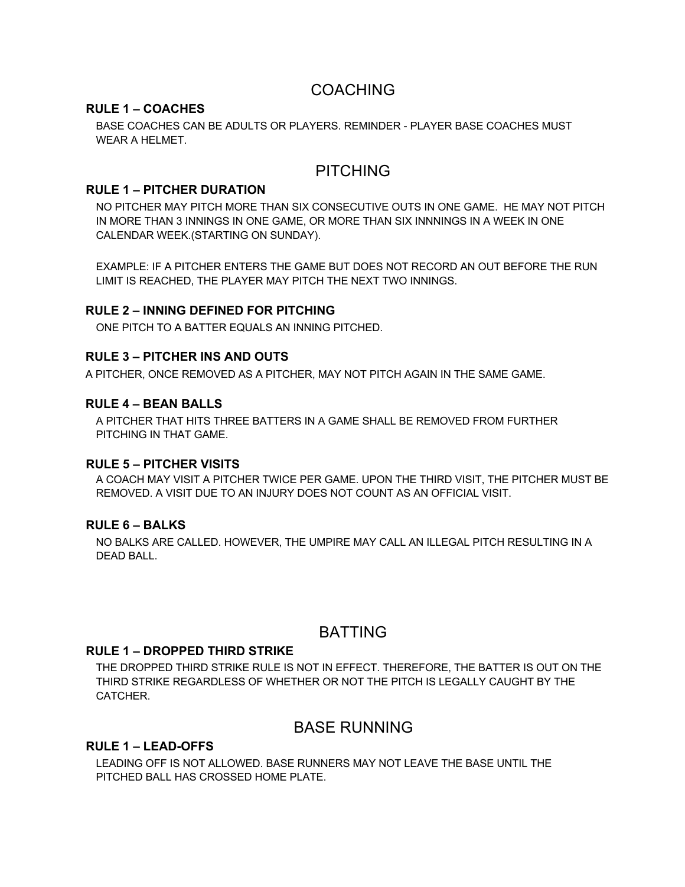# COACHING

### RULE 1 – COACHES

BASE COACHES CAN BE ADULTS OR PLAYERS. REMINDER - PLAYER BASE COACHES MUST WEAR A HELMET.

# PITCHING

### RULE 1 – PITCHER DURATION

NO PITCHER MAY PITCH MORE THAN SIX CONSECUTIVE OUTS IN ONE GAME. HE MAY NOT PITCH IN MORE THAN 3 INNINGS IN ONE GAME, OR MORE THAN SIX INNNINGS IN A WEEK IN ONE CALENDAR WEEK.(STARTING ON SUNDAY).

EXAMPLE: IF A PITCHER ENTERS THE GAME BUT DOES NOT RECORD AN OUT BEFORE THE RUN LIMIT IS REACHED, THE PLAYER MAY PITCH THE NEXT TWO INNINGS.

### RULE 2 – INNING DEFINED FOR PITCHING

ONE PITCH TO A BATTER EQUALS AN INNING PITCHED.

### RULE 3 – PITCHER INS AND OUTS

A PITCHER, ONCE REMOVED AS A PITCHER, MAY NOT PITCH AGAIN IN THE SAME GAME.

### RULE 4 – BEAN BALLS

A PITCHER THAT HITS THREE BATTERS IN A GAME SHALL BE REMOVED FROM FURTHER PITCHING IN THAT GAME.

### RULE 5 – PITCHER VISITS

A COACH MAY VISIT A PITCHER TWICE PER GAME. UPON THE THIRD VISIT, THE PITCHER MUST BE REMOVED. A VISIT DUE TO AN INJURY DOES NOT COUNT AS AN OFFICIAL VISIT.

### RULE 6 – BALKS

NO BALKS ARE CALLED. HOWEVER, THE UMPIRE MAY CALL AN ILLEGAL PITCH RESULTING IN A DEAD BALL.

# BATTING

### RULE 1 – DROPPED THIRD STRIKE

THE DROPPED THIRD STRIKE RULE IS NOT IN EFFECT. THEREFORE, THE BATTER IS OUT ON THE THIRD STRIKE REGARDLESS OF WHETHER OR NOT THE PITCH IS LEGALLY CAUGHT BY THE CATCHER.

# BASE RUNNING

### RULE 1 – LEAD-OFFS

LEADING OFF IS NOT ALLOWED. BASE RUNNERS MAY NOT LEAVE THE BASE UNTIL THE PITCHED BALL HAS CROSSED HOME PLATE.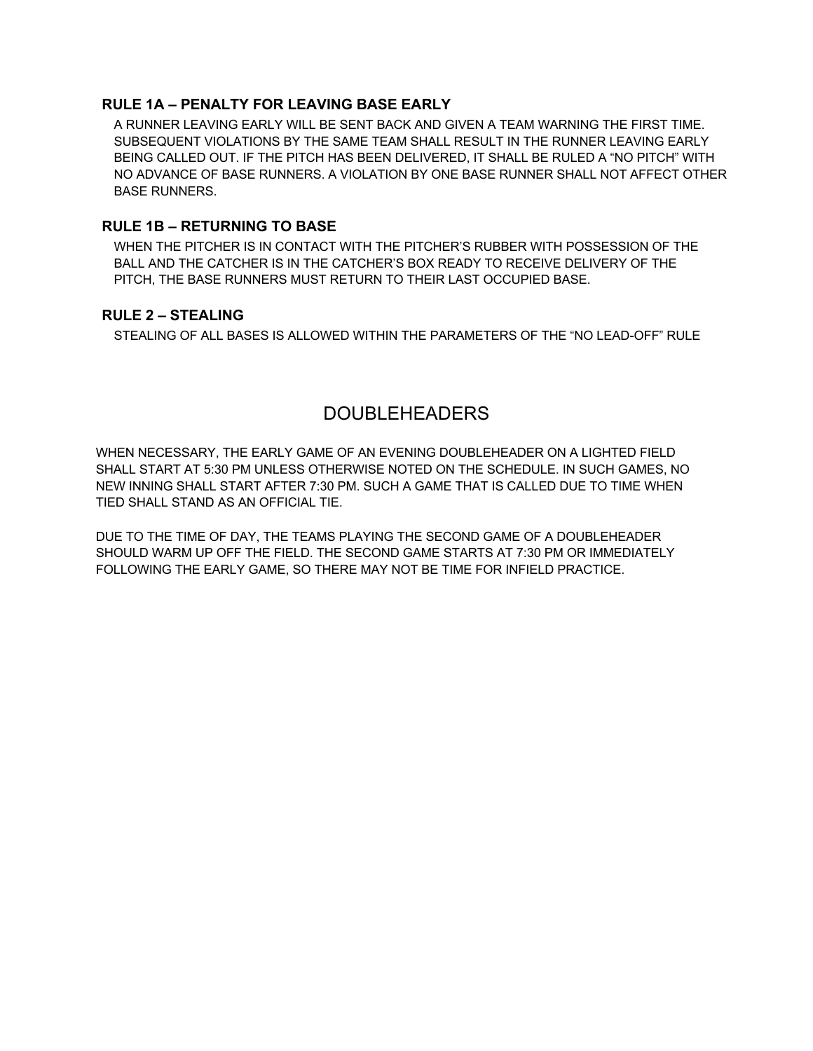### RULE 1A – PENALTY FOR LEAVING BASE EARLY

A RUNNER LEAVING EARLY WILL BE SENT BACK AND GIVEN A TEAM WARNING THE FIRST TIME. SUBSEQUENT VIOLATIONS BY THE SAME TEAM SHALL RESULT IN THE RUNNER LEAVING EARLY BEING CALLED OUT. IF THE PITCH HAS BEEN DELIVERED, IT SHALL BE RULED A "NO PITCH" WITH NO ADVANCE OF BASE RUNNERS. A VIOLATION BY ONE BASE RUNNER SHALL NOT AFFECT OTHER BASE RUNNERS.

### RULE 1B – RETURNING TO BASE

WHEN THE PITCHER IS IN CONTACT WITH THE PITCHER'S RUBBER WITH POSSESSION OF THE BALL AND THE CATCHER IS IN THE CATCHER'S BOX READY TO RECEIVE DELIVERY OF THE PITCH, THE BASE RUNNERS MUST RETURN TO THEIR LAST OCCUPIED BASE.

### RULE 2 – STEALING

STEALING OF ALL BASES IS ALLOWED WITHIN THE PARAMETERS OF THE "NO LEAD-OFF" RULE

## DOUBLEHEADERS

WHEN NECESSARY, THE EARLY GAME OF AN EVENING DOUBLEHEADER ON A LIGHTED FIELD SHALL START AT 5:30 PM UNLESS OTHERWISE NOTED ON THE SCHEDULE. IN SUCH GAMES, NO NEW INNING SHALL START AFTER 7:30 PM. SUCH A GAME THAT IS CALLED DUE TO TIME WHEN TIED SHALL STAND AS AN OFFICIAL TIE.

DUE TO THE TIME OF DAY, THE TEAMS PLAYING THE SECOND GAME OF A DOUBLEHEADER SHOULD WARM UP OFF THE FIELD. THE SECOND GAME STARTS AT 7:30 PM OR IMMEDIATELY FOLLOWING THE EARLY GAME, SO THERE MAY NOT BE TIME FOR INFIELD PRACTICE.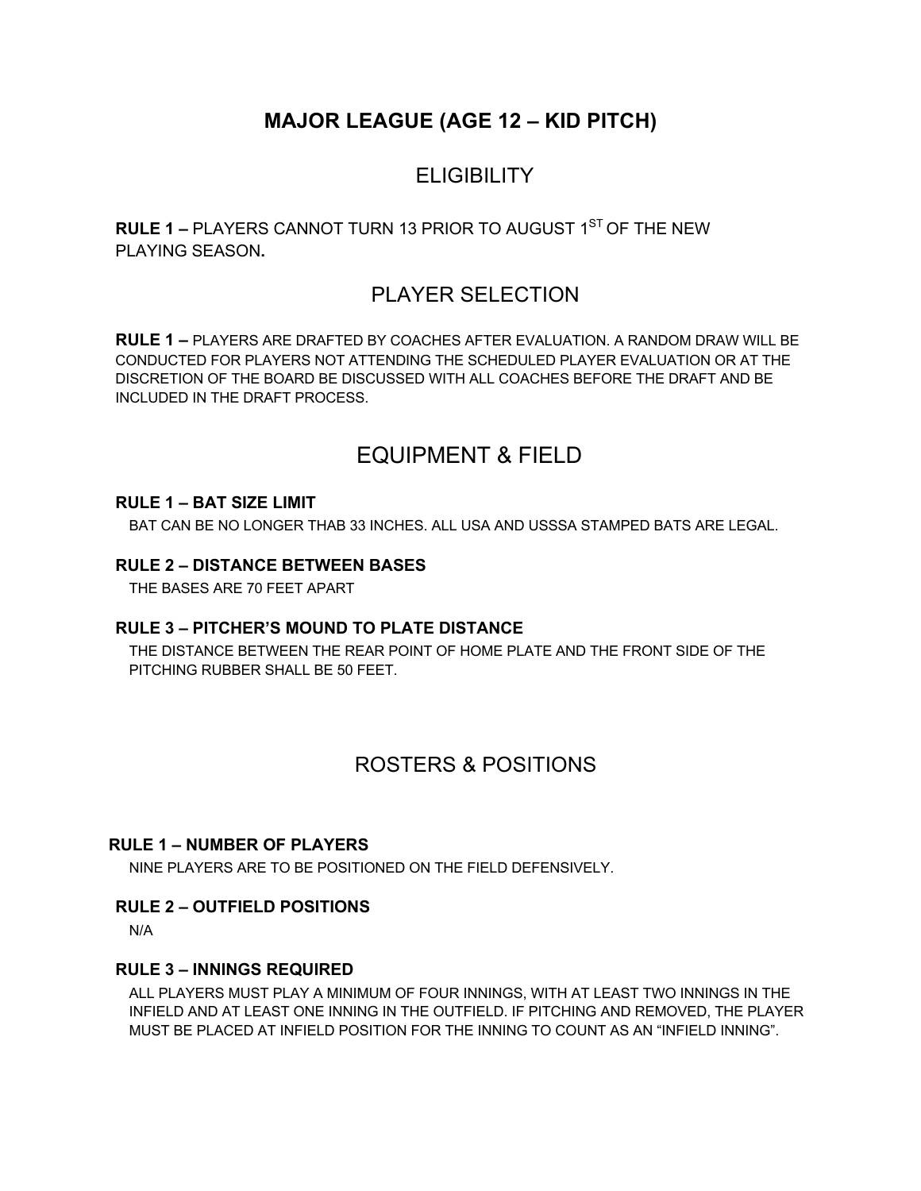# MAJOR LEAGUE (AGE 12 – KID PITCH)

## ELIGIBILITY

**RULE 1 –** PLAYERS CANNOT TURN 13 PRIOR TO AUGUST 1ST OF THE NEW PLAYING SEASON**.**

## PLAYER SELECTION

**RULE 1 –** PLAYERS ARE DRAFTED BY COACHES AFTER EVALUATION. A RANDOM DRAW WILL BE CONDUCTED FOR PLAYERS NOT ATTENDING THE SCHEDULED PLAYER EVALUATION OR AT THE DISCRETION OF THE BOARD BE DISCUSSED WITH ALL COACHES BEFORE THE DRAFT AND BE INCLUDED IN THE DRAFT PROCESS.

## EQUIPMENT & FIELD

**RULE 1 – BAT SIZE LIMIT**

BAT CAN BE NO LONGER THAB 33 INCHES. ALL USA AND USSSA STAMPED BATS ARE LEGAL.

**RULE 2 – DISTANCE BETWEEN BASES**

THE BASES ARE 70 FEET APART

**RULE 3 – PITCHER'S MOUND TO PLATE DISTANCE**

THE DISTANCE BETWEEN THE REAR POINT OF HOME PLATE AND THE FRONT SIDE OF THE PITCHING RUBBER SHALL BE 50 FEET.

## ROSTERS & POSITIONS

**RULE 1 – NUMBER OF PLAYERS**

NINE PLAYERS ARE TO BE POSITIONED ON THE FIELD DEFENSIVELY.

**RULE 2 – OUTFIELD POSITIONS**

N/A

**RULE 3 – INNINGS REQUIRED**

ALL PLAYERS MUST PLAY A MINIMUM OF FOUR INNINGS, WITH AT LEAST TWO INNINGS IN THE INFIELD AND AT LEAST ONE INNING IN THE OUTFIELD. IF PITCHING AND REMOVED, THE PLAYER MUST BE PLACED AT INFIELD POSITION FOR THE INNING TO COUNT AS AN "INFIELD INNING".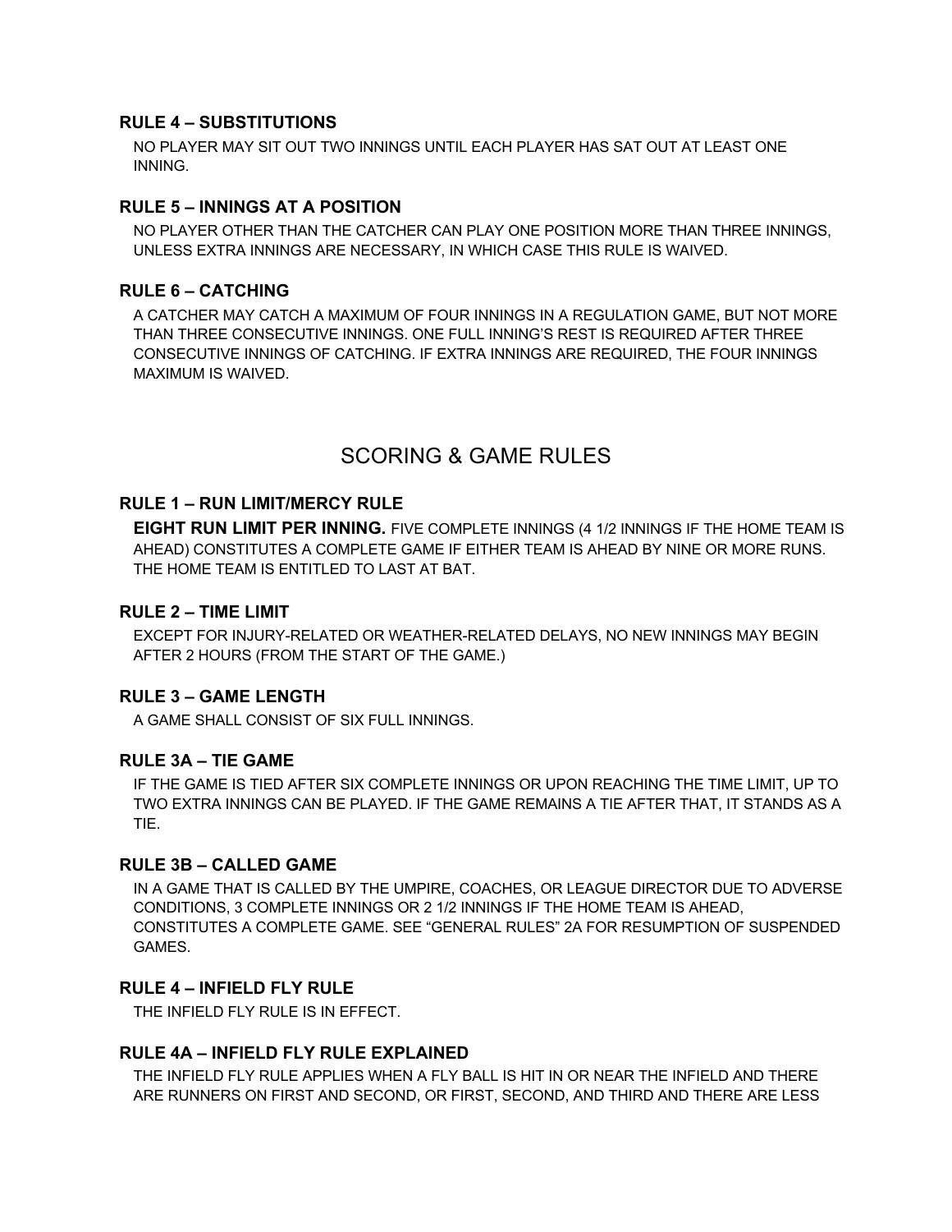### RULE 4 – SUBSTITUTIONS

NO PLAYER MAY SIT OUT TWO INNINGS UNTIL EACH PLAYER HAS SAT OUT AT LEAST ONE INNING.

### RULE 5 – INNINGS AT A POSITION

NO PLAYER OTHER THAN THE CATCHER CAN PLAY ONE POSITION MORE THAN THREE INNINGS, UNLESS EXTRA INNINGS ARE NECESSARY, IN WHICH CASE THIS RULE IS WAIVED.

### RULE 6 – CATCHING

A CATCHER MAY CATCH A MAXIMUM OF FOUR INNINGS IN A REGULATION GAME, BUT NOT MORE THAN THREE CONSECUTIVE INNINGS. ONE FULL INNING'S REST IS REQUIRED AFTER THREE CONSECUTIVE INNINGS OF CATCHING. IF EXTRA INNINGS ARE REQUIRED, THE FOUR INNINGS MAXIMUM IS WAIVED.

## SCORING & GAME RULES

### RULE 1 – RUN LIMIT/MERCY RULE

**EIGHT RUN LIMIT PER INNING.** FIVE COMPLETE INNINGS (4 1/2 INNINGS IF THE HOME TEAM IS AHEAD) CONSTITUTES A COMPLETE GAME IF EITHER TEAM IS AHEAD BY NINE OR MORE RUNS. THE HOME TEAM IS ENTITLED TO LAST AT BAT.

### RULE 2 – TIME LIMIT

EXCEPT FOR INJURY-RELATED OR WEATHER-RELATED DELAYS, NO NEW INNINGS MAY BEGIN AFTER 2 HOURS (FROM THE START OF THE GAME.)

### RULE 3 – GAME LENGTH

A GAME SHALL CONSIST OF SIX FULL INNINGS.

### RULE 3A – TIE GAME

IF THE GAME IS TIED AFTER SIX COMPLETE INNINGS OR UPON REACHING THE TIME LIMIT, UP TO TWO EXTRA INNINGS CAN BE PLAYED. IF THE GAME REMAINS A TIE AFTER THAT, IT STANDS AS A TIE.

### RULE 3B – CALLED GAME

IN A GAME THAT IS CALLED BY THE UMPIRE, COACHES, OR LEAGUE DIRECTOR DUE TO ADVERSE CONDITIONS, 3 COMPLETE INNINGS OR 2 1/2 INNINGS IF THE HOME TEAM IS AHEAD, CONSTITUTES A COMPLETE GAME. SEE "GENERAL RULES" 2A FOR RESUMPTION OF SUSPENDED GAMES.

### RULE 4 – INFIELD FLY RULE

THE INFIELD FLY RULE IS IN EFFECT.

### RULE 4A – INFIELD FLY RULE EXPLAINED

THE INFIELD FLY RULE APPLIES WHEN A FLY BALL IS HIT IN OR NEAR THE INFIELD AND THERE ARE RUNNERS ON FIRST AND SECOND, OR FIRST, SECOND, AND THIRD AND THERE ARE LESS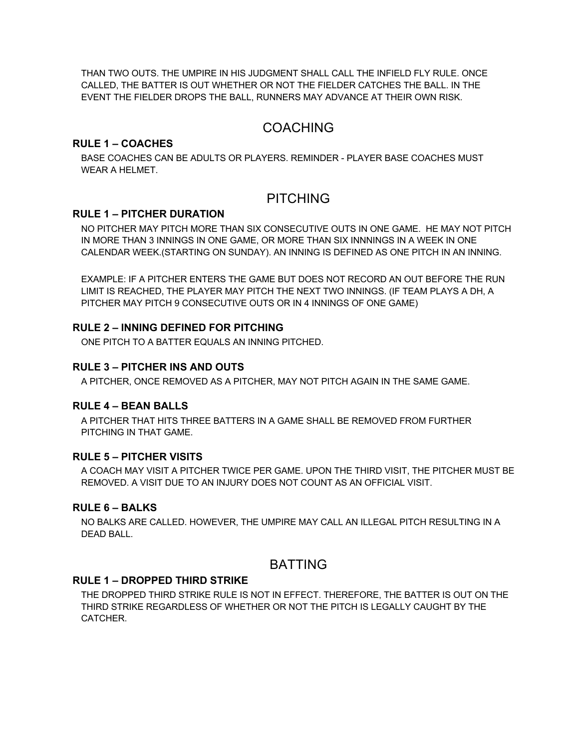THAN TWO OUTS. THE UMPIRE IN HIS JUDGMENT SHALL CALL THE INFIELD FLY RULE. ONCE CALLED, THE BATTER IS OUT WHETHER OR NOT THE FIELDER CATCHES THE BALL. IN THE EVENT THE FIELDER DROPS THE BALL, RUNNERS MAY ADVANCE AT THEIR OWN RISK.

## COACHING

### RULE 1 – COACHES

BASE COACHES CAN BE ADULTS OR PLAYERS. REMINDER - PLAYER BASE COACHES MUST WEAR A HELMET.

## PITCHING

### RULE 1 – PITCHER DURATION

NO PITCHER MAY PITCH MORE THAN SIX CONSECUTIVE OUTS IN ONE GAME. HE MAY NOT PITCH IN MORE THAN 3 INNINGS IN ONE GAME, OR MORE THAN SIX INNNINGS IN A WEEK IN ONE CALENDAR WEEK.(STARTING ON SUNDAY). AN INNING IS DEFINED AS ONE PITCH IN AN INNING.

EXAMPLE: IF A PITCHER ENTERS THE GAME BUT DOES NOT RECORD AN OUT BEFORE THE RUN LIMIT IS REACHED, THE PLAYER MAY PITCH THE NEXT TWO INNINGS. (IF TEAM PLAYS A DH, A PITCHER MAY PITCH 9 CONSECUTIVE OUTS OR IN 4 INNINGS OF ONE GAME)

### RULE 2 – INNING DEFINED FOR PITCHING

ONE PITCH TO A BATTER EQUALS AN INNING PITCHED.

### RULE 3 – PITCHER INS AND OUTS

A PITCHER, ONCE REMOVED AS A PITCHER, MAY NOT PITCH AGAIN IN THE SAME GAME.

### RULE 4 – BEAN BALLS

A PITCHER THAT HITS THREE BATTERS IN A GAME SHALL BE REMOVED FROM FURTHER PITCHING IN THAT GAME.

### RULE 5 – PITCHER VISITS

A COACH MAY VISIT A PITCHER TWICE PER GAME. UPON THE THIRD VISIT, THE PITCHER MUST BE REMOVED. A VISIT DUE TO AN INJURY DOES NOT COUNT AS AN OFFICIAL VISIT.

### RULE 6 – BALKS

NO BALKS ARE CALLED. HOWEVER, THE UMPIRE MAY CALL AN ILLEGAL PITCH RESULTING IN A DEAD BALL.

## BATTING

### RULE 1 – DROPPED THIRD STRIKE

THE DROPPED THIRD STRIKE RULE IS NOT IN EFFECT. THEREFORE, THE BATTER IS OUT ON THE THIRD STRIKE REGARDLESS OF WHETHER OR NOT THE PITCH IS LEGALLY CAUGHT BY THE CATCHER.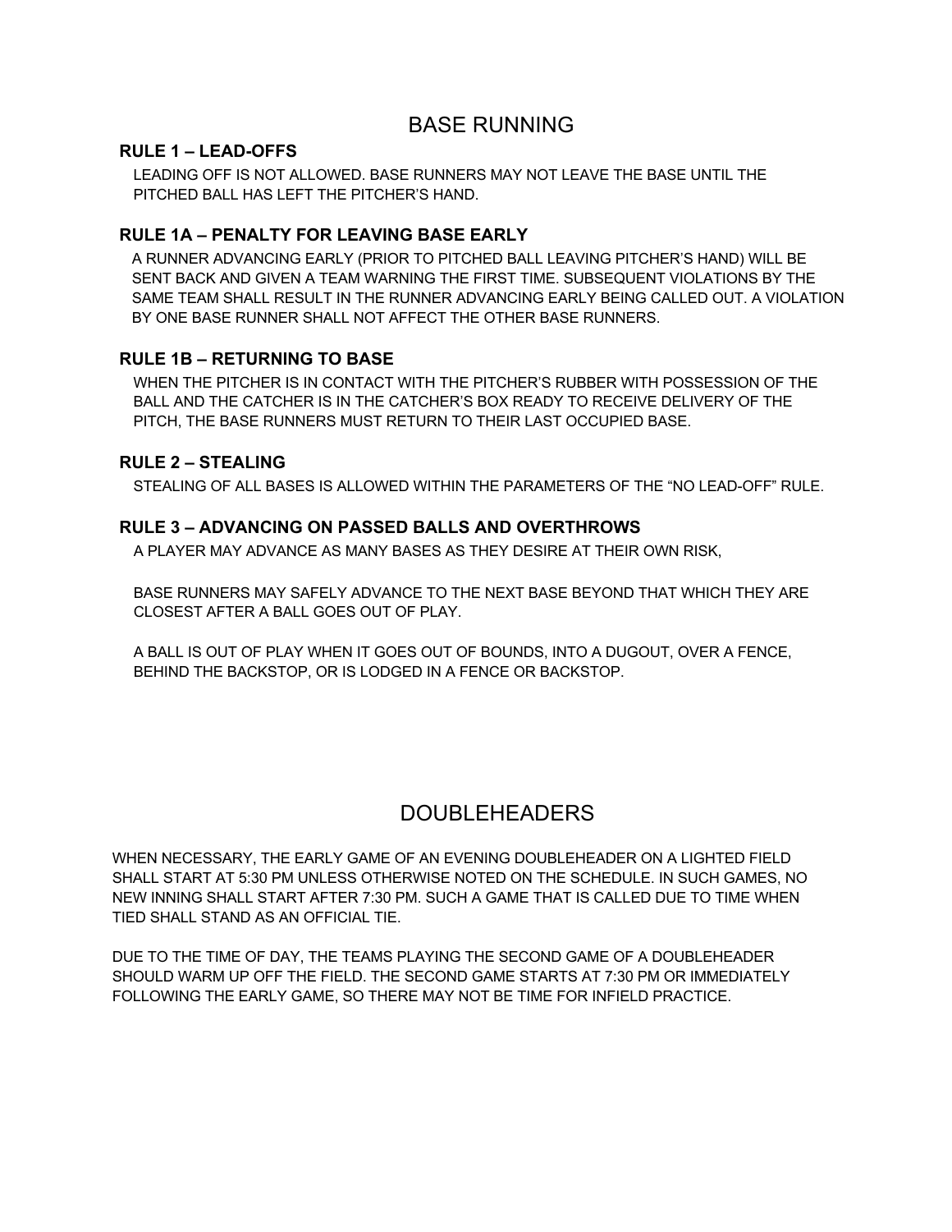## BASE RUNNING

### RULE 1 – LEAD-OFFS

LEADING OFF IS NOT ALLOWED. BASE RUNNERS MAY NOT LEAVE THE BASE UNTIL THE PITCHED BALL HAS LEFT THE PITCHER'S HAND.

### RULE 1A – PENALTY FOR LEAVING BASE EARLY

A RUNNER ADVANCING EARLY (PRIOR TO PITCHED BALL LEAVING PITCHER'S HAND) WILL BE SENT BACK AND GIVEN A TEAM WARNING THE FIRST TIME. SUBSEQUENT VIOLATIONS BY THE SAME TEAM SHALL RESULT IN THE RUNNER ADVANCING EARLY BEING CALLED OUT. A VIOLATION BY ONE BASE RUNNER SHALL NOT AFFECT THE OTHER BASE RUNNERS.

### RULE 1B – RETURNING TO BASE

WHEN THE PITCHER IS IN CONTACT WITH THE PITCHER'S RUBBER WITH POSSESSION OF THE BALL AND THE CATCHER IS IN THE CATCHER'S BOX READY TO RECEIVE DELIVERY OF THE PITCH, THE BASE RUNNERS MUST RETURN TO THEIR LAST OCCUPIED BASE.

### RULE 2 – STEALING

STEALING OF ALL BASES IS ALLOWED WITHIN THE PARAMETERS OF THE "NO LEAD-OFF" RULE.

### RULE 3 – ADVANCING ON PASSED BALLS AND OVERTHROWS

A PLAYER MAY ADVANCE AS MANY BASES AS THEY DESIRE AT THEIR OWN RISK,

BASE RUNNERS MAY SAFELY ADVANCE TO THE NEXT BASE BEYOND THAT WHICH THEY ARE CLOSEST AFTER A BALL GOES OUT OF PLAY.

A BALL IS OUT OF PLAY WHEN IT GOES OUT OF BOUNDS, INTO A DUGOUT, OVER A FENCE, BEHIND THE BACKSTOP, OR IS LODGED IN A FENCE OR BACKSTOP.

## DOUBLEHEADERS

WHEN NECESSARY, THE EARLY GAME OF AN EVENING DOUBLEHEADER ON A LIGHTED FIELD SHALL START AT 5:30 PM UNLESS OTHERWISE NOTED ON THE SCHEDULE. IN SUCH GAMES, NO NEW INNING SHALL START AFTER 7:30 PM. SUCH A GAME THAT IS CALLED DUE TO TIME WHEN TIED SHALL STAND AS AN OFFICIAL TIE.

DUE TO THE TIME OF DAY, THE TEAMS PLAYING THE SECOND GAME OF A DOUBLEHEADER SHOULD WARM UP OFF THE FIELD. THE SECOND GAME STARTS AT 7:30 PM OR IMMEDIATELY FOLLOWING THE EARLY GAME, SO THERE MAY NOT BE TIME FOR INFIELD PRACTICE.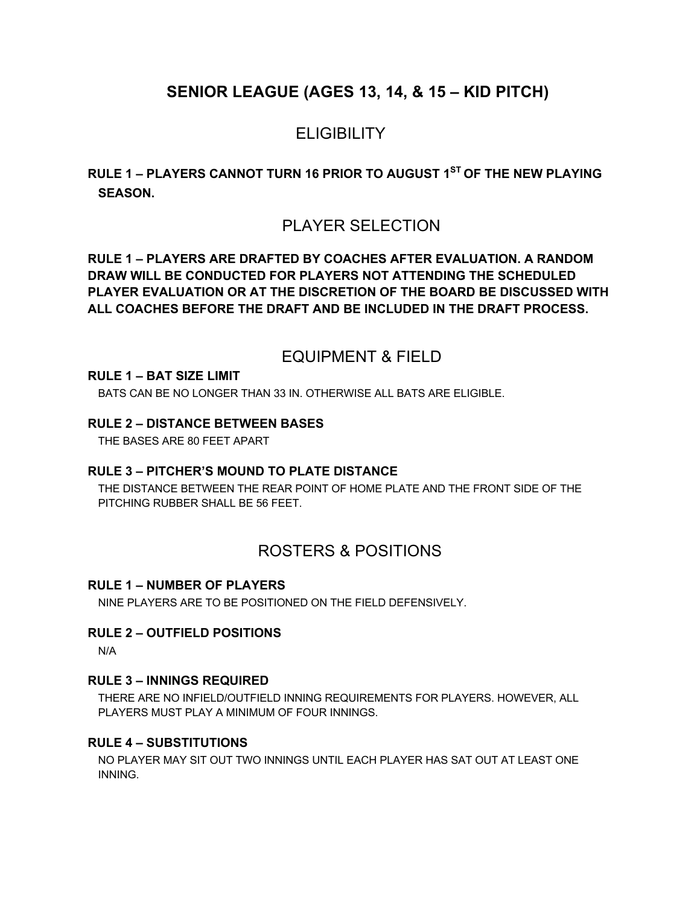# SENIOR LEAGUE (AGES 13, 14, & 15 – KID PITCH)

## ELIGIBILITY

**RULE 1 – PLAYERS CANNOT TURN 16 PRIOR TO AUGUST 1ST OF THE NEW PLAYING SEASON.**

## PLAYER SELECTION

**RULE 1 – PLAYERS ARE DRAFTED BY COACHES AFTER EVALUATION. A RANDOM DRAW WILL BE CONDUCTED FOR PLAYERS NOT ATTENDING THE SCHEDULED PLAYER EVALUATION OR AT THE DISCRETION OF THE BOARD BE DISCUSSED WITH ALL COACHES BEFORE THE DRAFT AND BE INCLUDED IN THE DRAFT PROCESS.**

## EQUIPMENT & FIELD

### RULE 1 – BAT SIZE LIMIT

BATS CAN BE NO LONGER THAN 33 IN. OTHERWISE ALL BATS ARE ELIGIBLE.

### RULE 2 – DISTANCE BETWEEN BASES

THE BASES ARE 80 FEET APART

### RULE 3 – PITCHER'S MOUND TO PLATE DISTANCE

THE DISTANCE BETWEEN THE REAR POINT OF HOME PLATE AND THE FRONT SIDE OF THE PITCHING RUBBER SHALL BE 56 FEET.

## ROSTERS & POSITIONS

### RULE 1 – NUMBER OF PLAYERS

NINE PLAYERS ARE TO BE POSITIONED ON THE FIELD DEFENSIVELY.

### RULE 2 – OUTFIELD POSITIONS

N/A

### RULE 3 – INNINGS REQUIRED

THERE ARE NO INFIELD/OUTFIELD INNING REQUIREMENTS FOR PLAYERS. HOWEVER, ALL PLAYERS MUST PLAY A MINIMUM OF FOUR INNINGS.

### RULE 4 – SUBSTITUTIONS

NO PLAYER MAY SIT OUT TWO INNINGS UNTIL EACH PLAYER HAS SAT OUT AT LEAST ONE INNING.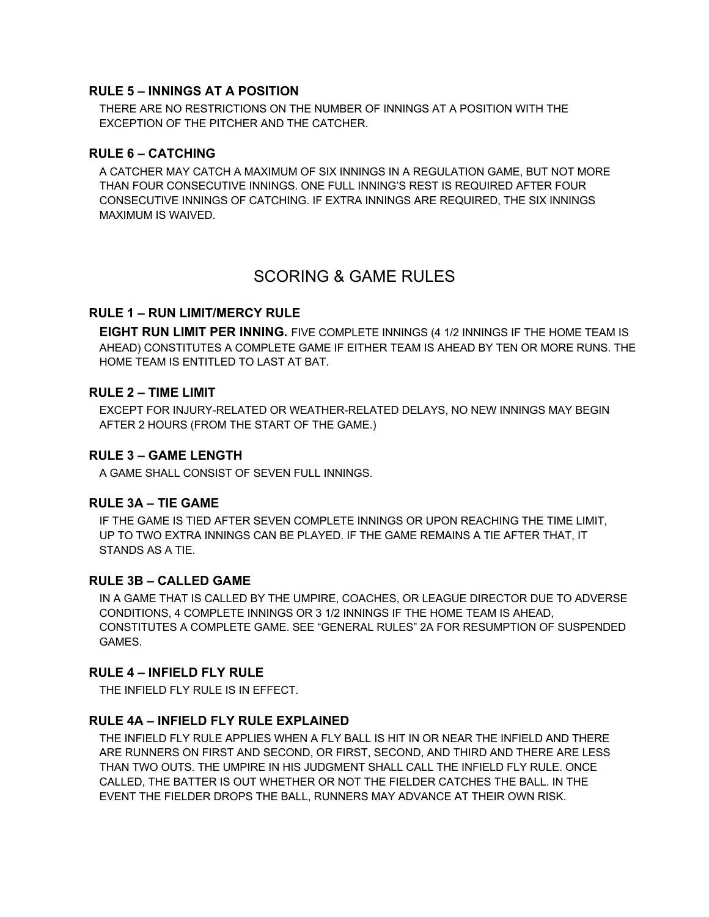### RULE 5 – INNINGS AT A POSITION

THERE ARE NO RESTRICTIONS ON THE NUMBER OF INNINGS AT A POSITION WITH THE EXCEPTION OF THE PITCHER AND THE CATCHER.

### RULE 6 – CATCHING

A CATCHER MAY CATCH A MAXIMUM OF SIX INNINGS IN A REGULATION GAME, BUT NOT MORE THAN FOUR CONSECUTIVE INNINGS. ONE FULL INNING'S REST IS REQUIRED AFTER FOUR CONSECUTIVE INNINGS OF CATCHING. IF EXTRA INNINGS ARE REQUIRED, THE SIX INNINGS MAXIMUM IS WAIVED.

## SCORING & GAME RULES

### RULE 1 – RUN LIMIT/MERCY RULE

**EIGHT RUN LIMIT PER INNING.** FIVE COMPLETE INNINGS (4 1/2 INNINGS IF THE HOME TEAM IS AHEAD) CONSTITUTES A COMPLETE GAME IF EITHER TEAM IS AHEAD BY TEN OR MORE RUNS. THE HOME TEAM IS ENTITLED TO LAST AT BAT.

### RULE 2 – TIME LIMIT

EXCEPT FOR INJURY-RELATED OR WEATHER-RELATED DELAYS, NO NEW INNINGS MAY BEGIN AFTER 2 HOURS (FROM THE START OF THE GAME.)

### RULE 3 – GAME LENGTH

A GAME SHALL CONSIST OF SEVEN FULL INNINGS.

### RULE 3A – TIE GAME

IF THE GAME IS TIED AFTER SEVEN COMPLETE INNINGS OR UPON REACHING THE TIME LIMIT, UP TO TWO EXTRA INNINGS CAN BE PLAYED. IF THE GAME REMAINS A TIE AFTER THAT, IT STANDS AS A TIE.

### RULE 3B – CALLED GAME

IN A GAME THAT IS CALLED BY THE UMPIRE, COACHES, OR LEAGUE DIRECTOR DUE TO ADVERSE CONDITIONS, 4 COMPLETE INNINGS OR 3 1/2 INNINGS IF THE HOME TEAM IS AHEAD, CONSTITUTES A COMPLETE GAME. SEE "GENERAL RULES" 2A FOR RESUMPTION OF SUSPENDED GAMES.

### RULE 4 – INFIELD FLY RULE

THE INFIELD FLY RULE IS IN EFFECT.

### RULE 4A – INFIELD FLY RULE EXPLAINED

THE INFIELD FLY RULE APPLIES WHEN A FLY BALL IS HIT IN OR NEAR THE INFIELD AND THERE ARE RUNNERS ON FIRST AND SECOND, OR FIRST, SECOND, AND THIRD AND THERE ARE LESS THAN TWO OUTS. THE UMPIRE IN HIS JUDGMENT SHALL CALL THE INFIELD FLY RULE. ONCE CALLED, THE BATTER IS OUT WHETHER OR NOT THE FIELDER CATCHES THE BALL. IN THE EVENT THE FIELDER DROPS THE BALL, RUNNERS MAY ADVANCE AT THEIR OWN RISK.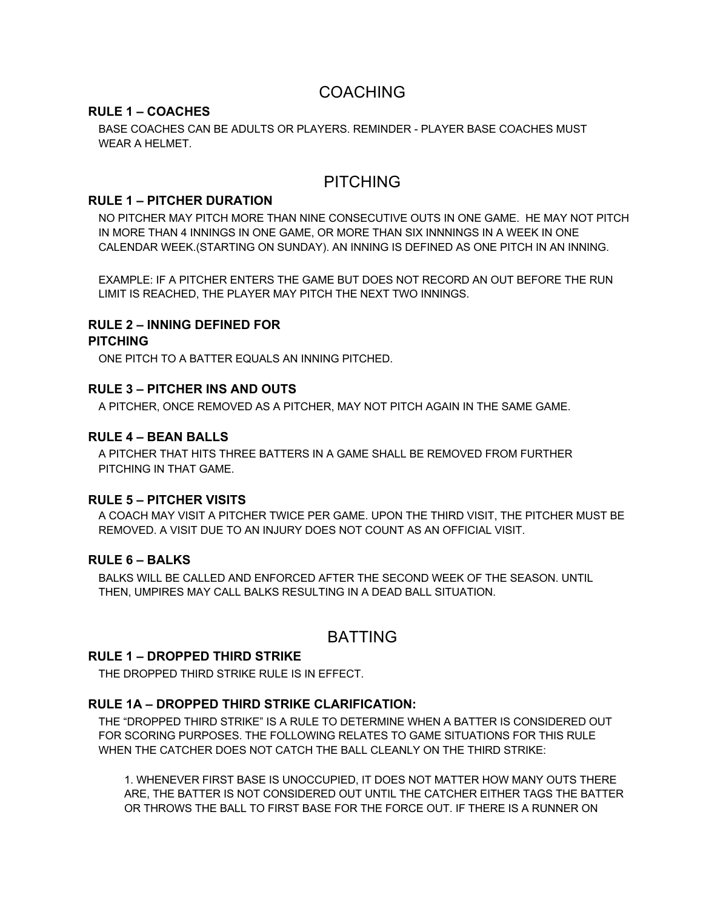# COACHING

### RULE 1 – COACHES

BASE COACHES CAN BE ADULTS OR PLAYERS. REMINDER - PLAYER BASE COACHES MUST WEAR A HELMET.

# PITCHING

### RULE 1 – PITCHER DURATION

NO PITCHER MAY PITCH MORE THAN NINE CONSECUTIVE OUTS IN ONE GAME. HE MAY NOT PITCH IN MORE THAN 4 INNINGS IN ONE GAME, OR MORE THAN SIX INNNINGS IN A WEEK IN ONE CALENDAR WEEK.(STARTING ON SUNDAY). AN INNING IS DEFINED AS ONE PITCH IN AN INNING.

EXAMPLE: IF A PITCHER ENTERS THE GAME BUT DOES NOT RECORD AN OUT BEFORE THE RUN LIMIT IS REACHED, THE PLAYER MAY PITCH THE NEXT TWO INNINGS.

### RULE 2 – INNING DEFINED FOR PITCHING

ONE PITCH TO A BATTER EQUALS AN INNING PITCHED.

### RULE 3 – PITCHER INS AND OUTS

A PITCHER, ONCE REMOVED AS A PITCHER, MAY NOT PITCH AGAIN IN THE SAME GAME.

### RULE 4 – BEAN BALLS

A PITCHER THAT HITS THREE BATTERS IN A GAME SHALL BE REMOVED FROM FURTHER PITCHING IN THAT GAME.

### RULE 5 – PITCHER VISITS

A COACH MAY VISIT A PITCHER TWICE PER GAME. UPON THE THIRD VISIT, THE PITCHER MUST BE REMOVED. A VISIT DUE TO AN INJURY DOES NOT COUNT AS AN OFFICIAL VISIT.

### RULE 6 – BALKS

BALKS WILL BE CALLED AND ENFORCED AFTER THE SECOND WEEK OF THE SEASON. UNTIL THEN, UMPIRES MAY CALL BALKS RESULTING IN A DEAD BALL SITUATION.

# BATTING

### RULE 1 – DROPPED THIRD STRIKE

THE DROPPED THIRD STRIKE RULE IS IN EFFECT.

### RULE 1A – DROPPED THIRD STRIKE CLARIFICATION:

THE "DROPPED THIRD STRIKE" IS A RULE TO DETERMINE WHEN A BATTER IS CONSIDERED OUT FOR SCORING PURPOSES. THE FOLLOWING RELATES TO GAME SITUATIONS FOR THIS RULE WHEN THE CATCHER DOES NOT CATCH THE BALL CLEANLY ON THE THIRD STRIKE:

1. WHENEVER FIRST BASE IS UNOCCUPIED, IT DOES NOT MATTER HOW MANY OUTS THERE ARE, THE BATTER IS NOT CONSIDERED OUT UNTIL THE CATCHER EITHER TAGS THE BATTER OR THROWS THE BALL TO FIRST BASE FOR THE FORCE OUT. IF THERE IS A RUNNER ON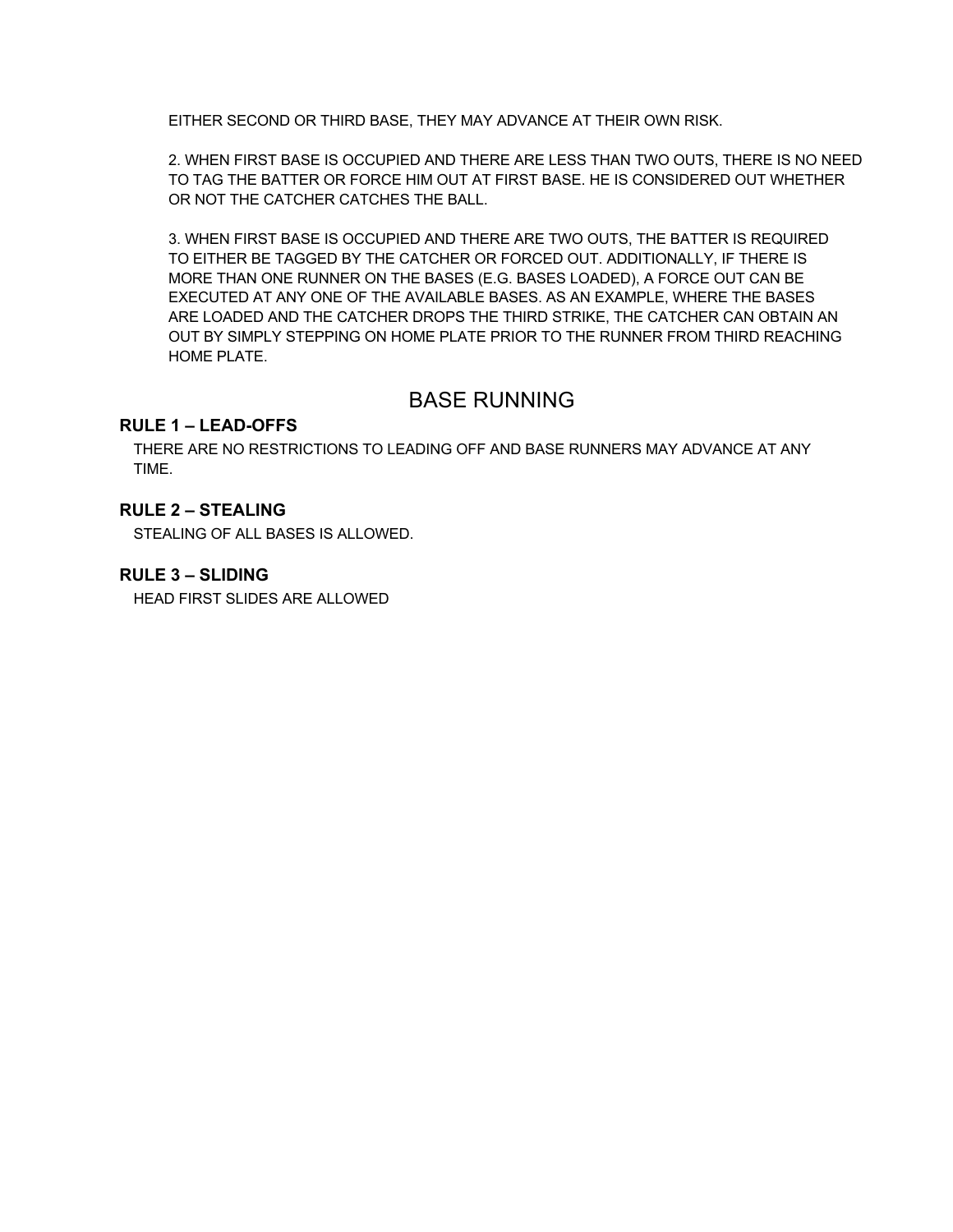EITHER SECOND OR THIRD BASE, THEY MAY ADVANCE AT THEIR OWN RISK.

2. WHEN FIRST BASE IS OCCUPIED AND THERE ARE LESS THAN TWO OUTS, THERE IS NO NEED TO TAG THE BATTER OR FORCE HIM OUT AT FIRST BASE. HE IS CONSIDERED OUT WHETHER OR NOT THE CATCHER CATCHES THE BALL.

3. WHEN FIRST BASE IS OCCUPIED AND THERE ARE TWO OUTS, THE BATTER IS REQUIRED TO EITHER BE TAGGED BY THE CATCHER OR FORCED OUT. ADDITIONALLY, IF THERE IS MORE THAN ONE RUNNER ON THE BASES (E.G. BASES LOADED), A FORCE OUT CAN BE EXECUTED AT ANY ONE OF THE AVAILABLE BASES. AS AN EXAMPLE, WHERE THE BASES ARE LOADED AND THE CATCHER DROPS THE THIRD STRIKE, THE CATCHER CAN OBTAIN AN OUT BY SIMPLY STEPPING ON HOME PLATE PRIOR TO THE RUNNER FROM THIRD REACHING HOME PLATE.

## BASE RUNNING

### RULE 1 – LEAD-OFFS

THERE ARE NO RESTRICTIONS TO LEADING OFF AND BASE RUNNERS MAY ADVANCE AT ANY TIME.

### RULE 2 – STEALING

STEALING OF ALL BASES IS ALLOWED.

### RULE 3 – SLIDING

HEAD FIRST SLIDES ARE ALLOWED